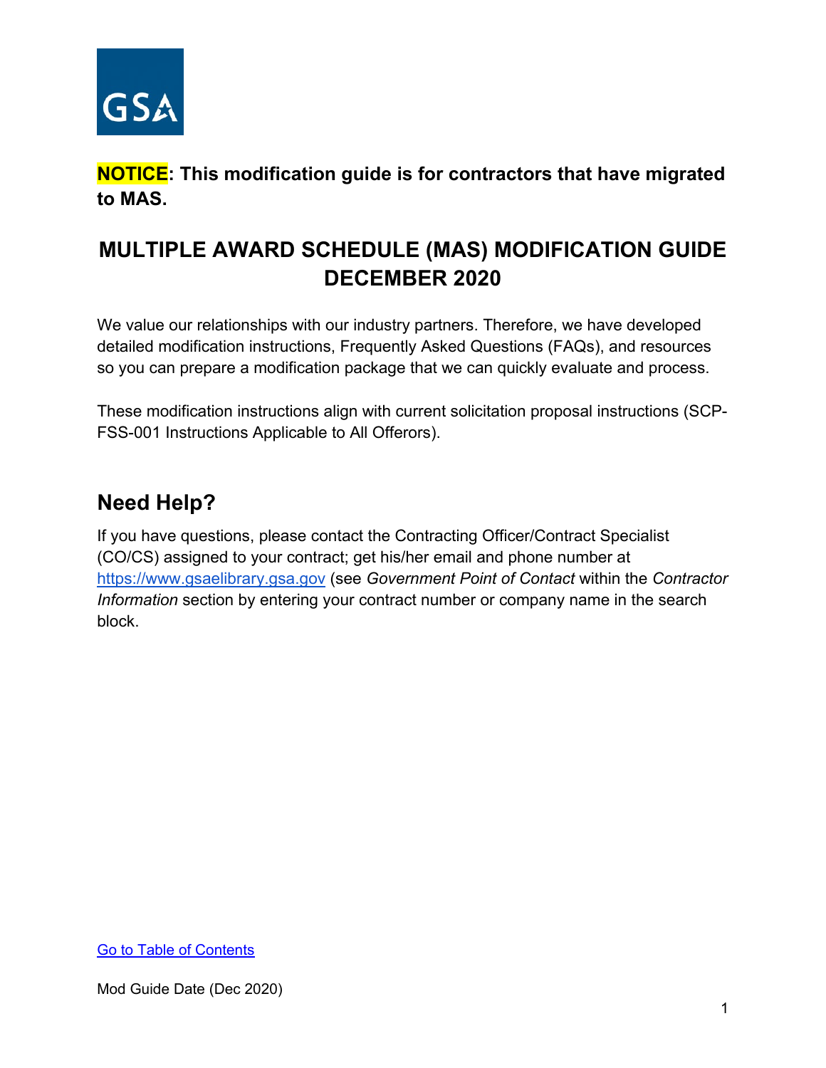**NOTICE: This modification guide is for contractors that have migrated to MAS.**

# MULTIPLE AWARD SCHEDULE (MAS) MODIFICATION GUIDE DECEMBER 2020

We value our relationships with our industry partners. Therefore, we have developed detailed modification instructions, Frequently Asked Questions (FAQs), and resources so you can prepare a modification package that we can quickly evaluate and process.

These modification instructions align with current solicitation proposal instructions (SCP-FSS-001 Instructions Applicable to All Offerors).

## Need Help?

If you have questions, please contact the Contracting Officer/Contract Specialist (CO/CS) assigned to your contract; get his/her email and phone number at https://www.gsaelibrary.gsa.gov (see *Government Point of Contact* within the *Contractor Information* section by entering your contract number or company name in the search block.

Go to Table of Contents

Mod Guide Date (Dec 2020)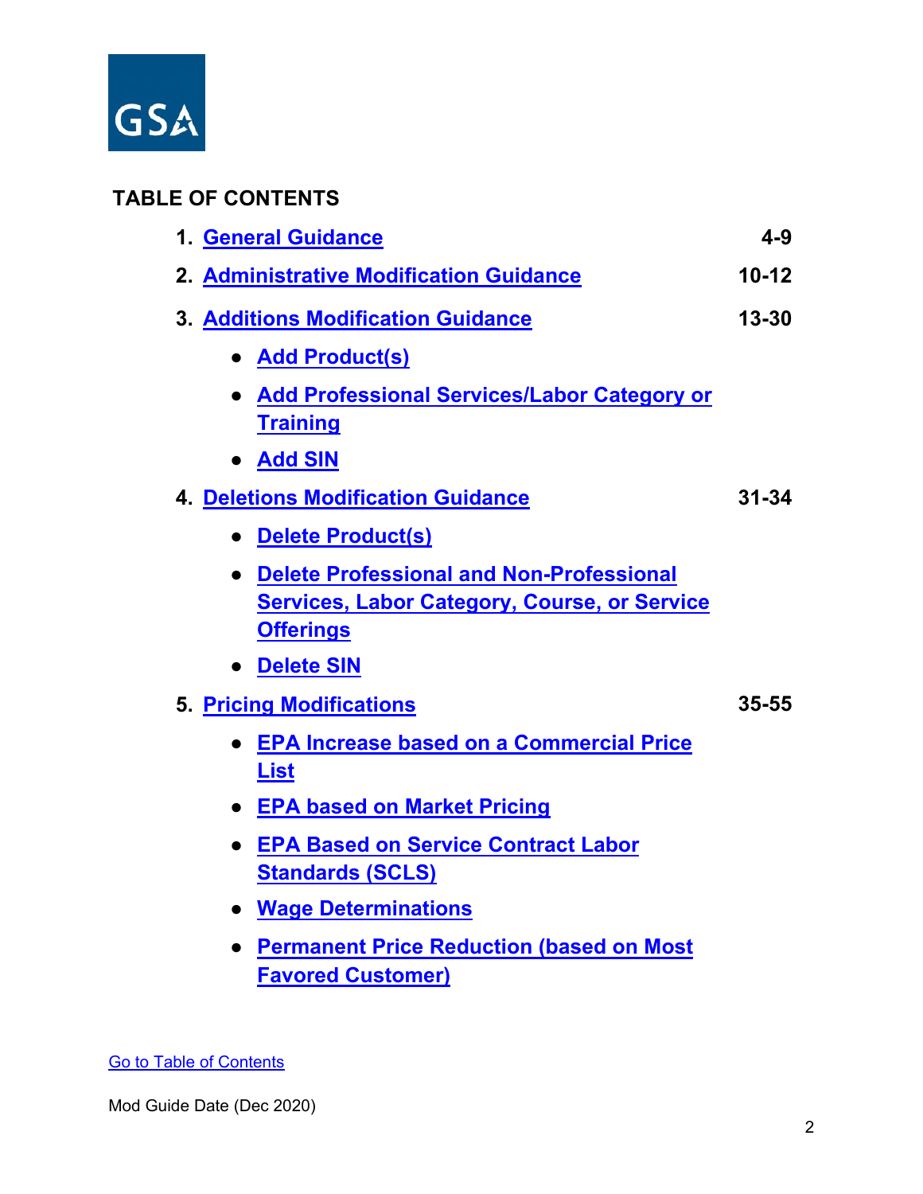## TABLE OF CONTENTS

| | |
|---|---|
| 1. General Guidance | 4-9 |
| 2. Administrative Modification Guidance | 10-12 |
| 3. Additions Modification Guidance | 13-30 |
| • Add Product(s) | |
| • Add Professional Services/Labor Category or Training | |
| • Add SIN | |
| 4. Deletions Modification Guidance | 31-34 |
| • Delete Product(s) | |
| • Delete Professional and Non-Professional Services, Labor Category, Course, or Service Offerings | |
| • Delete SIN | |
| 5. Pricing Modifications | 35-55 |
| • EPA Increase based on a Commercial Price List | |
| • EPA based on Market Pricing | |
| • EPA Based on Service Contract Labor Standards (SCLS) | |
| • Wage Determinations | |
| • Permanent Price Reduction (based on Most Favored Customer) | |

Go to Table of Contents

Mod Guide Date (Dec 2020)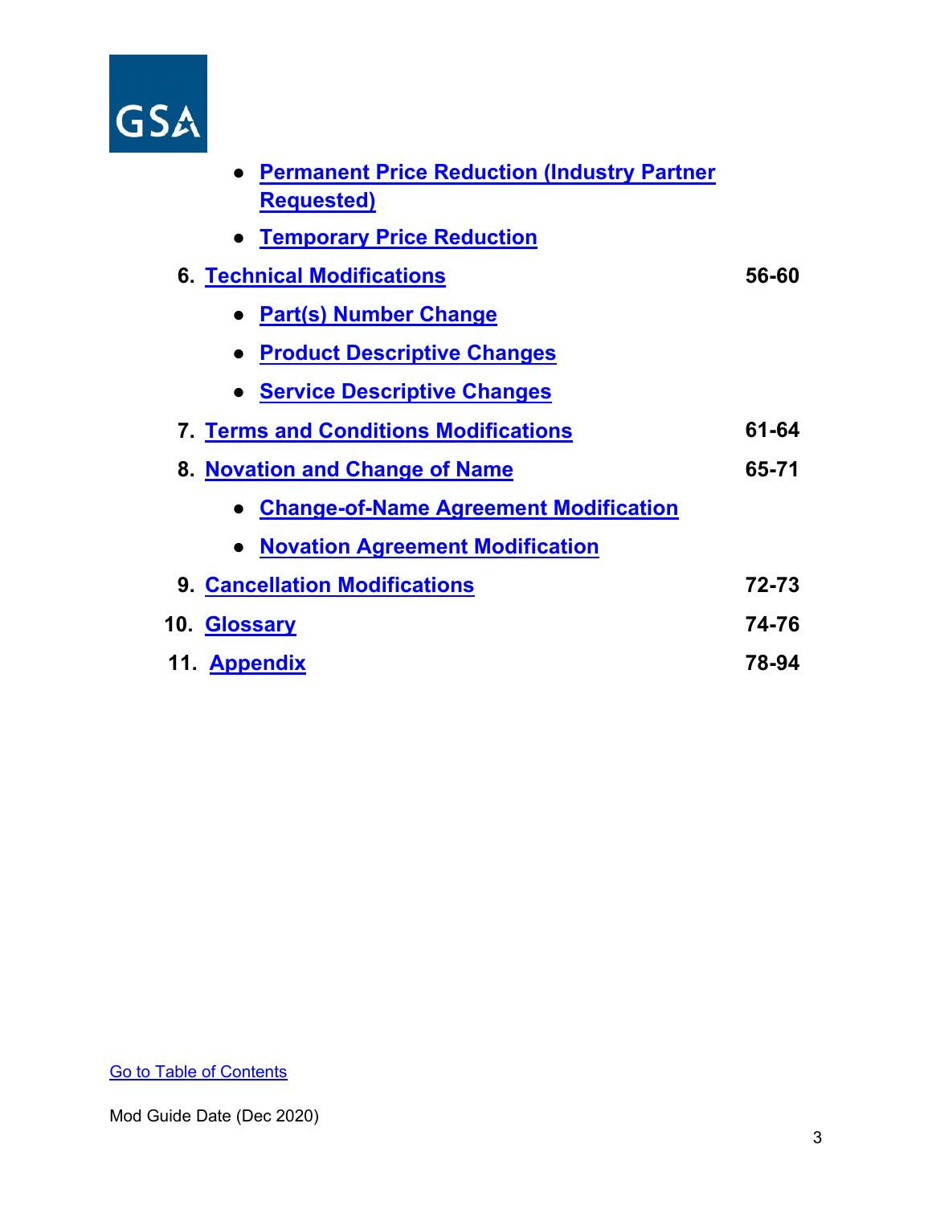- **Permanent Price Reduction (Industry Partner Requested)**
- **Temporary Price Reduction**

| | | |
|---|---|---|
| 6. | **Technical Modifications** | **56-60** |
| | • **Part(s) Number Change** | |
| | • **Product Descriptive Changes** | |
| | • **Service Descriptive Changes** | |
| 7. | **Terms and Conditions Modifications** | **61-64** |
| 8. | **Novation and Change of Name** | **65-71** |
| | • **Change-of-Name Agreement Modification** | |
| | • **Novation Agreement Modification** | |
| 9. | **Cancellation Modifications** | **72-73** |
| 10. | **Glossary** | **74-76** |
| 11. | **Appendix** | **78-94** |

Go to Table of Contents

Mod Guide Date (Dec 2020)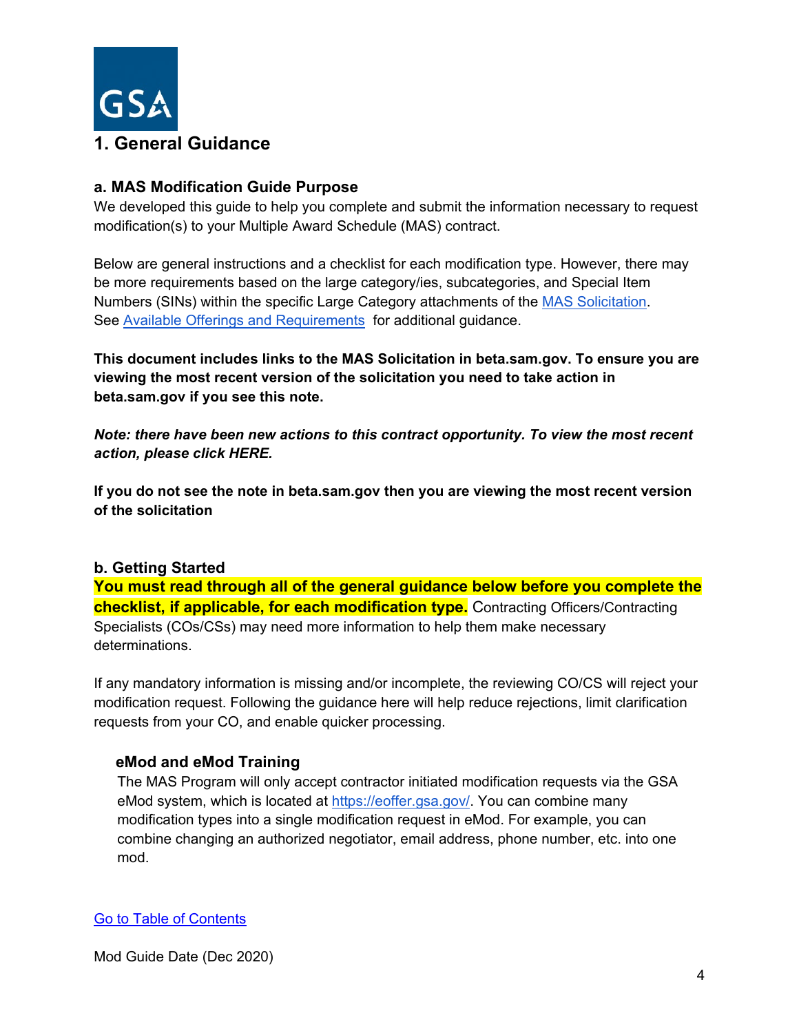# 1. General Guidance

## a. MAS Modification Guide Purpose

We developed this guide to help you complete and submit the information necessary to request modification(s) to your Multiple Award Schedule (MAS) contract.

Below are general instructions and a checklist for each modification type. However, there may be more requirements based on the large category/ies, subcategories, and Special Item Numbers (SINs) within the specific Large Category attachments of the MAS Solicitation. See Available Offerings and Requirements for additional guidance.

**This document includes links to the MAS Solicitation in beta.sam.gov. To ensure you are viewing the most recent version of the solicitation you need to take action in beta.sam.gov if you see this note.**

***Note: there have been new actions to this contract opportunity. To view the most recent action, please click HERE.***

**If you do not see the note in beta.sam.gov then you are viewing the most recent version of the solicitation**

## b. Getting Started

**You must read through all of the general guidance below before you complete the checklist, if applicable, for each modification type.** Contracting Officers/Contracting Specialists (COs/CSs) may need more information to help them make necessary determinations.

If any mandatory information is missing and/or incomplete, the reviewing CO/CS will reject your modification request. Following the guidance here will help reduce rejections, limit clarification requests from your CO, and enable quicker processing.

### eMod and eMod Training

The MAS Program will only accept contractor initiated modification requests via the GSA eMod system, which is located at https://eoffer.gsa.gov/. You can combine many modification types into a single modification request in eMod. For example, you can combine changing an authorized negotiator, email address, phone number, etc. into one mod.

Go to Table of Contents

Mod Guide Date (Dec 2020)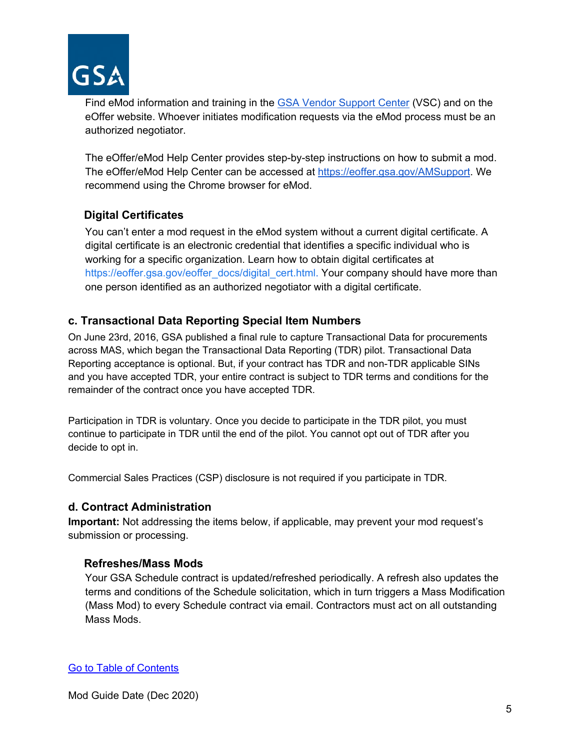Find eMod information and training in the [GSA Vendor Support Center](#) (VSC) and on the eOffer website. Whoever initiates modification requests via the eMod process must be an authorized negotiator.

The eOffer/eMod Help Center provides step-by-step instructions on how to submit a mod. The eOffer/eMod Help Center can be accessed at [https://eoffer.gsa.gov/AMSupport](https://eoffer.gsa.gov/AMSupport). We recommend using the Chrome browser for eMod.

### Digital Certificates

You can't enter a mod request in the eMod system without a current digital certificate. A digital certificate is an electronic credential that identifies a specific individual who is working for a specific organization. Learn how to obtain digital certificates at https://eoffer.gsa.gov/eoffer_docs/digital_cert.html. Your company should have more than one person identified as an authorized negotiator with a digital certificate.

## c. Transactional Data Reporting Special Item Numbers

On June 23rd, 2016, GSA published a final rule to capture Transactional Data for procurements across MAS, which began the Transactional Data Reporting (TDR) pilot. Transactional Data Reporting acceptance is optional. But, if your contract has TDR and non-TDR applicable SINs and you have accepted TDR, your entire contract is subject to TDR terms and conditions for the remainder of the contract once you have accepted TDR.

Participation in TDR is voluntary. Once you decide to participate in the TDR pilot, you must continue to participate in TDR until the end of the pilot. You cannot opt out of TDR after you decide to opt in.

Commercial Sales Practices (CSP) disclosure is not required if you participate in TDR.

## d. Contract Administration

**Important:** Not addressing the items below, if applicable, may prevent your mod request's submission or processing.

### Refreshes/Mass Mods

Your GSA Schedule contract is updated/refreshed periodically. A refresh also updates the terms and conditions of the Schedule solicitation, which in turn triggers a Mass Modification (Mass Mod) to every Schedule contract via email. Contractors must act on all outstanding Mass Mods.

[Go to Table of Contents](#)

Mod Guide Date (Dec 2020)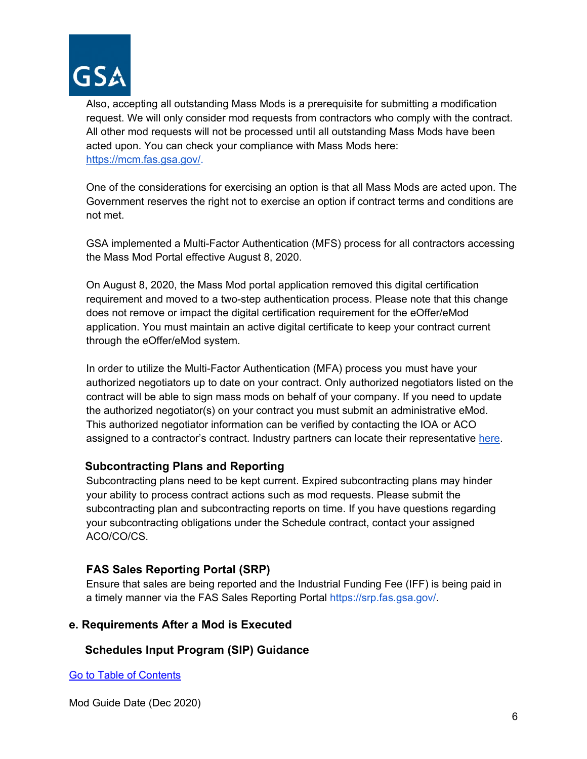Also, accepting all outstanding Mass Mods is a prerequisite for submitting a modification request. We will only consider mod requests from contractors who comply with the contract. All other mod requests will not be processed until all outstanding Mass Mods have been acted upon. You can check your compliance with Mass Mods here: [https://mcm.fas.gsa.gov/](https://mcm.fas.gsa.gov/).

One of the considerations for exercising an option is that all Mass Mods are acted upon. The Government reserves the right not to exercise an option if contract terms and conditions are not met.

GSA implemented a Multi-Factor Authentication (MFS) process for all contractors accessing the Mass Mod Portal effective August 8, 2020.

On August 8, 2020, the Mass Mod portal application removed this digital certification requirement and moved to a two-step authentication process. Please note that this change does not remove or impact the digital certification requirement for the eOffer/eMod application. You must maintain an active digital certificate to keep your contract current through the eOffer/eMod system.

In order to utilize the Multi-Factor Authentication (MFA) process you must have your authorized negotiators up to date on your contract. Only authorized negotiators listed on the contract will be able to sign mass mods on behalf of your company. If you need to update the authorized negotiator(s) on your contract you must submit an administrative eMod. This authorized negotiator information can be verified by contacting the IOA or ACO assigned to a contractor's contract. Industry partners can locate their representative here.

### Subcontracting Plans and Reporting

Subcontracting plans need to be kept current. Expired subcontracting plans may hinder your ability to process contract actions such as mod requests. Please submit the subcontracting plan and subcontracting reports on time. If you have questions regarding your subcontracting obligations under the Schedule contract, contact your assigned ACO/CO/CS.

### FAS Sales Reporting Portal (SRP)

Ensure that sales are being reported and the Industrial Funding Fee (IFF) is being paid in a timely manner via the FAS Sales Reporting Portal [https://srp.fas.gsa.gov/](https://srp.fas.gsa.gov/).

## e. Requirements After a Mod is Executed

### Schedules Input Program (SIP) Guidance

Go to Table of Contents

Mod Guide Date (Dec 2020)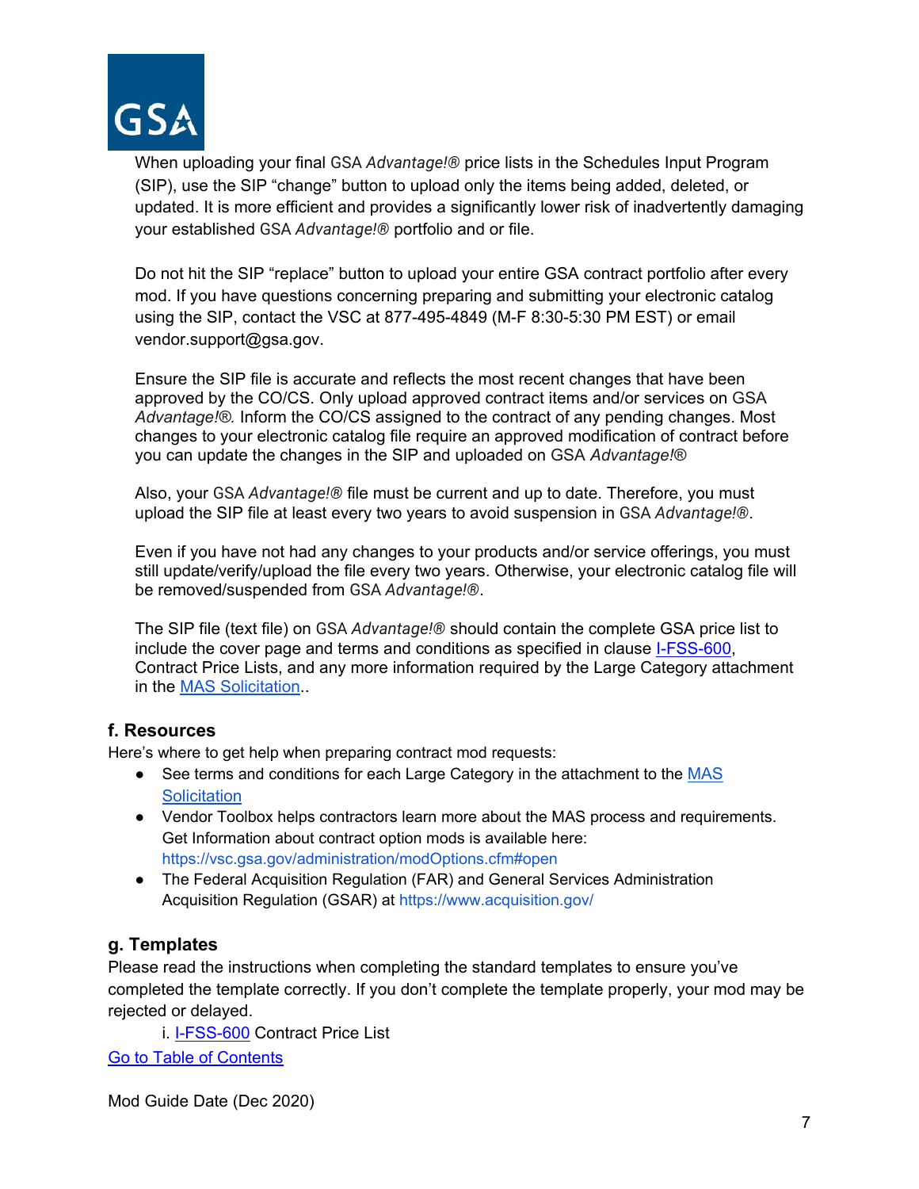When uploading your final GSA *Advantage!®* price lists in the Schedules Input Program (SIP), use the SIP "change" button to upload only the items being added, deleted, or updated. It is more efficient and provides a significantly lower risk of inadvertently damaging your established GSA *Advantage!®* portfolio and or file.

Do not hit the SIP "replace" button to upload your entire GSA contract portfolio after every mod. If you have questions concerning preparing and submitting your electronic catalog using the SIP, contact the VSC at 877-495-4849 (M-F 8:30-5:30 PM EST) or email vendor.support@gsa.gov.

Ensure the SIP file is accurate and reflects the most recent changes that have been approved by the CO/CS. Only upload approved contract items and/or services on GSA *Advantage!®.* Inform the CO/CS assigned to the contract of any pending changes. Most changes to your electronic catalog file require an approved modification of contract before you can update the changes in the SIP and uploaded on GSA *Advantage!®*

Also, your GSA *Advantage!®* file must be current and up to date. Therefore, you must upload the SIP file at least every two years to avoid suspension in GSA *Advantage!®*.

Even if you have not had any changes to your products and/or service offerings, you must still update/verify/upload the file every two years. Otherwise, your electronic catalog file will be removed/suspended from GSA *Advantage!®*.

The SIP file (text file) on GSA *Advantage!®* should contain the complete GSA price list to include the cover page and terms and conditions as specified in clause I-FSS-600, Contract Price Lists, and any more information required by the Large Category attachment in the MAS Solicitation..

### f. Resources

Here's where to get help when preparing contract mod requests:

- See terms and conditions for each Large Category in the attachment to the MAS Solicitation
- Vendor Toolbox helps contractors learn more about the MAS process and requirements. Get Information about contract option mods is available here: https://vsc.gsa.gov/administration/modOptions.cfm#open
- The Federal Acquisition Regulation (FAR) and General Services Administration Acquisition Regulation (GSAR) at https://www.acquisition.gov/

### g. Templates

Please read the instructions when completing the standard templates to ensure you've completed the template correctly. If you don't complete the template properly, your mod may be rejected or delayed.

i. I-FSS-600 Contract Price List

Go to Table of Contents

Mod Guide Date (Dec 2020)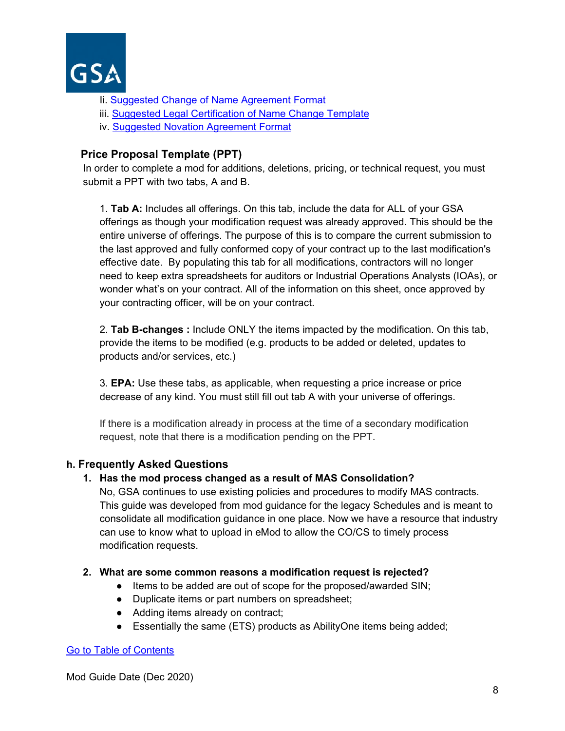Ii. Suggested Change of Name Agreement Format
iii. Suggested Legal Certification of Name Change Template
iv. Suggested Novation Agreement Format

### Price Proposal Template (PPT)

In order to complete a mod for additions, deletions, pricing, or technical request, you must submit a PPT with two tabs, A and B.

1. **Tab A:** Includes all offerings. On this tab, include the data for ALL of your GSA offerings as though your modification request was already approved. This should be the entire universe of offerings. The purpose of this is to compare the current submission to the last approved and fully conformed copy of your contract up to the last modification's effective date. By populating this tab for all modifications, contractors will no longer need to keep extra spreadsheets for auditors or Industrial Operations Analysts (IOAs), or wonder what's on your contract. All of the information on this sheet, once approved by your contracting officer, will be on your contract.

2. **Tab B-changes :** Include ONLY the items impacted by the modification. On this tab, provide the items to be modified (e.g. products to be added or deleted, updates to products and/or services, etc.)

3. **EPA:** Use these tabs, as applicable, when requesting a price increase or price decrease of any kind. You must still fill out tab A with your universe of offerings.

If there is a modification already in process at the time of a secondary modification request, note that there is a modification pending on the PPT.

## h. Frequently Asked Questions

1. **Has the mod process changed as a result of MAS Consolidation?**
   No, GSA continues to use existing policies and procedures to modify MAS contracts. This guide was developed from mod guidance for the legacy Schedules and is meant to consolidate all modification guidance in one place. Now we have a resource that industry can use to know what to upload in eMod to allow the CO/CS to timely process modification requests.

2. **What are some common reasons a modification request is rejected?**
   - Items to be added are out of scope for the proposed/awarded SIN;
   - Duplicate items or part numbers on spreadsheet;
   - Adding items already on contract;
   - Essentially the same (ETS) products as AbilityOne items being added;

Go to Table of Contents

Mod Guide Date (Dec 2020)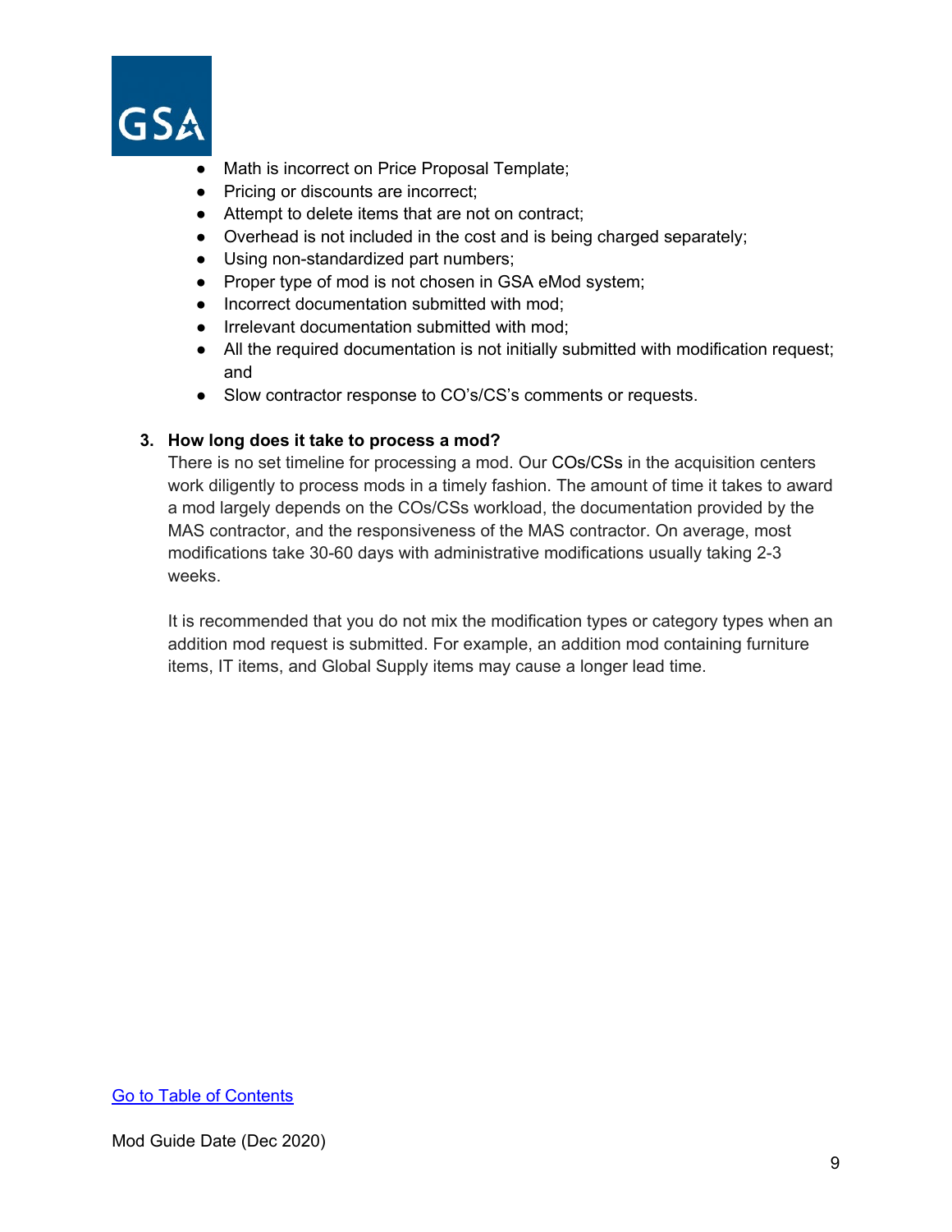- Math is incorrect on Price Proposal Template;
- Pricing or discounts are incorrect;
- Attempt to delete items that are not on contract;
- Overhead is not included in the cost and is being charged separately;
- Using non-standardized part numbers;
- Proper type of mod is not chosen in GSA eMod system;
- Incorrect documentation submitted with mod;
- Irrelevant documentation submitted with mod;
- All the required documentation is not initially submitted with modification request; and
- Slow contractor response to CO's/CS's comments or requests.

3. **How long does it take to process a mod?**

   There is no set timeline for processing a mod. Our COs/CSs in the acquisition centers work diligently to process mods in a timely fashion. The amount of time it takes to award a mod largely depends on the COs/CSs workload, the documentation provided by the MAS contractor, and the responsiveness of the MAS contractor. On average, most modifications take 30-60 days with administrative modifications usually taking 2-3 weeks.

   It is recommended that you do not mix the modification types or category types when an addition mod request is submitted. For example, an addition mod containing furniture items, IT items, and Global Supply items may cause a longer lead time.

[Go to Table of Contents]

Mod Guide Date (Dec 2020)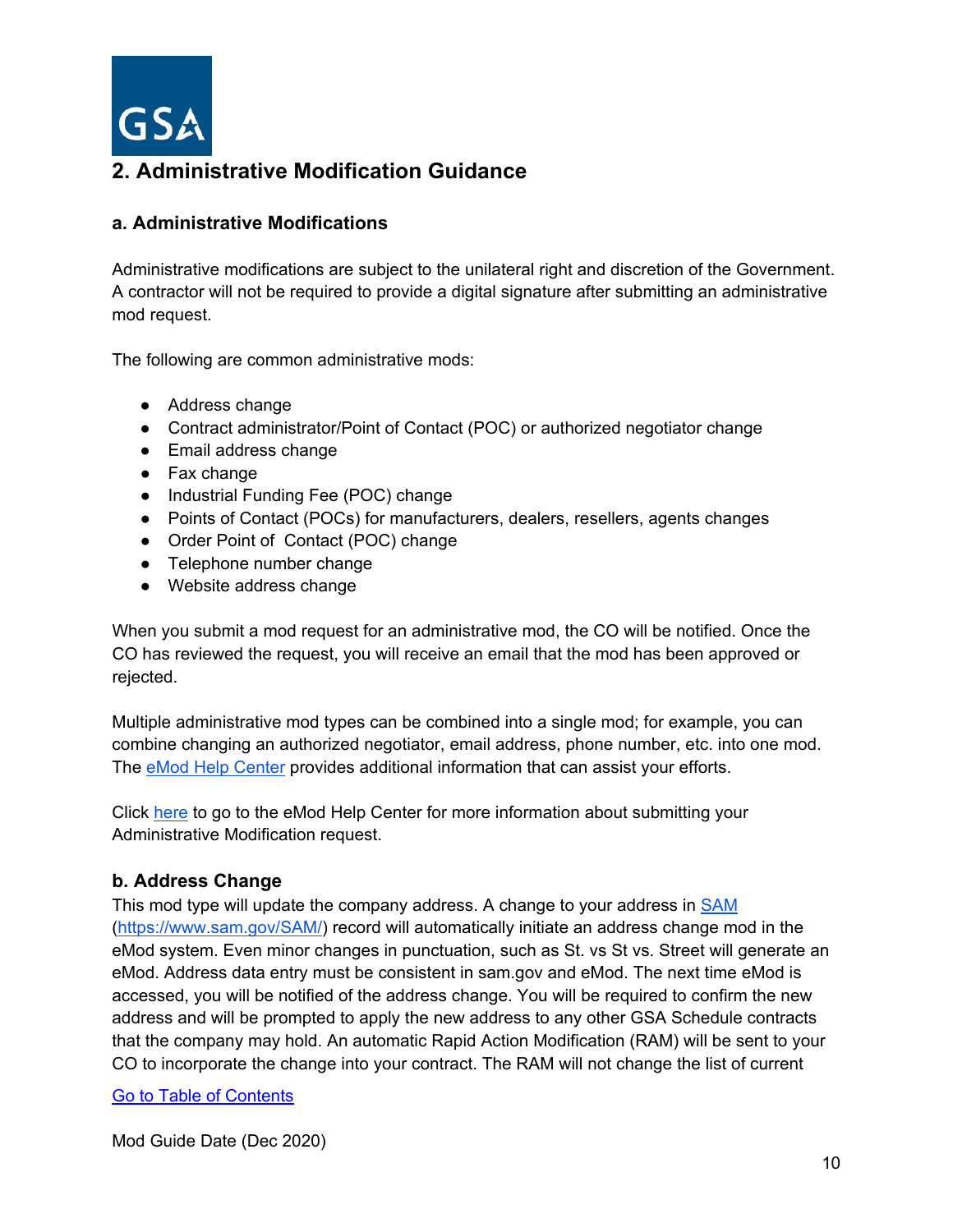## 2. Administrative Modification Guidance

### a. Administrative Modifications

Administrative modifications are subject to the unilateral right and discretion of the Government. A contractor will not be required to provide a digital signature after submitting an administrative mod request.

The following are common administrative mods:

- Address change
- Contract administrator/Point of Contact (POC) or authorized negotiator change
- Email address change
- Fax change
- Industrial Funding Fee (POC) change
- Points of Contact (POCs) for manufacturers, dealers, resellers, agents changes
- Order Point of Contact (POC) change
- Telephone number change
- Website address change

When you submit a mod request for an administrative mod, the CO will be notified. Once the CO has reviewed the request, you will receive an email that the mod has been approved or rejected.

Multiple administrative mod types can be combined into a single mod; for example, you can combine changing an authorized negotiator, email address, phone number, etc. into one mod. The [eMod Help Center] provides additional information that can assist your efforts.

Click [here] to go to the eMod Help Center for more information about submitting your Administrative Modification request.

### b. Address Change

This mod type will update the company address. A change to your address in SAM (https://www.sam.gov/SAM/) record will automatically initiate an address change mod in the eMod system. Even minor changes in punctuation, such as St. vs St vs. Street will generate an eMod. Address data entry must be consistent in sam.gov and eMod. The next time eMod is accessed, you will be notified of the address change. You will be required to confirm the new address and will be prompted to apply the new address to any other GSA Schedule contracts that the company may hold. An automatic Rapid Action Modification (RAM) will be sent to your CO to incorporate the change into your contract. The RAM will not change the list of current

Go to Table of Contents

Mod Guide Date (Dec 2020)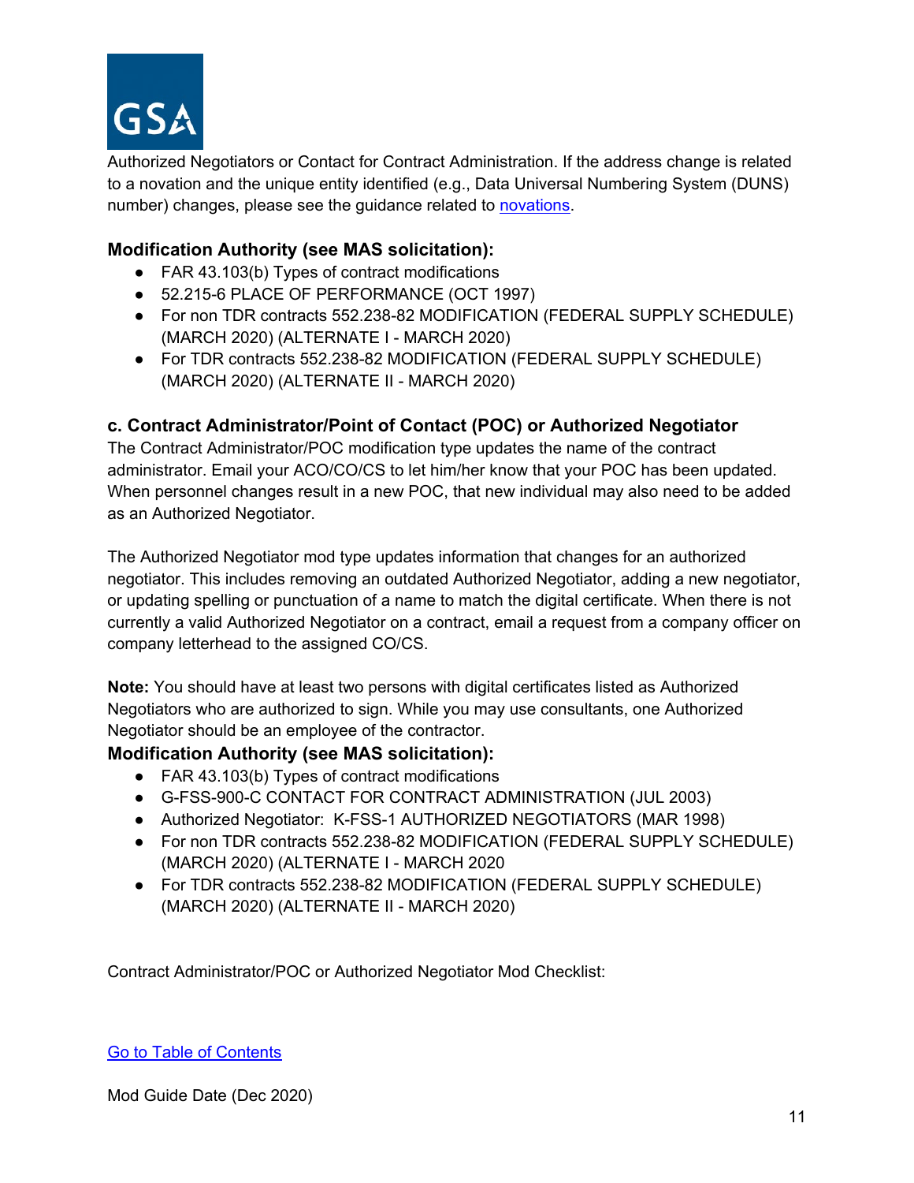Authorized Negotiators or Contact for Contract Administration. If the address change is related to a novation and the unique entity identified (e.g., Data Universal Numbering System (DUNS) number) changes, please see the guidance related to [novations](#).

### Modification Authority (see MAS solicitation):

- FAR 43.103(b) Types of contract modifications
- 52.215-6 PLACE OF PERFORMANCE (OCT 1997)
- For non TDR contracts 552.238-82 MODIFICATION (FEDERAL SUPPLY SCHEDULE) (MARCH 2020) (ALTERNATE I - MARCH 2020)
- For TDR contracts 552.238-82 MODIFICATION (FEDERAL SUPPLY SCHEDULE) (MARCH 2020) (ALTERNATE II - MARCH 2020)

### c. Contract Administrator/Point of Contact (POC) or Authorized Negotiator

The Contract Administrator/POC modification type updates the name of the contract administrator. Email your ACO/CO/CS to let him/her know that your POC has been updated. When personnel changes result in a new POC, that new individual may also need to be added as an Authorized Negotiator.

The Authorized Negotiator mod type updates information that changes for an authorized negotiator. This includes removing an outdated Authorized Negotiator, adding a new negotiator, or updating spelling or punctuation of a name to match the digital certificate. When there is not currently a valid Authorized Negotiator on a contract, email a request from a company officer on company letterhead to the assigned CO/CS.

**Note:** You should have at least two persons with digital certificates listed as Authorized Negotiators who are authorized to sign. While you may use consultants, one Authorized Negotiator should be an employee of the contractor.

### Modification Authority (see MAS solicitation):

- FAR 43.103(b) Types of contract modifications
- G-FSS-900-C CONTACT FOR CONTRACT ADMINISTRATION (JUL 2003)
- Authorized Negotiator: K-FSS-1 AUTHORIZED NEGOTIATORS (MAR 1998)
- For non TDR contracts 552.238-82 MODIFICATION (FEDERAL SUPPLY SCHEDULE) (MARCH 2020) (ALTERNATE I - MARCH 2020
- For TDR contracts 552.238-82 MODIFICATION (FEDERAL SUPPLY SCHEDULE) (MARCH 2020) (ALTERNATE II - MARCH 2020)

Contract Administrator/POC or Authorized Negotiator Mod Checklist:

[Go to Table of Contents](#)

Mod Guide Date (Dec 2020)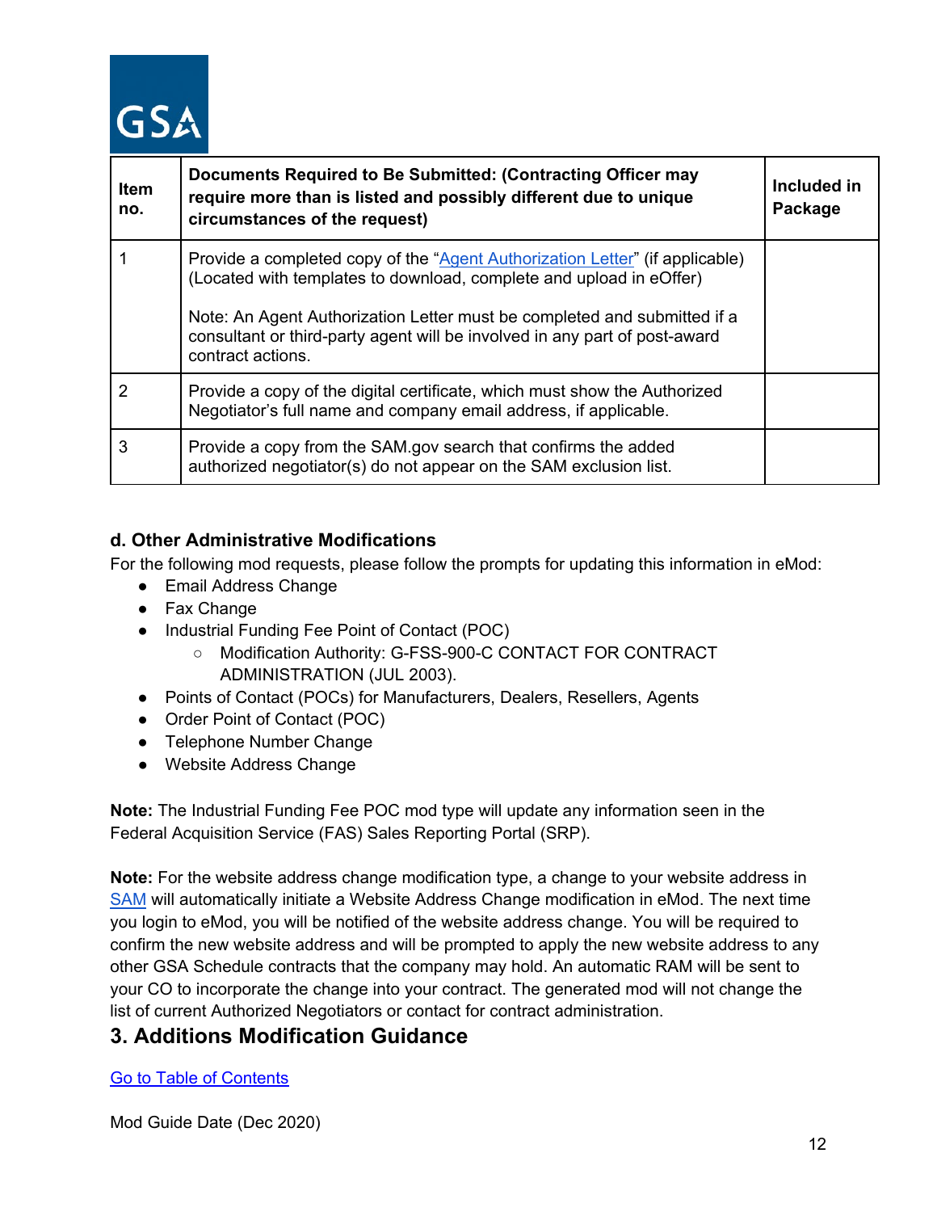| Item no. | Documents Required to Be Submitted: (Contracting Officer may require more than is listed and possibly different due to unique circumstances of the request) | Included in Package |
| --- | --- | --- |
| 1 | Provide a completed copy of the "Agent Authorization Letter" (if applicable) (Located with templates to download, complete and upload in eOffer)<br><br>Note: An Agent Authorization Letter must be completed and submitted if a consultant or third-party agent will be involved in any part of post-award contract actions. | |
| 2 | Provide a copy of the digital certificate, which must show the Authorized Negotiator's full name and company email address, if applicable. | |
| 3 | Provide a copy from the SAM.gov search that confirms the added authorized negotiator(s) do not appear on the SAM exclusion list. | |

### d. Other Administrative Modifications

For the following mod requests, please follow the prompts for updating this information in eMod:

- Email Address Change
- Fax Change
- Industrial Funding Fee Point of Contact (POC)
  - Modification Authority: G-FSS-900-C CONTACT FOR CONTRACT ADMINISTRATION (JUL 2003).
- Points of Contact (POCs) for Manufacturers, Dealers, Resellers, Agents
- Order Point of Contact (POC)
- Telephone Number Change
- Website Address Change

**Note:** The Industrial Funding Fee POC mod type will update any information seen in the Federal Acquisition Service (FAS) Sales Reporting Portal (SRP).

**Note:** For the website address change modification type, a change to your website address in SAM will automatically initiate a Website Address Change modification in eMod. The next time you login to eMod, you will be notified of the website address change. You will be required to confirm the new website address and will be prompted to apply the new website address to any other GSA Schedule contracts that the company may hold. An automatic RAM will be sent to your CO to incorporate the change into your contract. The generated mod will not change the list of current Authorized Negotiators or contact for contract administration.

## 3. Additions Modification Guidance

Go to Table of Contents

Mod Guide Date (Dec 2020)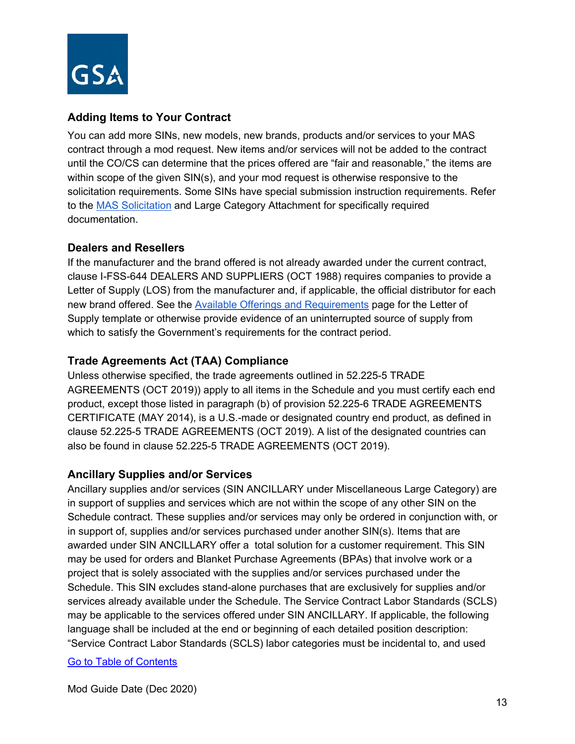## Adding Items to Your Contract

You can add more SINs, new models, new brands, products and/or services to your MAS contract through a mod request. New items and/or services will not be added to the contract until the CO/CS can determine that the prices offered are "fair and reasonable," the items are within scope of the given SIN(s), and your mod request is otherwise responsive to the solicitation requirements. Some SINs have special submission instruction requirements. Refer to the [MAS Solicitation]() and Large Category Attachment for specifically required documentation.

## Dealers and Resellers

If the manufacturer and the brand offered is not already awarded under the current contract, clause I-FSS-644 DEALERS AND SUPPLIERS (OCT 1988) requires companies to provide a Letter of Supply (LOS) from the manufacturer and, if applicable, the official distributor for each new brand offered. See the [Available Offerings and Requirements]() page for the Letter of Supply template or otherwise provide evidence of an uninterrupted source of supply from which to satisfy the Government's requirements for the contract period.

## Trade Agreements Act (TAA) Compliance

Unless otherwise specified, the trade agreements outlined in 52.225-5 TRADE AGREEMENTS (OCT 2019)) apply to all items in the Schedule and you must certify each end product, except those listed in paragraph (b) of provision 52.225-6 TRADE AGREEMENTS CERTIFICATE (MAY 2014), is a U.S.-made or designated country end product, as defined in clause 52.225-5 TRADE AGREEMENTS (OCT 2019). A list of the designated countries can also be found in clause 52.225-5 TRADE AGREEMENTS (OCT 2019).

## Ancillary Supplies and/or Services

Ancillary supplies and/or services (SIN ANCILLARY under Miscellaneous Large Category) are in support of supplies and services which are not within the scope of any other SIN on the Schedule contract. These supplies and/or services may only be ordered in conjunction with, or in support of, supplies and/or services purchased under another SIN(s). Items that are awarded under SIN ANCILLARY offer a total solution for a customer requirement. This SIN may be used for orders and Blanket Purchase Agreements (BPAs) that involve work or a project that is solely associated with the supplies and/or services purchased under the Schedule. This SIN excludes stand-alone purchases that are exclusively for supplies and/or services already available under the Schedule. The Service Contract Labor Standards (SCLS) may be applicable to the services offered under SIN ANCILLARY. If applicable, the following language shall be included at the end or beginning of each detailed position description: "Service Contract Labor Standards (SCLS) labor categories must be incidental to, and used

[Go to Table of Contents]()

Mod Guide Date (Dec 2020)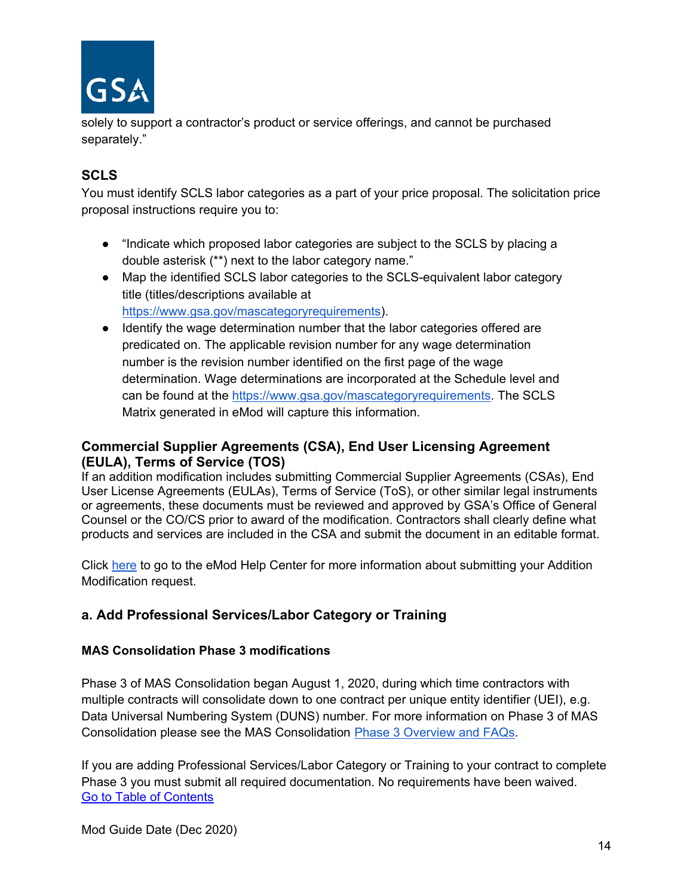solely to support a contractor's product or service offerings, and cannot be purchased separately."

### SCLS

You must identify SCLS labor categories as a part of your price proposal. The solicitation price proposal instructions require you to:

- "Indicate which proposed labor categories are subject to the SCLS by placing a double asterisk (**) next to the labor category name."
- Map the identified SCLS labor categories to the SCLS-equivalent labor category title (titles/descriptions available at https://www.gsa.gov/mascategoryrequirements).
- Identify the wage determination number that the labor categories offered are predicated on. The applicable revision number for any wage determination number is the revision number identified on the first page of the wage determination. Wage determinations are incorporated at the Schedule level and can be found at the https://www.gsa.gov/mascategoryrequirements. The SCLS Matrix generated in eMod will capture this information.

### Commercial Supplier Agreements (CSA), End User Licensing Agreement (EULA), Terms of Service (TOS)

If an addition modification includes submitting Commercial Supplier Agreements (CSAs), End User License Agreements (EULAs), Terms of Service (ToS), or other similar legal instruments or agreements, these documents must be reviewed and approved by GSA's Office of General Counsel or the CO/CS prior to award of the modification. Contractors shall clearly define what products and services are included in the CSA and submit the document in an editable format.

Click here to go to the eMod Help Center for more information about submitting your Addition Modification request.

## a. Add Professional Services/Labor Category or Training

#### MAS Consolidation Phase 3 modifications

Phase 3 of MAS Consolidation began August 1, 2020, during which time contractors with multiple contracts will consolidate down to one contract per unique entity identifier (UEI), e.g. Data Universal Numbering System (DUNS) number. For more information on Phase 3 of MAS Consolidation please see the MAS Consolidation Phase 3 Overview and FAQs.

If you are adding Professional Services/Labor Category or Training to your contract to complete Phase 3 you must submit all required documentation. No requirements have been waived.

Go to Table of Contents

Mod Guide Date (Dec 2020)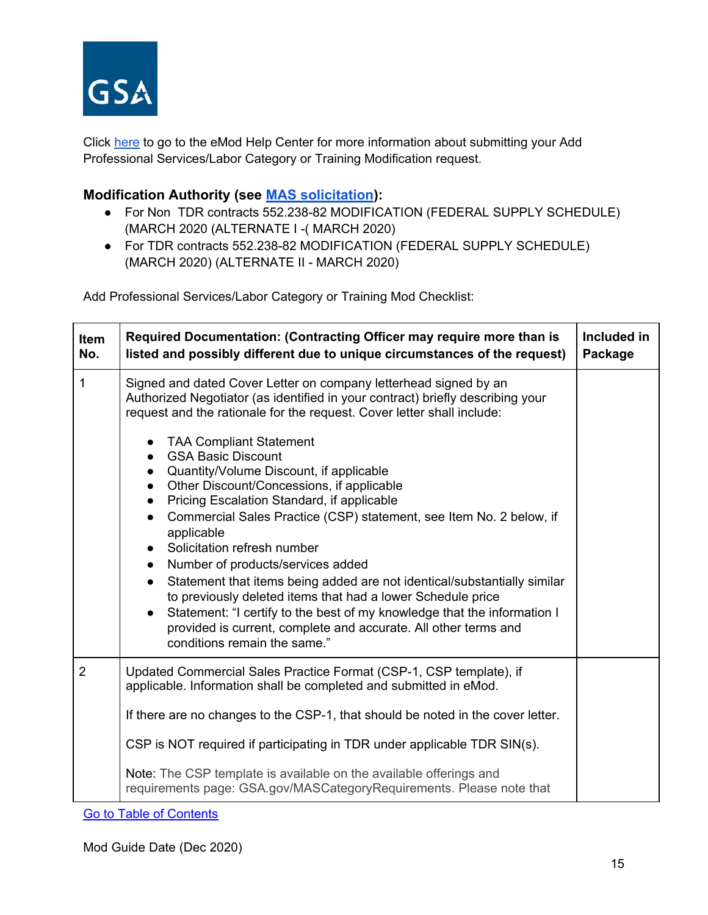Click here to go to the eMod Help Center for more information about submitting your Add Professional Services/Labor Category or Training Modification request.

**Modification Authority (see MAS solicitation):**

- For Non TDR contracts 552.238-82 MODIFICATION (FEDERAL SUPPLY SCHEDULE) (MARCH 2020 (ALTERNATE I -( MARCH 2020)
- For TDR contracts 552.238-82 MODIFICATION (FEDERAL SUPPLY SCHEDULE) (MARCH 2020) (ALTERNATE II - MARCH 2020)

Add Professional Services/Labor Category or Training Mod Checklist:

| Item No. | Required Documentation: (Contracting Officer may require more than is listed and possibly different due to unique circumstances of the request) | Included in Package |
|---|---|---|
| 1 | Signed and dated Cover Letter on company letterhead signed by an Authorized Negotiator (as identified in your contract) briefly describing your request and the rationale for the request. Cover letter shall include:<br><br>• TAA Compliant Statement<br>• GSA Basic Discount<br>• Quantity/Volume Discount, if applicable<br>• Other Discount/Concessions, if applicable<br>• Pricing Escalation Standard, if applicable<br>• Commercial Sales Practice (CSP) statement, see Item No. 2 below, if applicable<br>• Solicitation refresh number<br>• Number of products/services added<br>• Statement that items being added are not identical/substantially similar to previously deleted items that had a lower Schedule price<br>• Statement: "I certify to the best of my knowledge that the information I provided is current, complete and accurate. All other terms and conditions remain the same." | |
| 2 | Updated Commercial Sales Practice Format (CSP-1, CSP template), if applicable. Information shall be completed and submitted in eMod.<br><br>If there are no changes to the CSP-1, that should be noted in the cover letter.<br><br>CSP is NOT required if participating in TDR under applicable TDR SIN(s).<br><br>Note: The CSP template is available on the available offerings and requirements page: GSA.gov/MASCategoryRequirements. Please note that | |

Go to Table of Contents

Mod Guide Date (Dec 2020)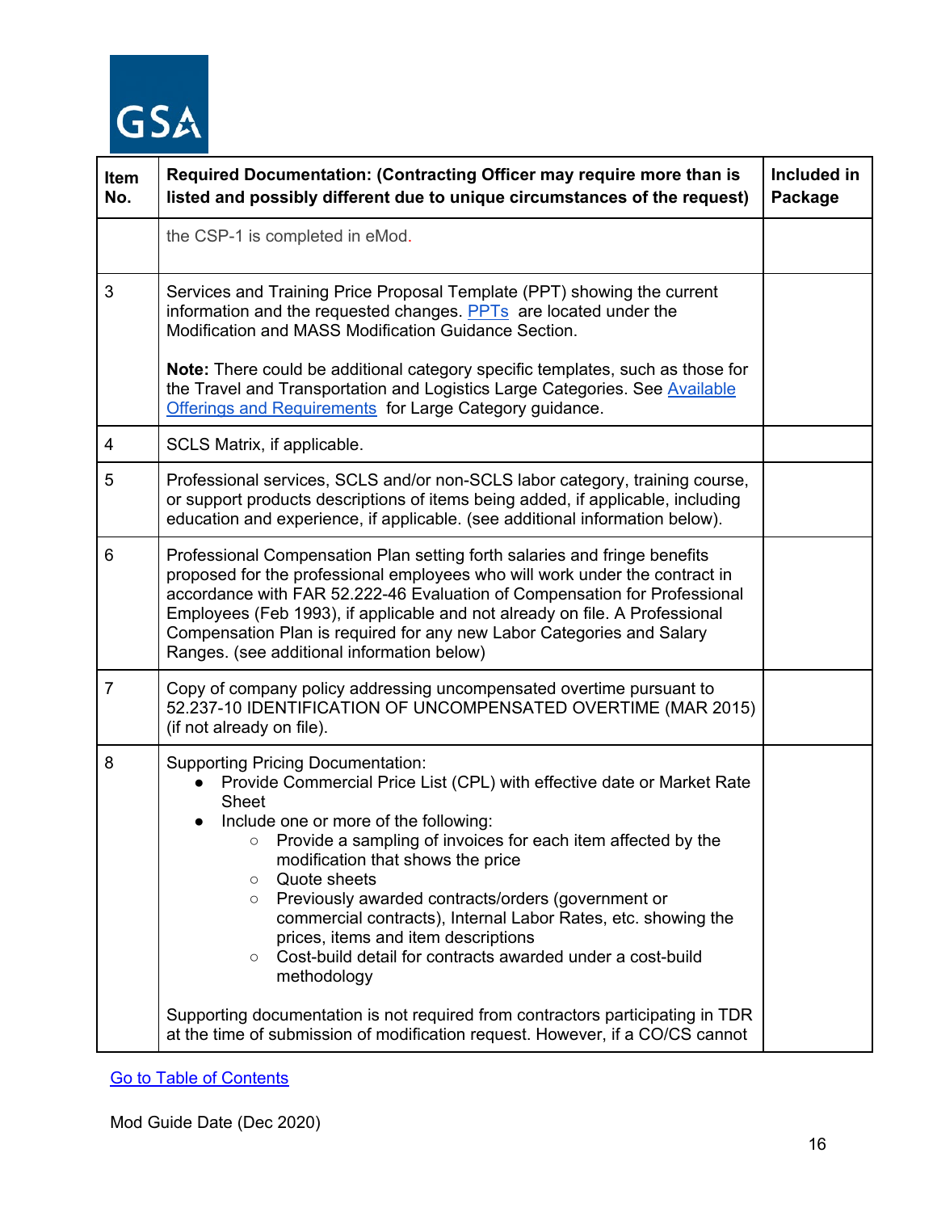| Item No. | Required Documentation: (Contracting Officer may require more than is listed and possibly different due to unique circumstances of the request) | Included in Package |
|---|---|---|
| | the CSP-1 is completed in eMod. | |
| 3 | Services and Training Price Proposal Template (PPT) showing the current information and the requested changes. PPTs are located under the Modification and MASS Modification Guidance Section.<br><br>**Note:** There could be additional category specific templates, such as those for the Travel and Transportation and Logistics Large Categories. See Available Offerings and Requirements for Large Category guidance. | |
| 4 | SCLS Matrix, if applicable. | |
| 5 | Professional services, SCLS and/or non-SCLS labor category, training course, or support products descriptions of items being added, if applicable, including education and experience, if applicable. (see additional information below). | |
| 6 | Professional Compensation Plan setting forth salaries and fringe benefits proposed for the professional employees who will work under the contract in accordance with FAR 52.222-46 Evaluation of Compensation for Professional Employees (Feb 1993), if applicable and not already on file. A Professional Compensation Plan is required for any new Labor Categories and Salary Ranges. (see additional information below) | |
| 7 | Copy of company policy addressing uncompensated overtime pursuant to 52.237-10 IDENTIFICATION OF UNCOMPENSATED OVERTIME (MAR 2015) (if not already on file). | |
| 8 | Supporting Pricing Documentation:<br>• Provide Commercial Price List (CPL) with effective date or Market Rate Sheet<br>• Include one or more of the following:<br>&nbsp;&nbsp;&nbsp;&nbsp;○ Provide a sampling of invoices for each item affected by the modification that shows the price<br>&nbsp;&nbsp;&nbsp;&nbsp;○ Quote sheets<br>&nbsp;&nbsp;&nbsp;&nbsp;○ Previously awarded contracts/orders (government or commercial contracts), Internal Labor Rates, etc. showing the prices, items and item descriptions<br>&nbsp;&nbsp;&nbsp;&nbsp;○ Cost-build detail for contracts awarded under a cost-build methodology<br><br>Supporting documentation is not required from contractors participating in TDR at the time of submission of modification request. However, if a CO/CS cannot | |

Go to Table of Contents

Mod Guide Date (Dec 2020)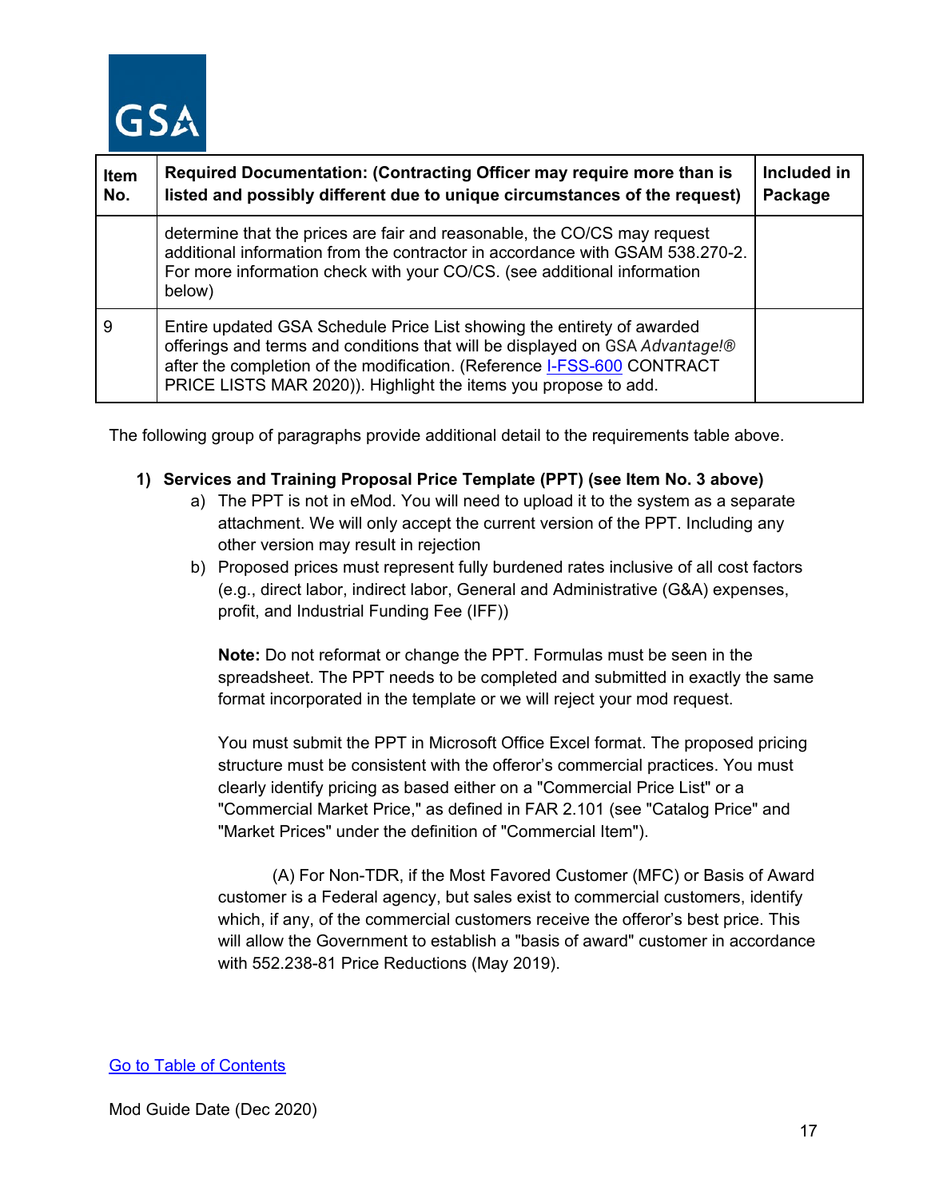| Item No. | Required Documentation: (Contracting Officer may require more than is listed and possibly different due to unique circumstances of the request) | Included in Package |
|---|---|---|
| | determine that the prices are fair and reasonable, the CO/CS may request additional information from the contractor in accordance with GSAM 538.270-2. For more information check with your CO/CS. (see additional information below) | |
| 9 | Entire updated GSA Schedule Price List showing the entirety of awarded offerings and terms and conditions that will be displayed on GSA *Advantage!*® after the completion of the modification. (Reference I-FSS-600 CONTRACT PRICE LISTS MAR 2020)). Highlight the items you propose to add. | |

The following group of paragraphs provide additional detail to the requirements table above.

**1) Services and Training Proposal Price Template (PPT) (see Item No. 3 above)**

a) The PPT is not in eMod. You will need to upload it to the system as a separate attachment. We will only accept the current version of the PPT. Including any other version may result in rejection

b) Proposed prices must represent fully burdened rates inclusive of all cost factors (e.g., direct labor, indirect labor, General and Administrative (G&A) expenses, profit, and Industrial Funding Fee (IFF))

**Note:** Do not reformat or change the PPT. Formulas must be seen in the spreadsheet. The PPT needs to be completed and submitted in exactly the same format incorporated in the template or we will reject your mod request.

You must submit the PPT in Microsoft Office Excel format. The proposed pricing structure must be consistent with the offeror's commercial practices. You must clearly identify pricing as based either on a "Commercial Price List" or a "Commercial Market Price," as defined in FAR 2.101 (see "Catalog Price" and "Market Prices" under the definition of "Commercial Item").

(A) For Non-TDR, if the Most Favored Customer (MFC) or Basis of Award customer is a Federal agency, but sales exist to commercial customers, identify which, if any, of the commercial customers receive the offeror's best price. This will allow the Government to establish a "basis of award" customer in accordance with 552.238-81 Price Reductions (May 2019).

Go to Table of Contents

Mod Guide Date (Dec 2020)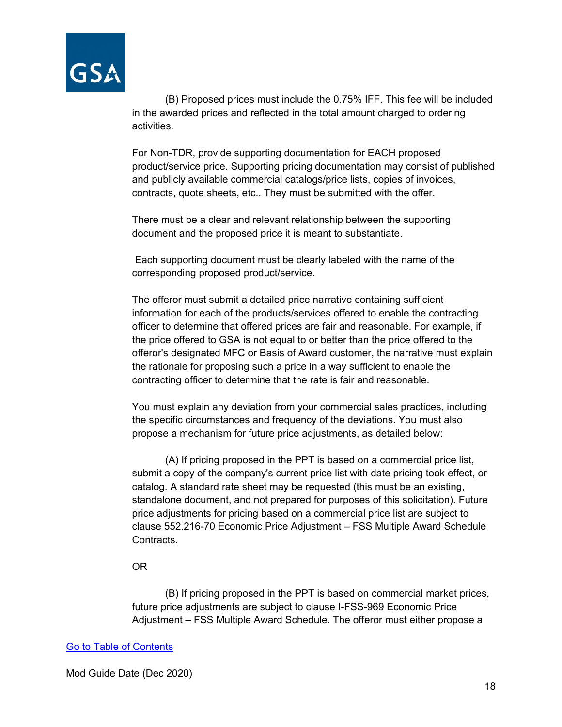(B) Proposed prices must include the 0.75% IFF. This fee will be included in the awarded prices and reflected in the total amount charged to ordering activities.

For Non-TDR, provide supporting documentation for EACH proposed product/service price. Supporting pricing documentation may consist of published and publicly available commercial catalogs/price lists, copies of invoices, contracts, quote sheets, etc.. They must be submitted with the offer.

There must be a clear and relevant relationship between the supporting document and the proposed price it is meant to substantiate.

Each supporting document must be clearly labeled with the name of the corresponding proposed product/service.

The offeror must submit a detailed price narrative containing sufficient information for each of the products/services offered to enable the contracting officer to determine that offered prices are fair and reasonable. For example, if the price offered to GSA is not equal to or better than the price offered to the offeror's designated MFC or Basis of Award customer, the narrative must explain the rationale for proposing such a price in a way sufficient to enable the contracting officer to determine that the rate is fair and reasonable.

You must explain any deviation from your commercial sales practices, including the specific circumstances and frequency of the deviations. You must also propose a mechanism for future price adjustments, as detailed below:

(A) If pricing proposed in the PPT is based on a commercial price list, submit a copy of the company's current price list with date pricing took effect, or catalog. A standard rate sheet may be requested (this must be an existing, standalone document, and not prepared for purposes of this solicitation). Future price adjustments for pricing based on a commercial price list are subject to clause 552.216-70 Economic Price Adjustment – FSS Multiple Award Schedule Contracts.

OR

(B) If pricing proposed in the PPT is based on commercial market prices, future price adjustments are subject to clause I-FSS-969 Economic Price Adjustment – FSS Multiple Award Schedule. The offeror must either propose a

[Go to Table of Contents]

Mod Guide Date (Dec 2020)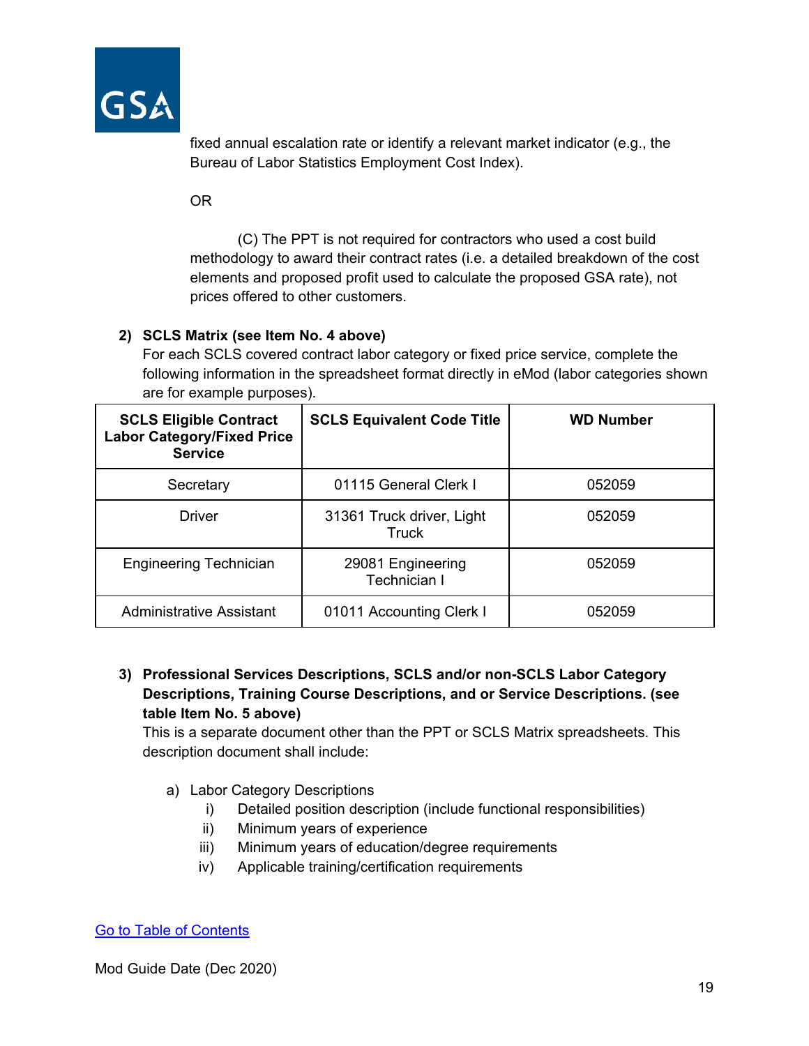fixed annual escalation rate or identify a relevant market indicator (e.g., the Bureau of Labor Statistics Employment Cost Index).

OR

(C) The PPT is not required for contractors who used a cost build methodology to award their contract rates (i.e. a detailed breakdown of the cost elements and proposed profit used to calculate the proposed GSA rate), not prices offered to other customers.

2) **SCLS Matrix (see Item No. 4 above)**
For each SCLS covered contract labor category or fixed price service, complete the following information in the spreadsheet format directly in eMod (labor categories shown are for example purposes).

| SCLS Eligible Contract Labor Category/Fixed Price Service | SCLS Equivalent Code Title | WD Number |
|---|---|---|
| Secretary | 01115 General Clerk I | 052059 |
| Driver | 31361 Truck driver, Light Truck | 052059 |
| Engineering Technician | 29081 Engineering Technician I | 052059 |
| Administrative Assistant | 01011 Accounting Clerk I | 052059 |

3) **Professional Services Descriptions, SCLS and/or non-SCLS Labor Category Descriptions, Training Course Descriptions, and or Service Descriptions. (see table Item No. 5 above)**
This is a separate document other than the PPT or SCLS Matrix spreadsheets. This description document shall include:

   a) Labor Category Descriptions
      i) Detailed position description (include functional responsibilities)
      ii) Minimum years of experience
      iii) Minimum years of education/degree requirements
      iv) Applicable training/certification requirements

Go to Table of Contents

Mod Guide Date (Dec 2020)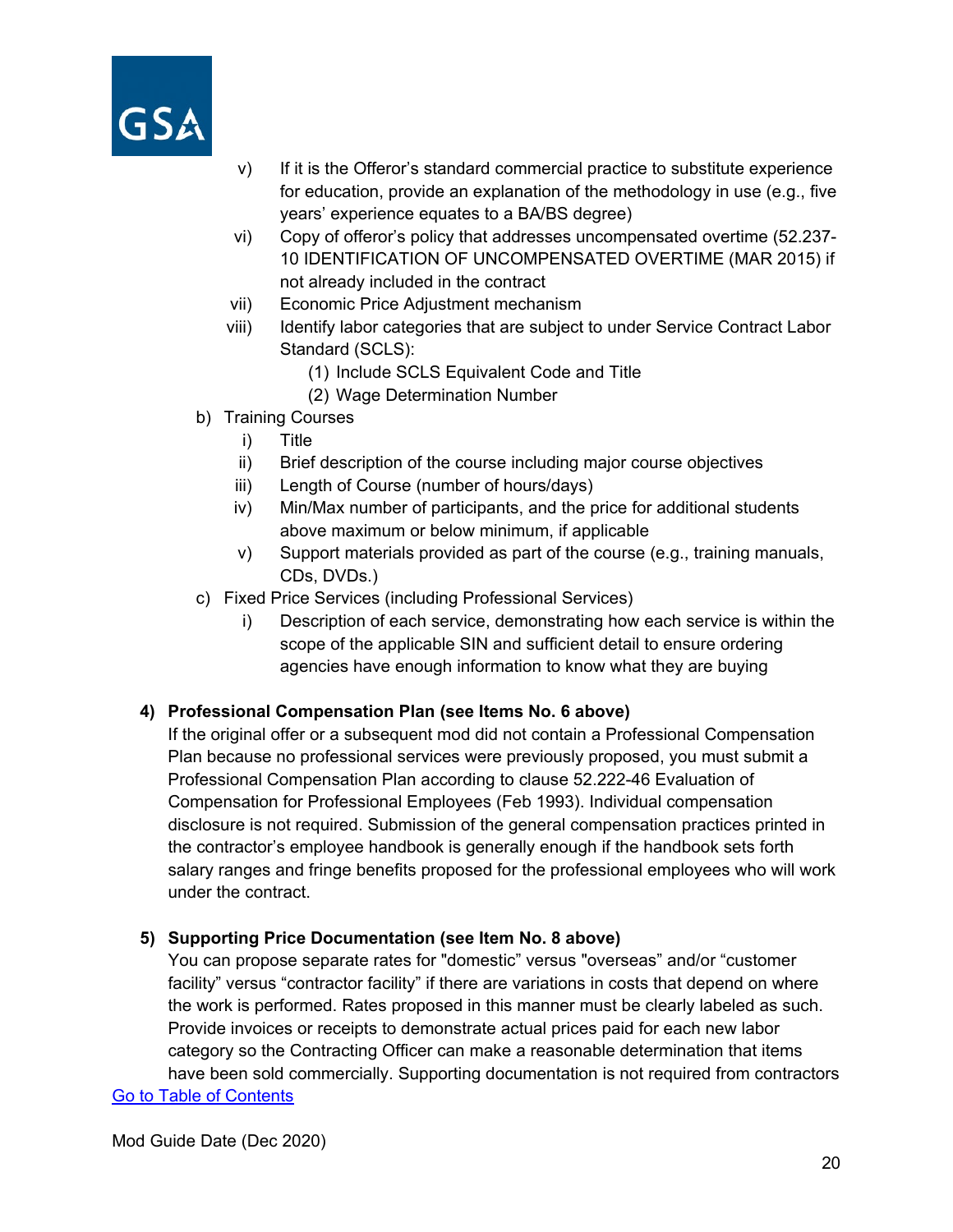- v) If it is the Offeror's standard commercial practice to substitute experience for education, provide an explanation of the methodology in use (e.g., five years' experience equates to a BA/BS degree)
- vi) Copy of offeror's policy that addresses uncompensated overtime (52.237-10 IDENTIFICATION OF UNCOMPENSATED OVERTIME (MAR 2015) if not already included in the contract
- vii) Economic Price Adjustment mechanism
- viii) Identify labor categories that are subject to under Service Contract Labor Standard (SCLS):
  - (1) Include SCLS Equivalent Code and Title
  - (2) Wage Determination Number

b) Training Courses

- i) Title
- ii) Brief description of the course including major course objectives
- iii) Length of Course (number of hours/days)
- iv) Min/Max number of participants, and the price for additional students above maximum or below minimum, if applicable
- v) Support materials provided as part of the course (e.g., training manuals, CDs, DVDs.)

c) Fixed Price Services (including Professional Services)

- i) Description of each service, demonstrating how each service is within the scope of the applicable SIN and sufficient detail to ensure ordering agencies have enough information to know what they are buying

**4) Professional Compensation Plan (see Items No. 6 above)**

If the original offer or a subsequent mod did not contain a Professional Compensation Plan because no professional services were previously proposed, you must submit a Professional Compensation Plan according to clause 52.222-46 Evaluation of Compensation for Professional Employees (Feb 1993). Individual compensation disclosure is not required. Submission of the general compensation practices printed in the contractor's employee handbook is generally enough if the handbook sets forth salary ranges and fringe benefits proposed for the professional employees who will work under the contract.

**5) Supporting Price Documentation (see Item No. 8 above)**

You can propose separate rates for "domestic" versus "overseas" and/or "customer facility" versus "contractor facility" if there are variations in costs that depend on where the work is performed. Rates proposed in this manner must be clearly labeled as such. Provide invoices or receipts to demonstrate actual prices paid for each new labor category so the Contracting Officer can make a reasonable determination that items have been sold commercially. Supporting documentation is not required from contractors

[Go to Table of Contents]

Mod Guide Date (Dec 2020)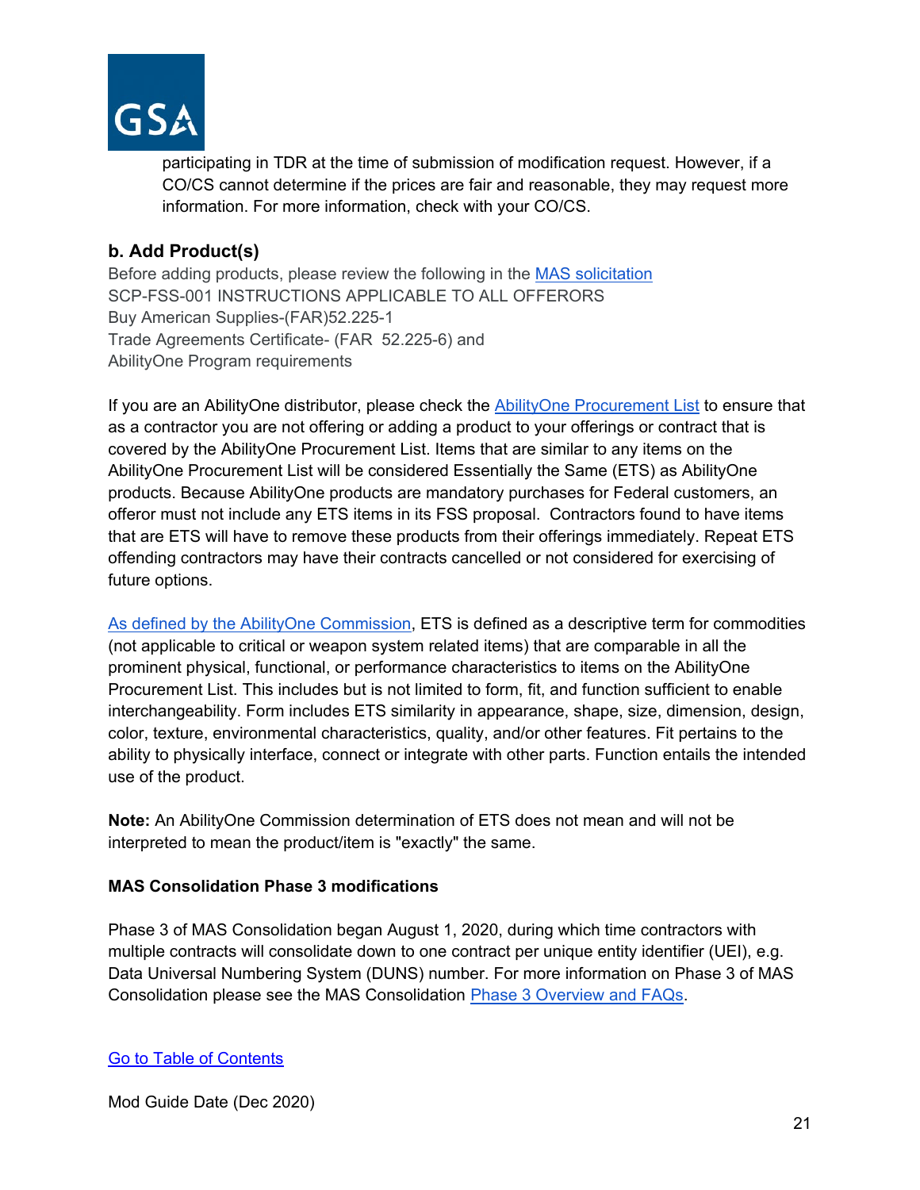participating in TDR at the time of submission of modification request. However, if a CO/CS cannot determine if the prices are fair and reasonable, they may request more information. For more information, check with your CO/CS.

### b. Add Product(s)

Before adding products, please review the following in the MAS solicitation
SCP-FSS-001 INSTRUCTIONS APPLICABLE TO ALL OFFERORS
Buy American Supplies-(FAR)52.225-1
Trade Agreements Certificate- (FAR 52.225-6) and
AbilityOne Program requirements

If you are an AbilityOne distributor, please check the AbilityOne Procurement List to ensure that as a contractor you are not offering or adding a product to your offerings or contract that is covered by the AbilityOne Procurement List. Items that are similar to any items on the AbilityOne Procurement List will be considered Essentially the Same (ETS) as AbilityOne products. Because AbilityOne products are mandatory purchases for Federal customers, an offeror must not include any ETS items in its FSS proposal. Contractors found to have items that are ETS will have to remove these products from their offerings immediately. Repeat ETS offending contractors may have their contracts cancelled or not considered for exercising of future options.

As defined by the AbilityOne Commission, ETS is defined as a descriptive term for commodities (not applicable to critical or weapon system related items) that are comparable in all the prominent physical, functional, or performance characteristics to items on the AbilityOne Procurement List. This includes but is not limited to form, fit, and function sufficient to enable interchangeability. Form includes ETS similarity in appearance, shape, size, dimension, design, color, texture, environmental characteristics, quality, and/or other features. Fit pertains to the ability to physically interface, connect or integrate with other parts. Function entails the intended use of the product.

**Note:** An AbilityOne Commission determination of ETS does not mean and will not be interpreted to mean the product/item is "exactly" the same.

**MAS Consolidation Phase 3 modifications**

Phase 3 of MAS Consolidation began August 1, 2020, during which time contractors with multiple contracts will consolidate down to one contract per unique entity identifier (UEI), e.g. Data Universal Numbering System (DUNS) number. For more information on Phase 3 of MAS Consolidation please see the MAS Consolidation Phase 3 Overview and FAQs.

Go to Table of Contents

Mod Guide Date (Dec 2020)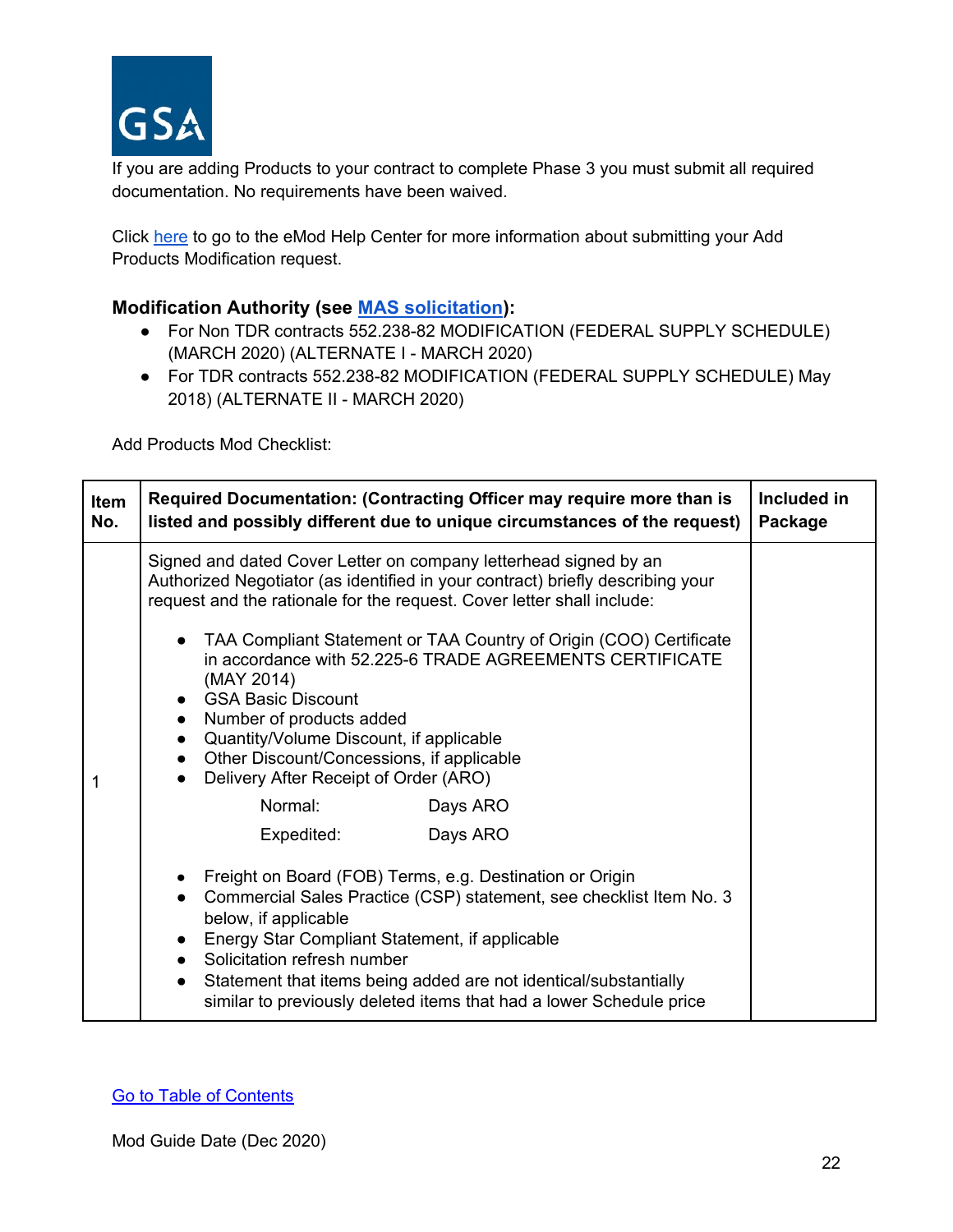If you are adding Products to your contract to complete Phase 3 you must submit all required documentation. No requirements have been waived.

Click here to go to the eMod Help Center for more information about submitting your Add Products Modification request.

**Modification Authority (see MAS solicitation):**

- For Non TDR contracts 552.238-82 MODIFICATION (FEDERAL SUPPLY SCHEDULE) (MARCH 2020) (ALTERNATE I - MARCH 2020)
- For TDR contracts 552.238-82 MODIFICATION (FEDERAL SUPPLY SCHEDULE) May 2018) (ALTERNATE II - MARCH 2020)

Add Products Mod Checklist:

| Item No. | Required Documentation: (Contracting Officer may require more than is listed and possibly different due to unique circumstances of the request) | Included in Package |
|---|---|---|
| 1 | Signed and dated Cover Letter on company letterhead signed by an Authorized Negotiator (as identified in your contract) briefly describing your request and the rationale for the request. Cover letter shall include:<br><br>• TAA Compliant Statement or TAA Country of Origin (COO) Certificate in accordance with 52.225-6 TRADE AGREEMENTS CERTIFICATE (MAY 2014)<br>• GSA Basic Discount<br>• Number of products added<br>• Quantity/Volume Discount, if applicable<br>• Other Discount/Concessions, if applicable<br>• Delivery After Receipt of Order (ARO)<br>    Normal: Days ARO<br>    Expedited: Days ARO<br><br>• Freight on Board (FOB) Terms, e.g. Destination or Origin<br>• Commercial Sales Practice (CSP) statement, see checklist Item No. 3 below, if applicable<br>• Energy Star Compliant Statement, if applicable<br>• Solicitation refresh number<br>• Statement that items being added are not identical/substantially similar to previously deleted items that had a lower Schedule price | |

Go to Table of Contents

Mod Guide Date (Dec 2020)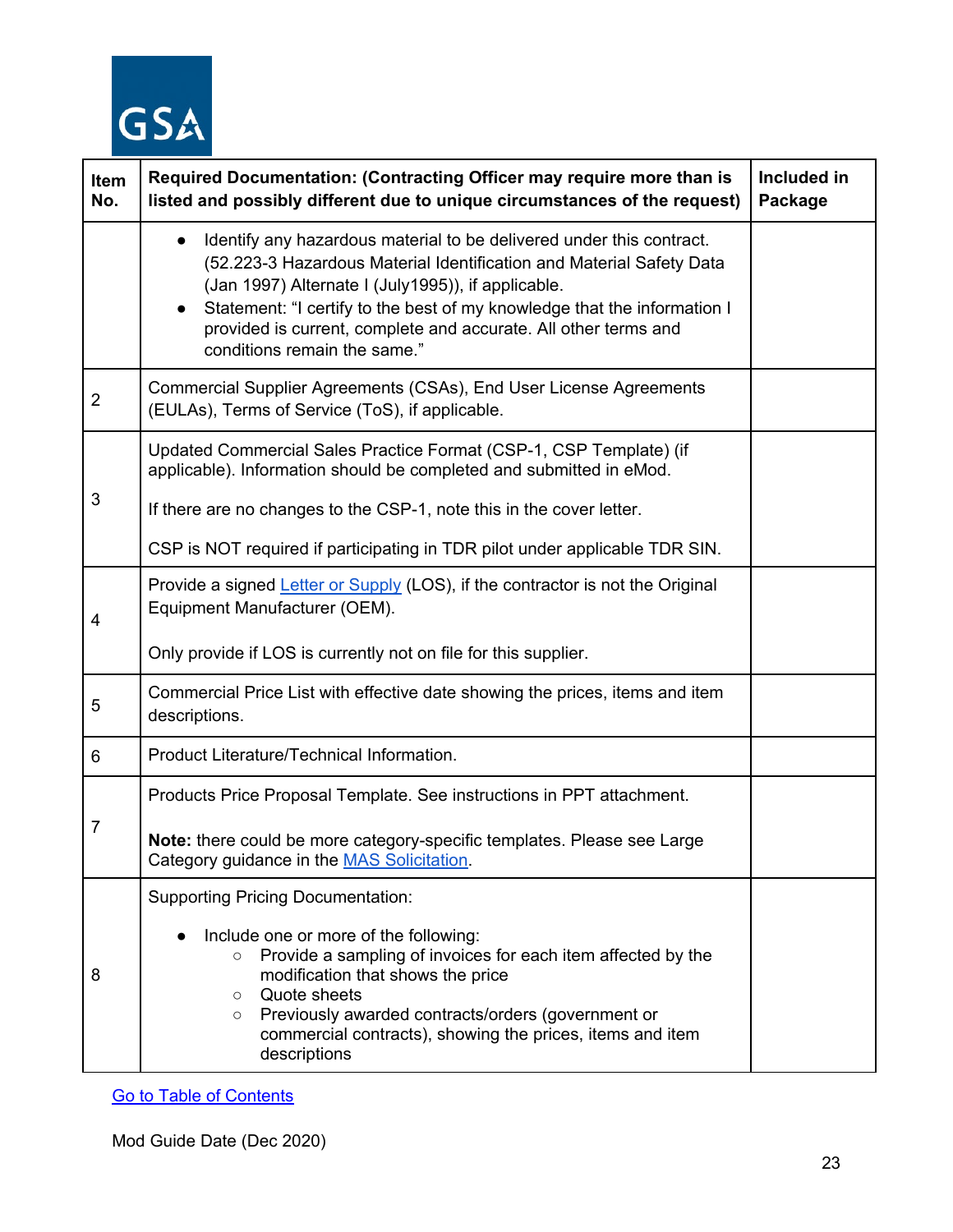| Item No. | Required Documentation: (Contracting Officer may require more than is listed and possibly different due to unique circumstances of the request) | Included in Package |
| --- | --- | --- |
| | • Identify any hazardous material to be delivered under this contract. (52.223-3 Hazardous Material Identification and Material Safety Data (Jan 1997) Alternate I (July1995)), if applicable.<br>• Statement: "I certify to the best of my knowledge that the information I provided is current, complete and accurate. All other terms and conditions remain the same." | |
| 2 | Commercial Supplier Agreements (CSAs), End User License Agreements (EULAs), Terms of Service (ToS), if applicable. | |
| 3 | Updated Commercial Sales Practice Format (CSP-1, CSP Template) (if applicable). Information should be completed and submitted in eMod.<br><br>If there are no changes to the CSP-1, note this in the cover letter.<br><br>CSP is NOT required if participating in TDR pilot under applicable TDR SIN. | |
| 4 | Provide a signed Letter or Supply (LOS), if the contractor is not the Original Equipment Manufacturer (OEM).<br><br>Only provide if LOS is currently not on file for this supplier. | |
| 5 | Commercial Price List with effective date showing the prices, items and item descriptions. | |
| 6 | Product Literature/Technical Information. | |
| 7 | Products Price Proposal Template. See instructions in PPT attachment.<br><br>**Note:** there could be more category-specific templates. Please see Large Category guidance in the MAS Solicitation. | |
| 8 | Supporting Pricing Documentation:<br><br>• Include one or more of the following:<br>&nbsp;&nbsp;&nbsp;&nbsp;○ Provide a sampling of invoices for each item affected by the modification that shows the price<br>&nbsp;&nbsp;&nbsp;&nbsp;○ Quote sheets<br>&nbsp;&nbsp;&nbsp;&nbsp;○ Previously awarded contracts/orders (government or commercial contracts), showing the prices, items and item descriptions | |

Go to Table of Contents

Mod Guide Date (Dec 2020)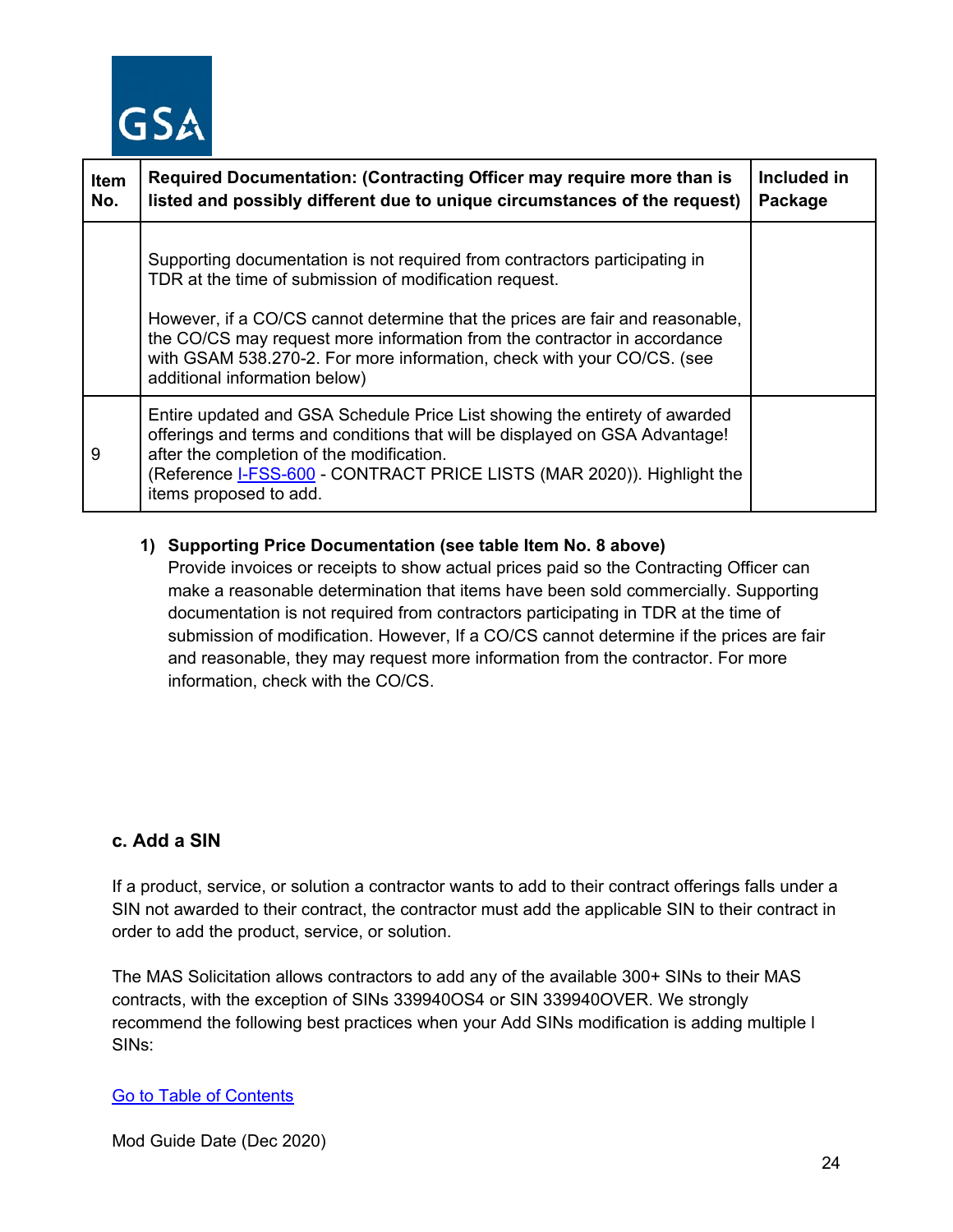| Item No. | Required Documentation: (Contracting Officer may require more than is listed and possibly different due to unique circumstances of the request) | Included in Package |
|---|---|---|
| | Supporting documentation is not required from contractors participating in TDR at the time of submission of modification request.<br><br>However, if a CO/CS cannot determine that the prices are fair and reasonable, the CO/CS may request more information from the contractor in accordance with GSAM 538.270-2. For more information, check with your CO/CS. (see additional information below) | |
| 9 | Entire updated and GSA Schedule Price List showing the entirety of awarded offerings and terms and conditions that will be displayed on GSA Advantage! after the completion of the modification.<br>(Reference I-FSS-600 - CONTRACT PRICE LISTS (MAR 2020)). Highlight the items proposed to add. | |

1) **Supporting Price Documentation (see table Item No. 8 above)**
   Provide invoices or receipts to show actual prices paid so the Contracting Officer can make a reasonable determination that items have been sold commercially. Supporting documentation is not required from contractors participating in TDR at the time of submission of modification. However, If a CO/CS cannot determine if the prices are fair and reasonable, they may request more information from the contractor. For more information, check with the CO/CS.

### c. Add a SIN

If a product, service, or solution a contractor wants to add to their contract offerings falls under a SIN not awarded to their contract, the contractor must add the applicable SIN to their contract in order to add the product, service, or solution.

The MAS Solicitation allows contractors to add any of the available 300+ SINs to their MAS contracts, with the exception of SINs 339940OS4 or SIN 339940OVER. We strongly recommend the following best practices when your Add SINs modification is adding multiple l SINs:

Go to Table of Contents

Mod Guide Date (Dec 2020)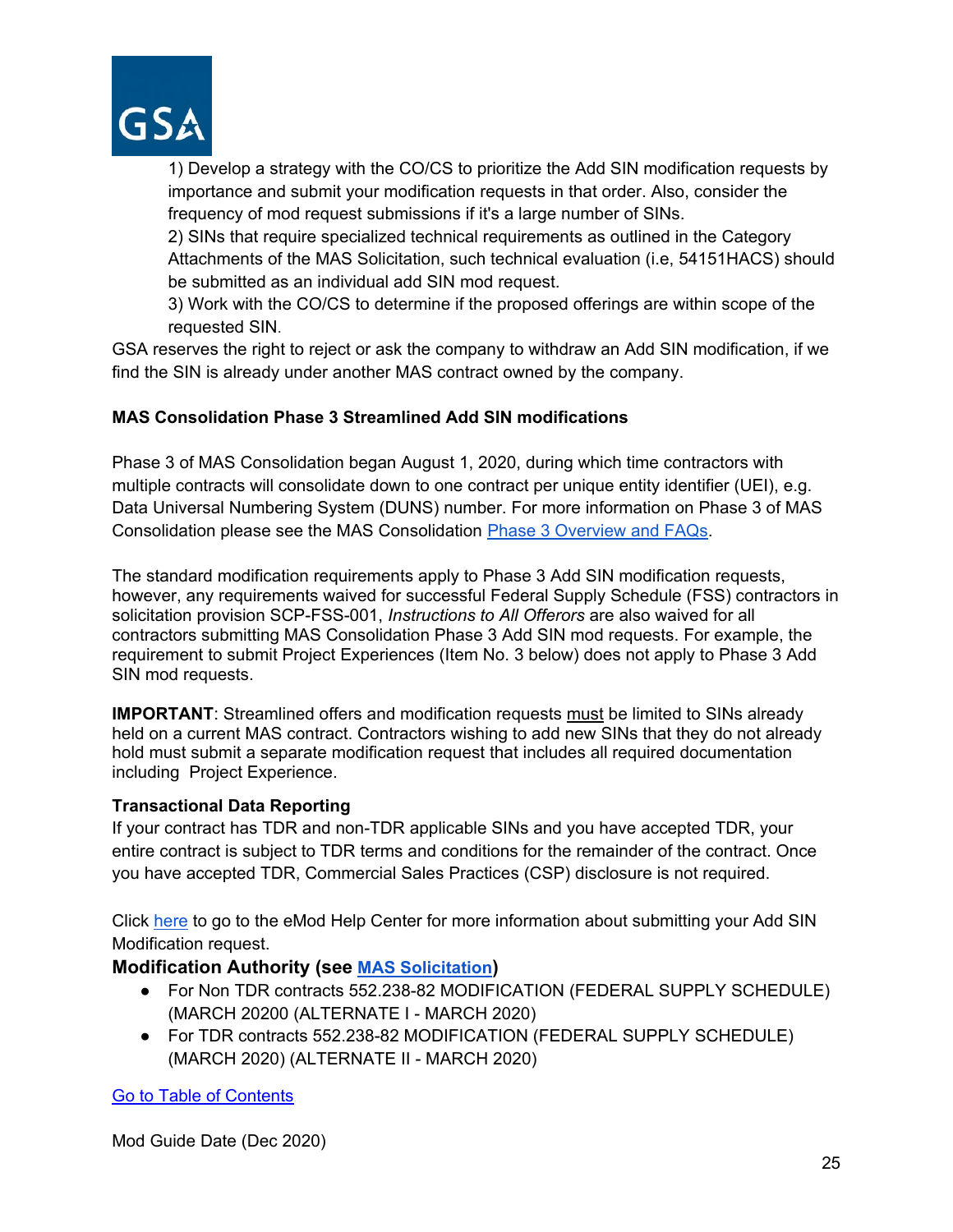1) Develop a strategy with the CO/CS to prioritize the Add SIN modification requests by importance and submit your modification requests in that order. Also, consider the frequency of mod request submissions if it's a large number of SINs.
2) SINs that require specialized technical requirements as outlined in the Category Attachments of the MAS Solicitation, such technical evaluation (i.e, 54151HACS) should be submitted as an individual add SIN mod request.
3) Work with the CO/CS to determine if the proposed offerings are within scope of the requested SIN.

GSA reserves the right to reject or ask the company to withdraw an Add SIN modification, if we find the SIN is already under another MAS contract owned by the company.

**MAS Consolidation Phase 3 Streamlined Add SIN modifications**

Phase 3 of MAS Consolidation began August 1, 2020, during which time contractors with multiple contracts will consolidate down to one contract per unique entity identifier (UEI), e.g. Data Universal Numbering System (DUNS) number. For more information on Phase 3 of MAS Consolidation please see the MAS Consolidation [Phase 3 Overview and FAQs](#).

The standard modification requirements apply to Phase 3 Add SIN modification requests, however, any requirements waived for successful Federal Supply Schedule (FSS) contractors in solicitation provision SCP-FSS-001, *Instructions to All Offerors* are also waived for all contractors submitting MAS Consolidation Phase 3 Add SIN mod requests. For example, the requirement to submit Project Experiences (Item No. 3 below) does not apply to Phase 3 Add SIN mod requests.

**IMPORTANT**: Streamlined offers and modification requests <u>must</u> be limited to SINs already held on a current MAS contract. Contractors wishing to add new SINs that they do not already hold must submit a separate modification request that includes all required documentation including Project Experience.

**Transactional Data Reporting**

If your contract has TDR and non-TDR applicable SINs and you have accepted TDR, your entire contract is subject to TDR terms and conditions for the remainder of the contract. Once you have accepted TDR, Commercial Sales Practices (CSP) disclosure is not required.

Click [here](#) to go to the eMod Help Center for more information about submitting your Add SIN Modification request.

### Modification Authority (see [MAS Solicitation](#))

- For Non TDR contracts 552.238-82 MODIFICATION (FEDERAL SUPPLY SCHEDULE) (MARCH 20200 (ALTERNATE I - MARCH 2020)
- For TDR contracts 552.238-82 MODIFICATION (FEDERAL SUPPLY SCHEDULE) (MARCH 2020) (ALTERNATE II - MARCH 2020)

[Go to Table of Contents](#)

Mod Guide Date (Dec 2020)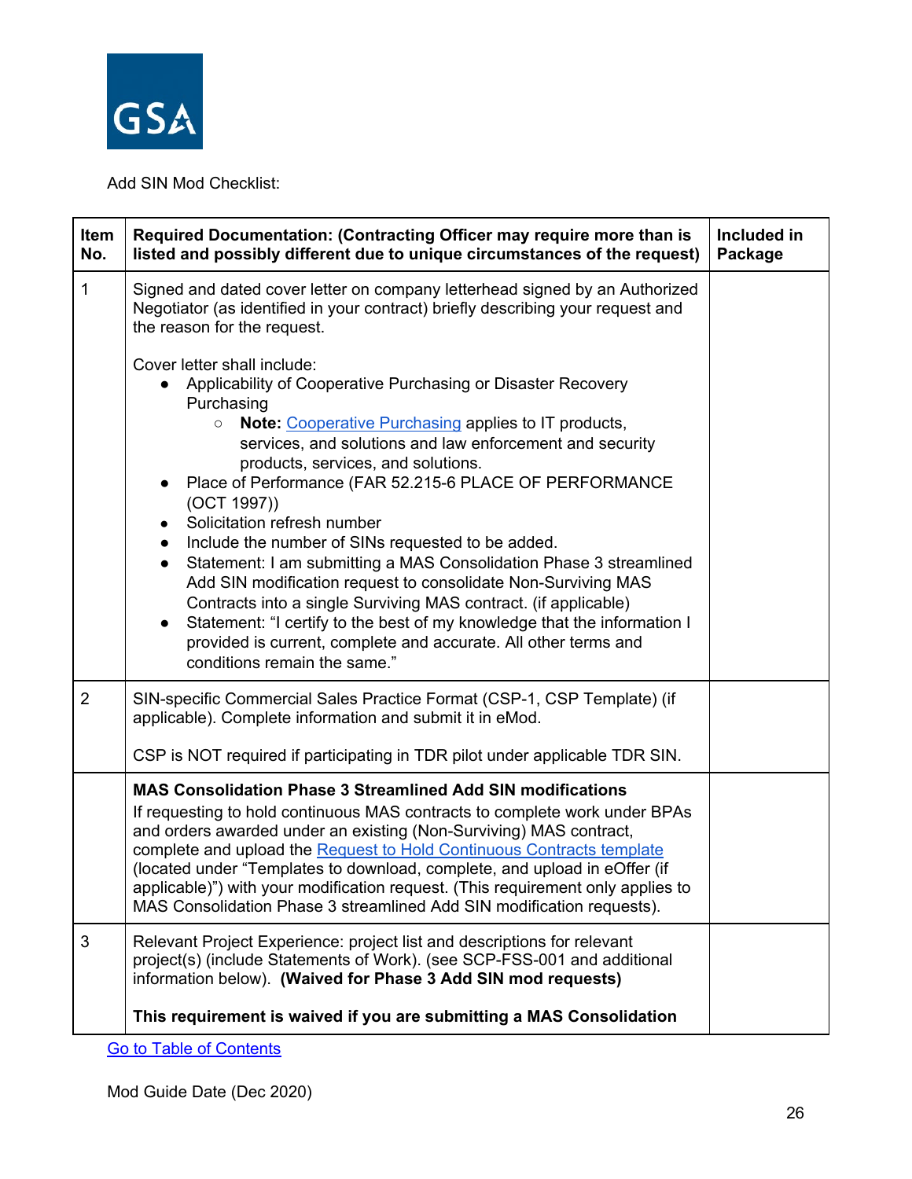Add SIN Mod Checklist:

| Item No. | Required Documentation: (Contracting Officer may require more than is listed and possibly different due to unique circumstances of the request) | Included in Package |
|---|---|---|
| 1 | Signed and dated cover letter on company letterhead signed by an Authorized Negotiator (as identified in your contract) briefly describing your request and the reason for the request.<br><br>Cover letter shall include:<br>• Applicability of Cooperative Purchasing or Disaster Recovery Purchasing<br>&nbsp;&nbsp;&nbsp;&nbsp;○ **Note:** Cooperative Purchasing applies to IT products, services, and solutions and law enforcement and security products, services, and solutions.<br>• Place of Performance (FAR 52.215-6 PLACE OF PERFORMANCE (OCT 1997))<br>• Solicitation refresh number<br>• Include the number of SINs requested to be added.<br>• Statement: I am submitting a MAS Consolidation Phase 3 streamlined Add SIN modification request to consolidate Non-Surviving MAS Contracts into a single Surviving MAS contract. (if applicable)<br>• Statement: "I certify to the best of my knowledge that the information I provided is current, complete and accurate. All other terms and conditions remain the same." | |
| 2 | SIN-specific Commercial Sales Practice Format (CSP-1, CSP Template) (if applicable). Complete information and submit it in eMod.<br><br>CSP is NOT required if participating in TDR pilot under applicable TDR SIN. | |
| | **MAS Consolidation Phase 3 Streamlined Add SIN modifications**<br>If requesting to hold continuous MAS contracts to complete work under BPAs and orders awarded under an existing (Non-Surviving) MAS contract, complete and upload the Request to Hold Continuous Contracts template (located under "Templates to download, complete, and upload in eOffer (if applicable)") with your modification request. (This requirement only applies to MAS Consolidation Phase 3 streamlined Add SIN modification requests). | |
| 3 | Relevant Project Experience: project list and descriptions for relevant project(s) (include Statements of Work). (see SCP-FSS-001 and additional information below). **(Waived for Phase 3 Add SIN mod requests)**<br><br>**This requirement is waived if you are submitting a MAS Consolidation** | |

Go to Table of Contents

Mod Guide Date (Dec 2020)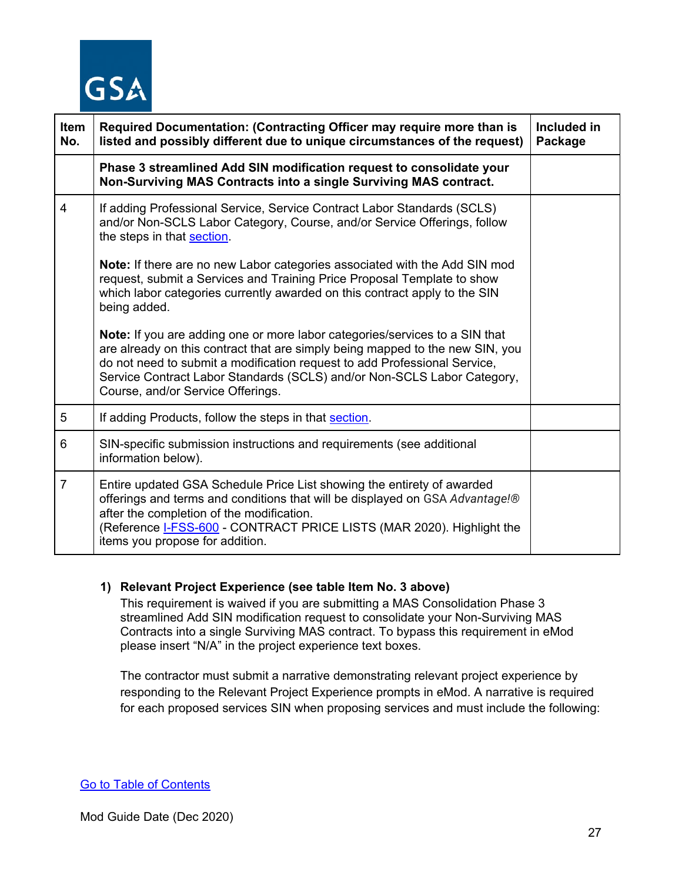| Item No. | Required Documentation: (Contracting Officer may require more than is listed and possibly different due to unique circumstances of the request) | Included in Package |
|---|---|---|
| | **Phase 3 streamlined Add SIN modification request to consolidate your Non-Surviving MAS Contracts into a single Surviving MAS contract.** | |
| 4 | If adding Professional Service, Service Contract Labor Standards (SCLS) and/or Non-SCLS Labor Category, Course, and/or Service Offerings, follow the steps in that section.<br><br>**Note:** If there are no new Labor categories associated with the Add SIN mod request, submit a Services and Training Price Proposal Template to show which labor categories currently awarded on this contract apply to the SIN being added.<br><br>**Note:** If you are adding one or more labor categories/services to a SIN that are already on this contract that are simply being mapped to the new SIN, you do not need to submit a modification request to add Professional Service, Service Contract Labor Standards (SCLS) and/or Non-SCLS Labor Category, Course, and/or Service Offerings. | |
| 5 | If adding Products, follow the steps in that section. | |
| 6 | SIN-specific submission instructions and requirements (see additional information below). | |
| 7 | Entire updated GSA Schedule Price List showing the entirety of awarded offerings and terms and conditions that will be displayed on GSA *Advantage!®* after the completion of the modification.<br>(Reference I-FSS-600 - CONTRACT PRICE LISTS (MAR 2020). Highlight the items you propose for addition. | |

**1) Relevant Project Experience (see table Item No. 3 above)**

This requirement is waived if you are submitting a MAS Consolidation Phase 3 streamlined Add SIN modification request to consolidate your Non-Surviving MAS Contracts into a single Surviving MAS contract. To bypass this requirement in eMod please insert "N/A" in the project experience text boxes.

The contractor must submit a narrative demonstrating relevant project experience by responding to the Relevant Project Experience prompts in eMod. A narrative is required for each proposed services SIN when proposing services and must include the following:

Go to Table of Contents

Mod Guide Date (Dec 2020)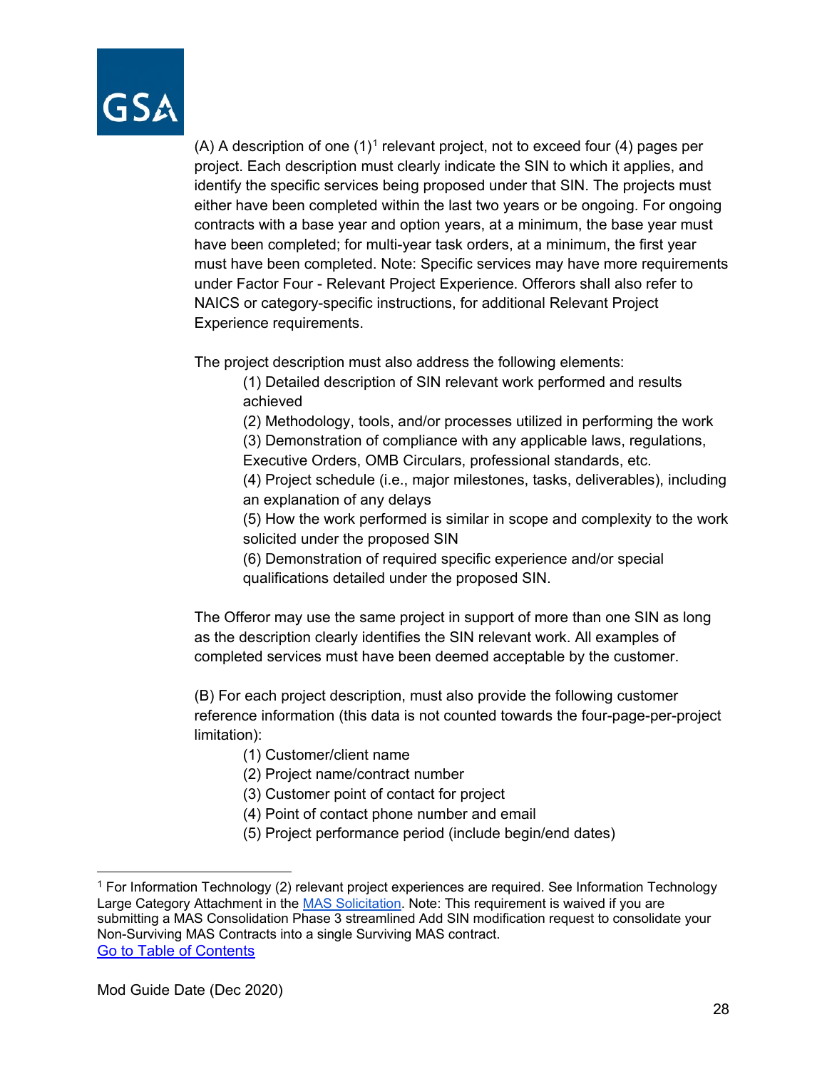(A) A description of one (1)[1] relevant project, not to exceed four (4) pages per project. Each description must clearly indicate the SIN to which it applies, and identify the specific services being proposed under that SIN. The projects must either have been completed within the last two years or be ongoing. For ongoing contracts with a base year and option years, at a minimum, the base year must have been completed; for multi-year task orders, at a minimum, the first year must have been completed. Note: Specific services may have more requirements under Factor Four - Relevant Project Experience. Offerors shall also refer to NAICS or category-specific instructions, for additional Relevant Project Experience requirements.

The project description must also address the following elements:

- (1) Detailed description of SIN relevant work performed and results achieved
- (2) Methodology, tools, and/or processes utilized in performing the work
- (3) Demonstration of compliance with any applicable laws, regulations, Executive Orders, OMB Circulars, professional standards, etc.
- (4) Project schedule (i.e., major milestones, tasks, deliverables), including an explanation of any delays
- (5) How the work performed is similar in scope and complexity to the work solicited under the proposed SIN
- (6) Demonstration of required specific experience and/or special qualifications detailed under the proposed SIN.

The Offeror may use the same project in support of more than one SIN as long as the description clearly identifies the SIN relevant work. All examples of completed services must have been deemed acceptable by the customer.

(B) For each project description, must also provide the following customer reference information (this data is not counted towards the four-page-per-project limitation):

- (1) Customer/client name
- (2) Project name/contract number
- (3) Customer point of contact for project
- (4) Point of contact phone number and email
- (5) Project performance period (include begin/end dates)

---

[1] For Information Technology (2) relevant project experiences are required. See Information Technology Large Category Attachment in the MAS Solicitation. Note: This requirement is waived if you are submitting a MAS Consolidation Phase 3 streamlined Add SIN modification request to consolidate your Non-Surviving MAS Contracts into a single Surviving MAS contract.

Go to Table of Contents

Mod Guide Date (Dec 2020)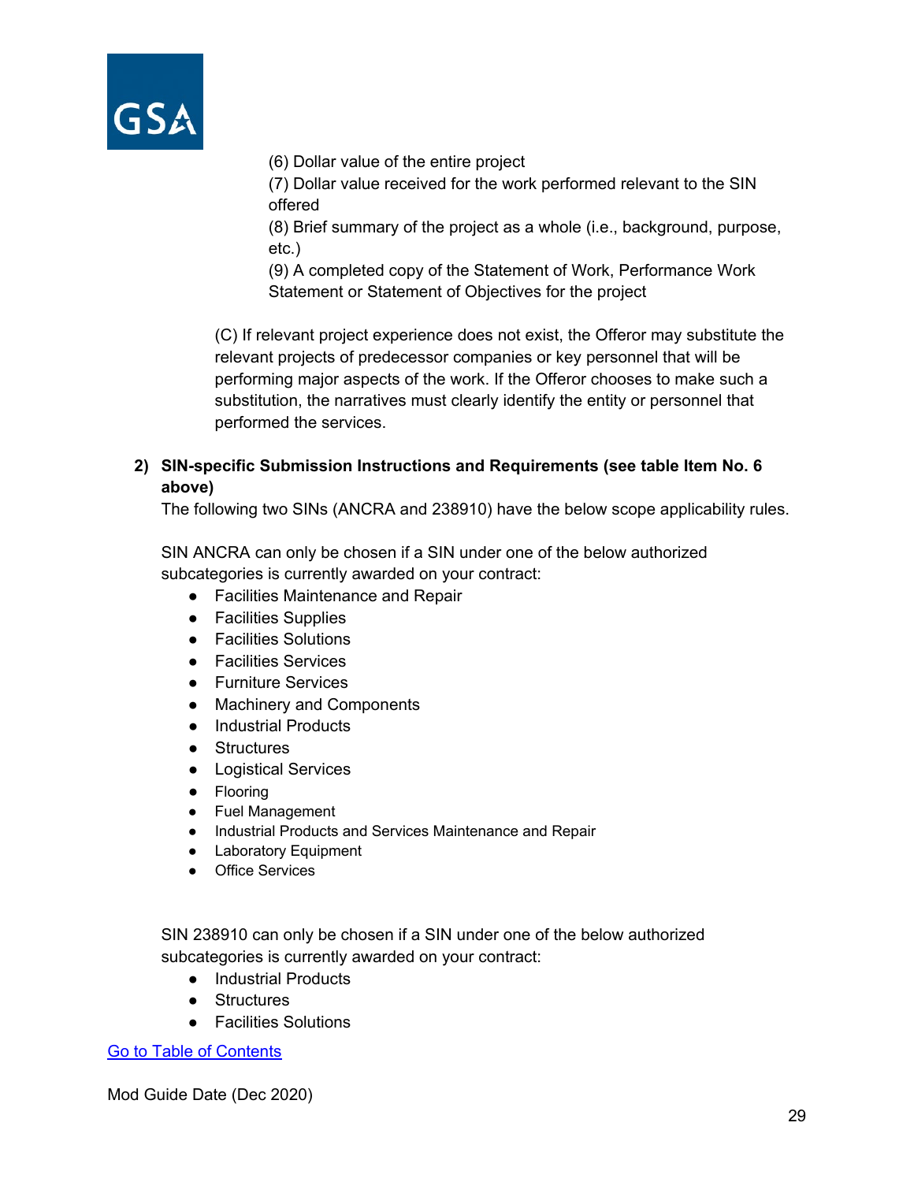(6) Dollar value of the entire project

(7) Dollar value received for the work performed relevant to the SIN offered

(8) Brief summary of the project as a whole (i.e., background, purpose, etc.)

(9) A completed copy of the Statement of Work, Performance Work Statement or Statement of Objectives for the project

(C) If relevant project experience does not exist, the Offeror may substitute the relevant projects of predecessor companies or key personnel that will be performing major aspects of the work. If the Offeror chooses to make such a substitution, the narratives must clearly identify the entity or personnel that performed the services.

**2) SIN-specific Submission Instructions and Requirements (see table Item No. 6 above)**

The following two SINs (ANCRA and 238910) have the below scope applicability rules.

SIN ANCRA can only be chosen if a SIN under one of the below authorized subcategories is currently awarded on your contract:

- Facilities Maintenance and Repair
- Facilities Supplies
- Facilities Solutions
- Facilities Services
- Furniture Services
- Machinery and Components
- Industrial Products
- Structures
- Logistical Services
- Flooring
- Fuel Management
- Industrial Products and Services Maintenance and Repair
- Laboratory Equipment
- Office Services

SIN 238910 can only be chosen if a SIN under one of the below authorized subcategories is currently awarded on your contract:

- Industrial Products
- Structures
- Facilities Solutions

[Go to Table of Contents]

Mod Guide Date (Dec 2020)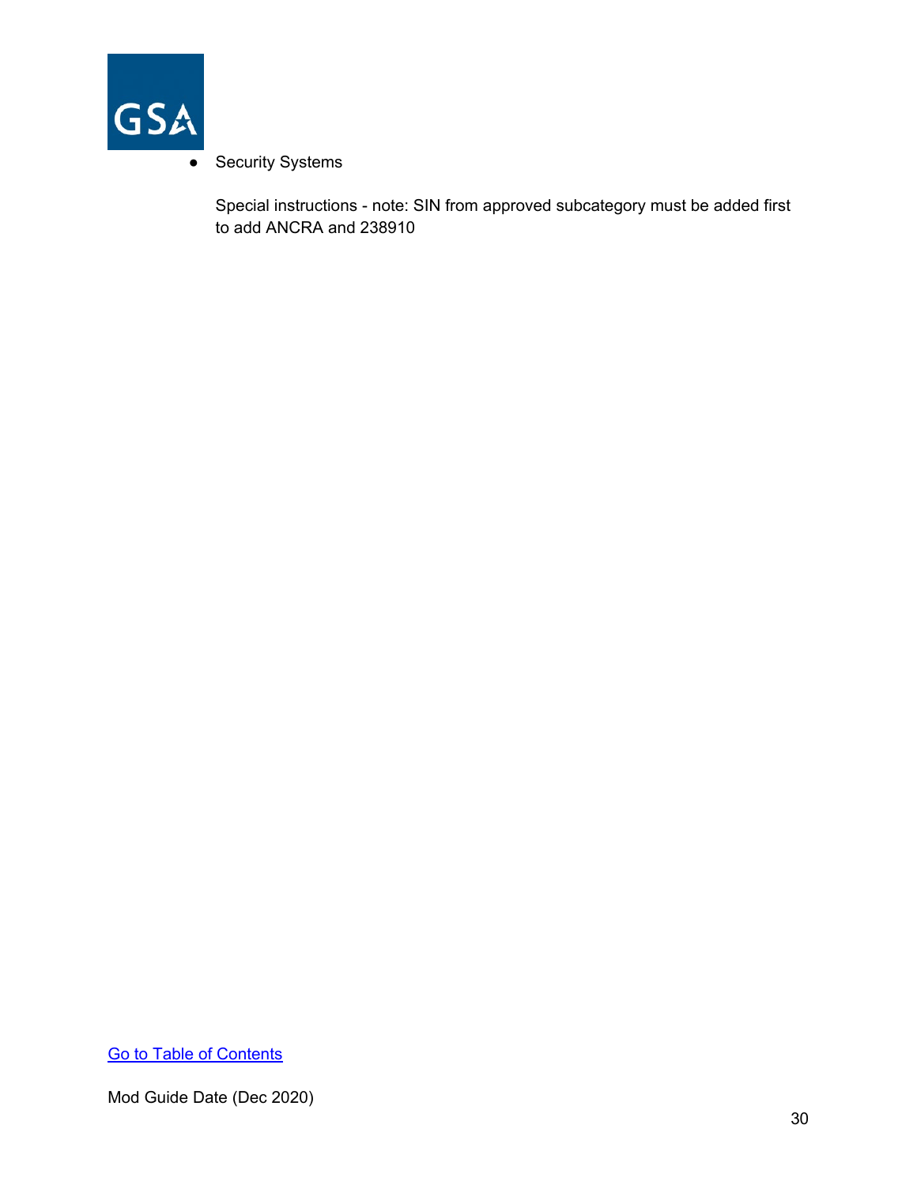- Security Systems

  Special instructions - note: SIN from approved subcategory must be added first to add ANCRA and 238910

[Go to Table of Contents]

Mod Guide Date (Dec 2020)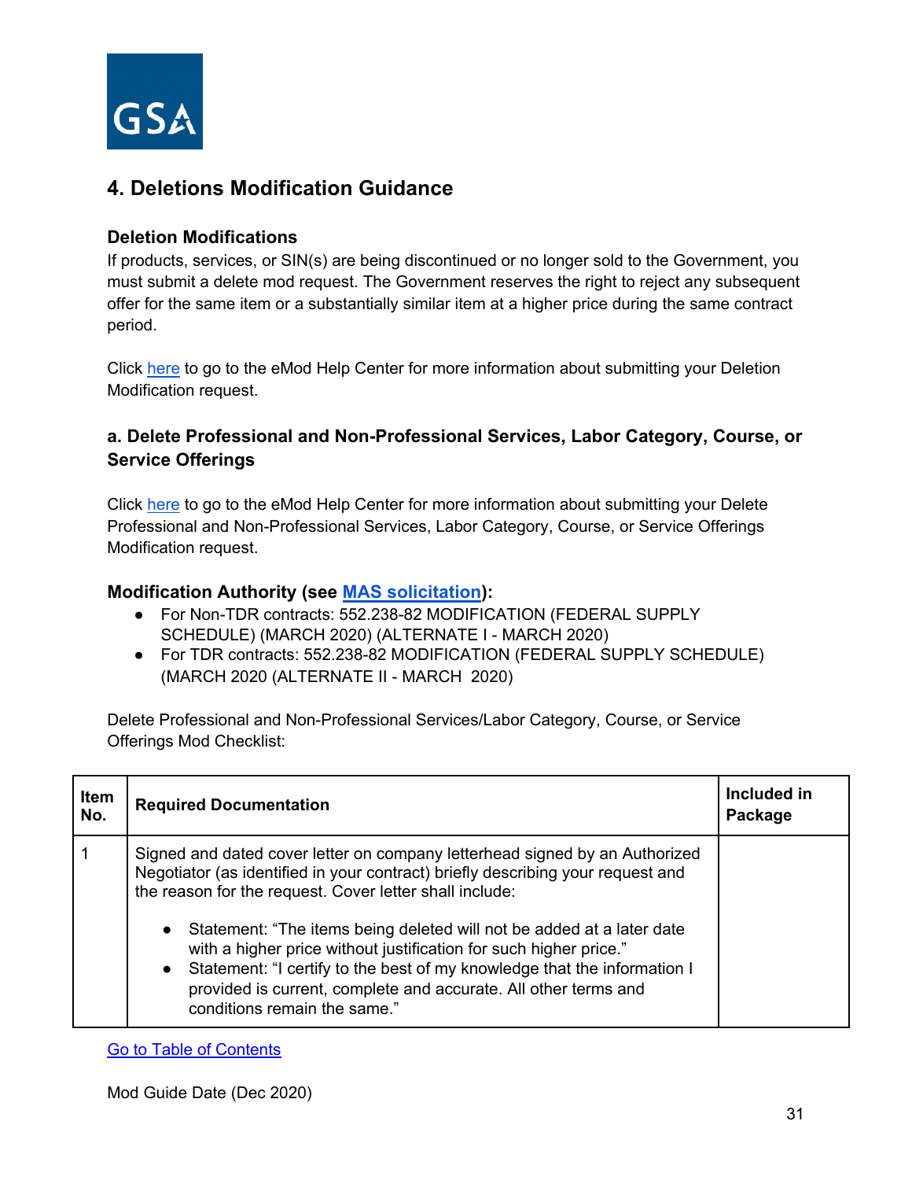## 4. Deletions Modification Guidance

### Deletion Modifications

If products, services, or SIN(s) are being discontinued or no longer sold to the Government, you must submit a delete mod request. The Government reserves the right to reject any subsequent offer for the same item or a substantially similar item at a higher price during the same contract period.

Click here to go to the eMod Help Center for more information about submitting your Deletion Modification request.

### a. Delete Professional and Non-Professional Services, Labor Category, Course, or Service Offerings

Click here to go to the eMod Help Center for more information about submitting your Delete Professional and Non-Professional Services, Labor Category, Course, or Service Offerings Modification request.

**Modification Authority (see MAS solicitation):**

- For Non-TDR contracts: 552.238-82 MODIFICATION (FEDERAL SUPPLY SCHEDULE) (MARCH 2020) (ALTERNATE I - MARCH 2020)
- For TDR contracts: 552.238-82 MODIFICATION (FEDERAL SUPPLY SCHEDULE) (MARCH 2020 (ALTERNATE II - MARCH 2020)

Delete Professional and Non-Professional Services/Labor Category, Course, or Service Offerings Mod Checklist:

| Item No. | Required Documentation | Included in Package |
|---|---|---|
| 1 | Signed and dated cover letter on company letterhead signed by an Authorized Negotiator (as identified in your contract) briefly describing your request and the reason for the request. Cover letter shall include:<br><br>• Statement: "The items being deleted will not be added at a later date with a higher price without justification for such higher price."<br>• Statement: "I certify to the best of my knowledge that the information I provided is current, complete and accurate. All other terms and conditions remain the same." | |

Go to Table of Contents

Mod Guide Date (Dec 2020)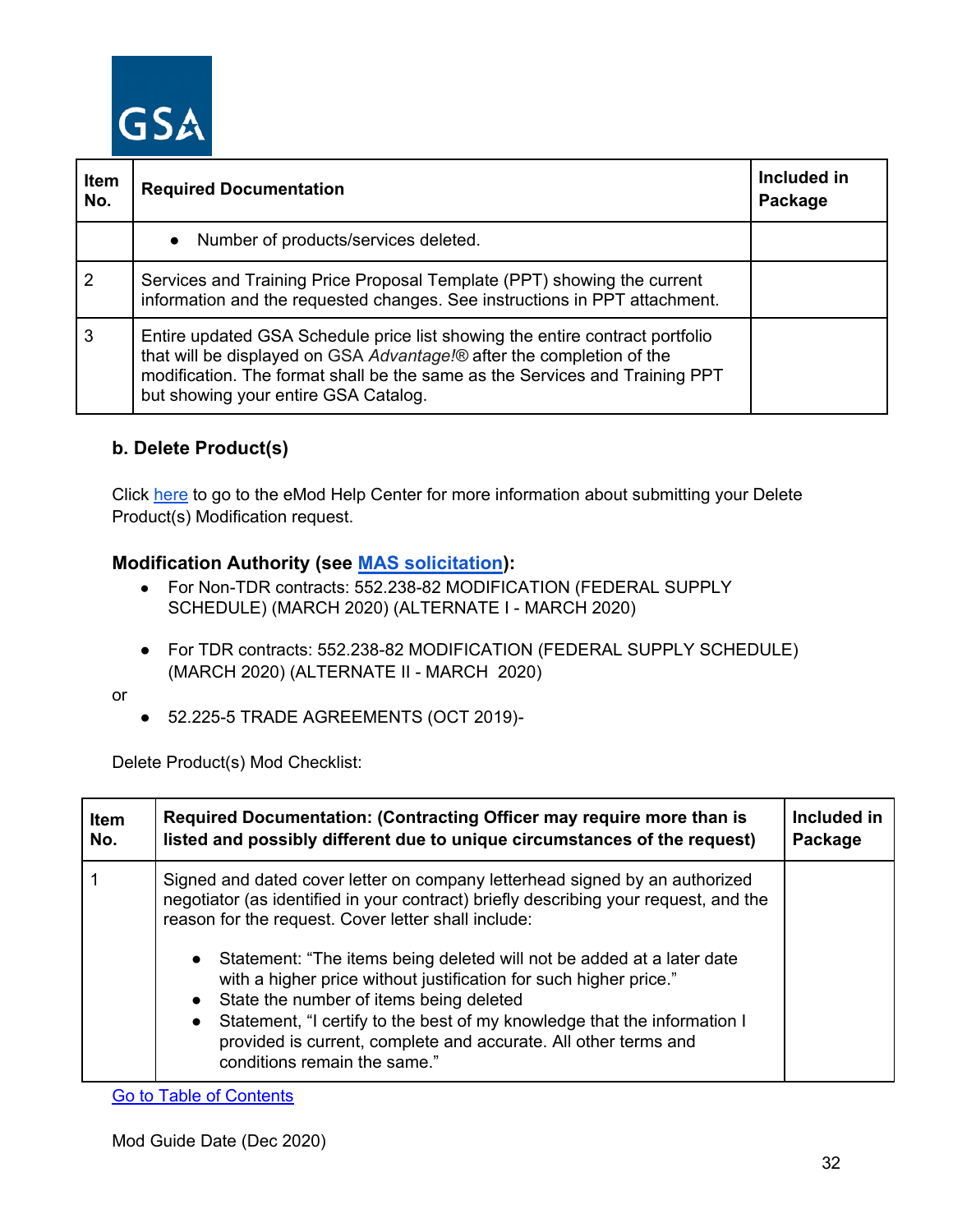| Item No. | Required Documentation | Included in Package |
|---|---|---|
| | • Number of products/services deleted. | |
| 2 | Services and Training Price Proposal Template (PPT) showing the current information and the requested changes. See instructions in PPT attachment. | |
| 3 | Entire updated GSA Schedule price list showing the entire contract portfolio that will be displayed on GSA *Advantage!*® after the completion of the modification. The format shall be the same as the Services and Training PPT but showing your entire GSA Catalog. | |

### b. Delete Product(s)

Click here to go to the eMod Help Center for more information about submitting your Delete Product(s) Modification request.

**Modification Authority (see MAS solicitation):**

- For Non-TDR contracts: 552.238-82 MODIFICATION (FEDERAL SUPPLY SCHEDULE) (MARCH 2020) (ALTERNATE I - MARCH 2020)
- For TDR contracts: 552.238-82 MODIFICATION (FEDERAL SUPPLY SCHEDULE) (MARCH 2020) (ALTERNATE II - MARCH 2020)

or

- 52.225-5 TRADE AGREEMENTS (OCT 2019)-

Delete Product(s) Mod Checklist:

| Item No. | Required Documentation: (Contracting Officer may require more than is listed and possibly different due to unique circumstances of the request) | Included in Package |
|---|---|---|
| 1 | Signed and dated cover letter on company letterhead signed by an authorized negotiator (as identified in your contract) briefly describing your request, and the reason for the request. Cover letter shall include:<br>• Statement: "The items being deleted will not be added at a later date with a higher price without justification for such higher price."<br>• State the number of items being deleted<br>• Statement, "I certify to the best of my knowledge that the information I provided is current, complete and accurate. All other terms and conditions remain the same." | |

Go to Table of Contents

Mod Guide Date (Dec 2020)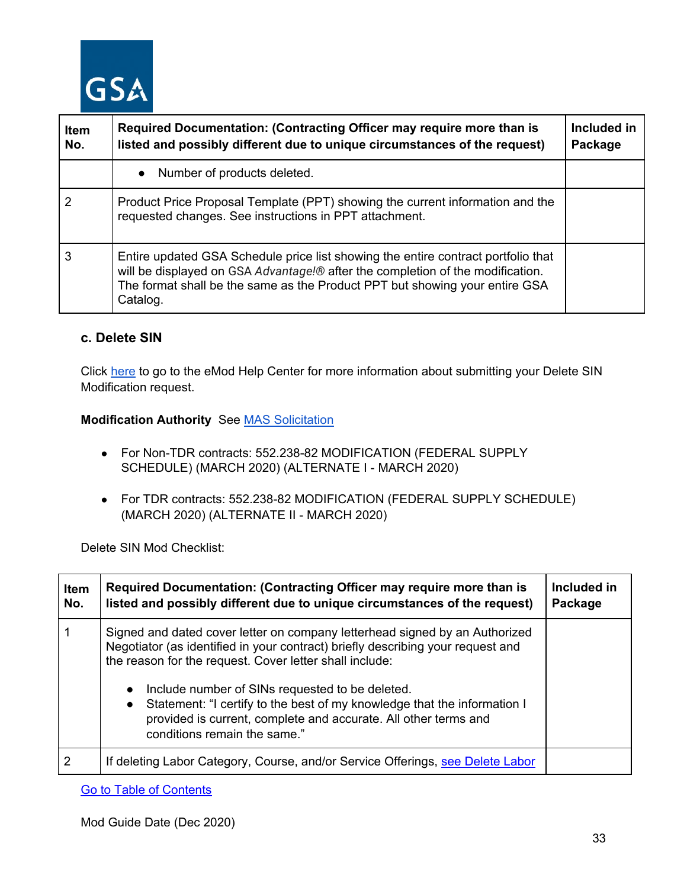| Item No. | Required Documentation: (Contracting Officer may require more than is listed and possibly different due to unique circumstances of the request) | Included in Package |
|---|---|---|
| | • Number of products deleted. | |
| 2 | Product Price Proposal Template (PPT) showing the current information and the requested changes. See instructions in PPT attachment. | |
| 3 | Entire updated GSA Schedule price list showing the entire contract portfolio that will be displayed on GSA *Advantage!®* after the completion of the modification. The format shall be the same as the Product PPT but showing your entire GSA Catalog. | |

### c. Delete SIN

Click here to go to the eMod Help Center for more information about submitting your Delete SIN Modification request.

**Modification Authority** See MAS Solicitation

- For Non-TDR contracts: 552.238-82 MODIFICATION (FEDERAL SUPPLY SCHEDULE) (MARCH 2020) (ALTERNATE I - MARCH 2020)
- For TDR contracts: 552.238-82 MODIFICATION (FEDERAL SUPPLY SCHEDULE) (MARCH 2020) (ALTERNATE II - MARCH 2020)

Delete SIN Mod Checklist:

| Item No. | Required Documentation: (Contracting Officer may require more than is listed and possibly different due to unique circumstances of the request) | Included in Package |
|---|---|---|
| 1 | Signed and dated cover letter on company letterhead signed by an Authorized Negotiator (as identified in your contract) briefly describing your request and the reason for the request. Cover letter shall include:<br>• Include number of SINs requested to be deleted.<br>• Statement: "I certify to the best of my knowledge that the information I provided is current, complete and accurate. All other terms and conditions remain the same." | |
| 2 | If deleting Labor Category, Course, and/or Service Offerings, see Delete Labor | |

Go to Table of Contents

Mod Guide Date (Dec 2020)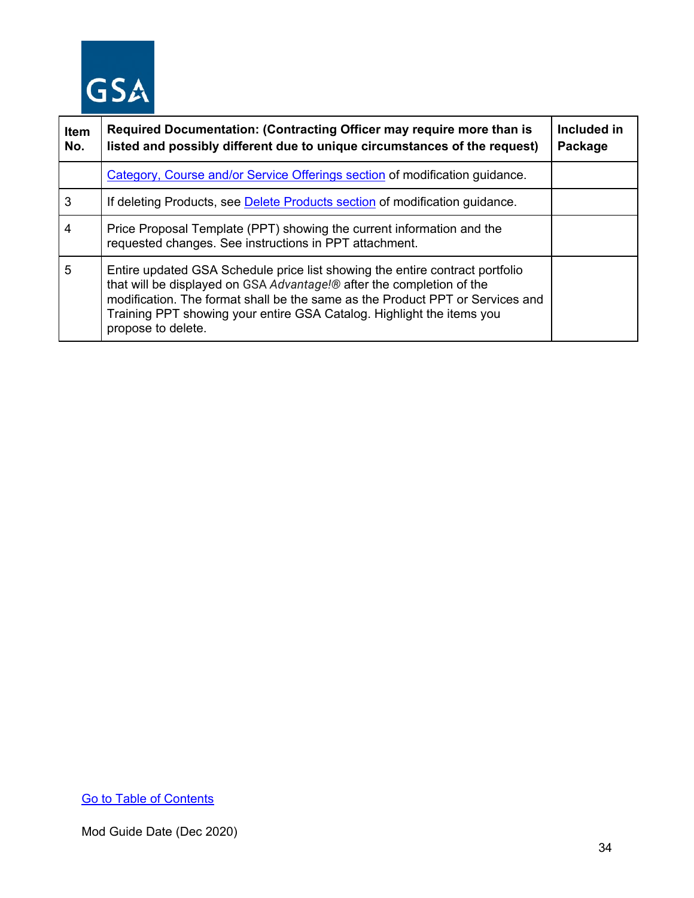| Item No. | Required Documentation: (Contracting Officer may require more than is listed and possibly different due to unique circumstances of the request) | Included in Package |
| --- | --- | --- |
| | Category, Course and/or Service Offerings section of modification guidance. | |
| 3 | If deleting Products, see Delete Products section of modification guidance. | |
| 4 | Price Proposal Template (PPT) showing the current information and the requested changes. See instructions in PPT attachment. | |
| 5 | Entire updated GSA Schedule price list showing the entire contract portfolio that will be displayed on GSA *Advantage!®* after the completion of the modification. The format shall be the same as the Product PPT or Services and Training PPT showing your entire GSA Catalog. Highlight the items you propose to delete. | |

Go to Table of Contents

Mod Guide Date (Dec 2020)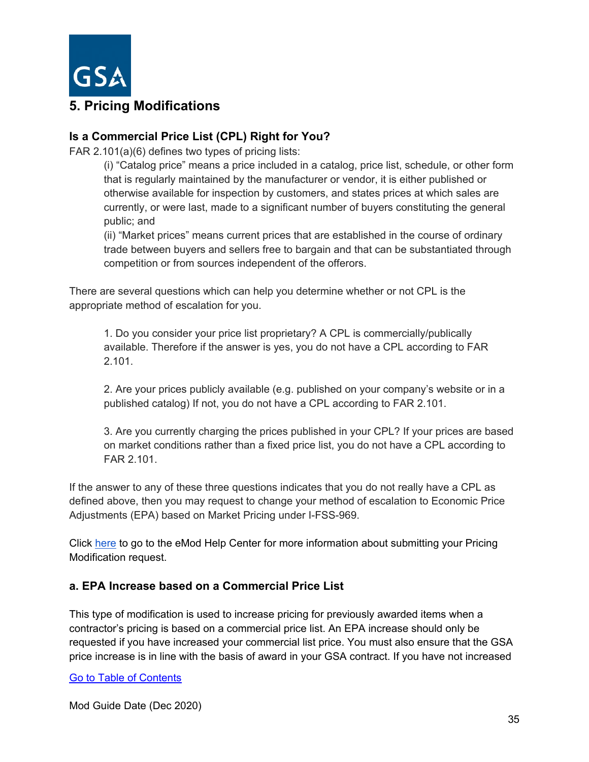## 5. Pricing Modifications

### Is a Commercial Price List (CPL) Right for You?

FAR 2.101(a)(6) defines two types of pricing lists:

> (i) "Catalog price" means a price included in a catalog, price list, schedule, or other form that is regularly maintained by the manufacturer or vendor, it is either published or otherwise available for inspection by customers, and states prices at which sales are currently, or were last, made to a significant number of buyers constituting the general public; and
>
> (ii) "Market prices" means current prices that are established in the course of ordinary trade between buyers and sellers free to bargain and that can be substantiated through competition or from sources independent of the offerors.

There are several questions which can help you determine whether or not CPL is the appropriate method of escalation for you.

1. Do you consider your price list proprietary? A CPL is commercially/publically available. Therefore if the answer is yes, you do not have a CPL according to FAR 2.101.

2. Are your prices publicly available (e.g. published on your company's website or in a published catalog) If not, you do not have a CPL according to FAR 2.101.

3. Are you currently charging the prices published in your CPL? If your prices are based on market conditions rather than a fixed price list, you do not have a CPL according to FAR 2.101.

If the answer to any of these three questions indicates that you do not really have a CPL as defined above, then you may request to change your method of escalation to Economic Price Adjustments (EPA) based on Market Pricing under I-FSS-969.

Click here to go to the eMod Help Center for more information about submitting your Pricing Modification request.

### a. EPA Increase based on a Commercial Price List

This type of modification is used to increase pricing for previously awarded items when a contractor's pricing is based on a commercial price list. An EPA increase should only be requested if you have increased your commercial list price. You must also ensure that the GSA price increase is in line with the basis of award in your GSA contract. If you have not increased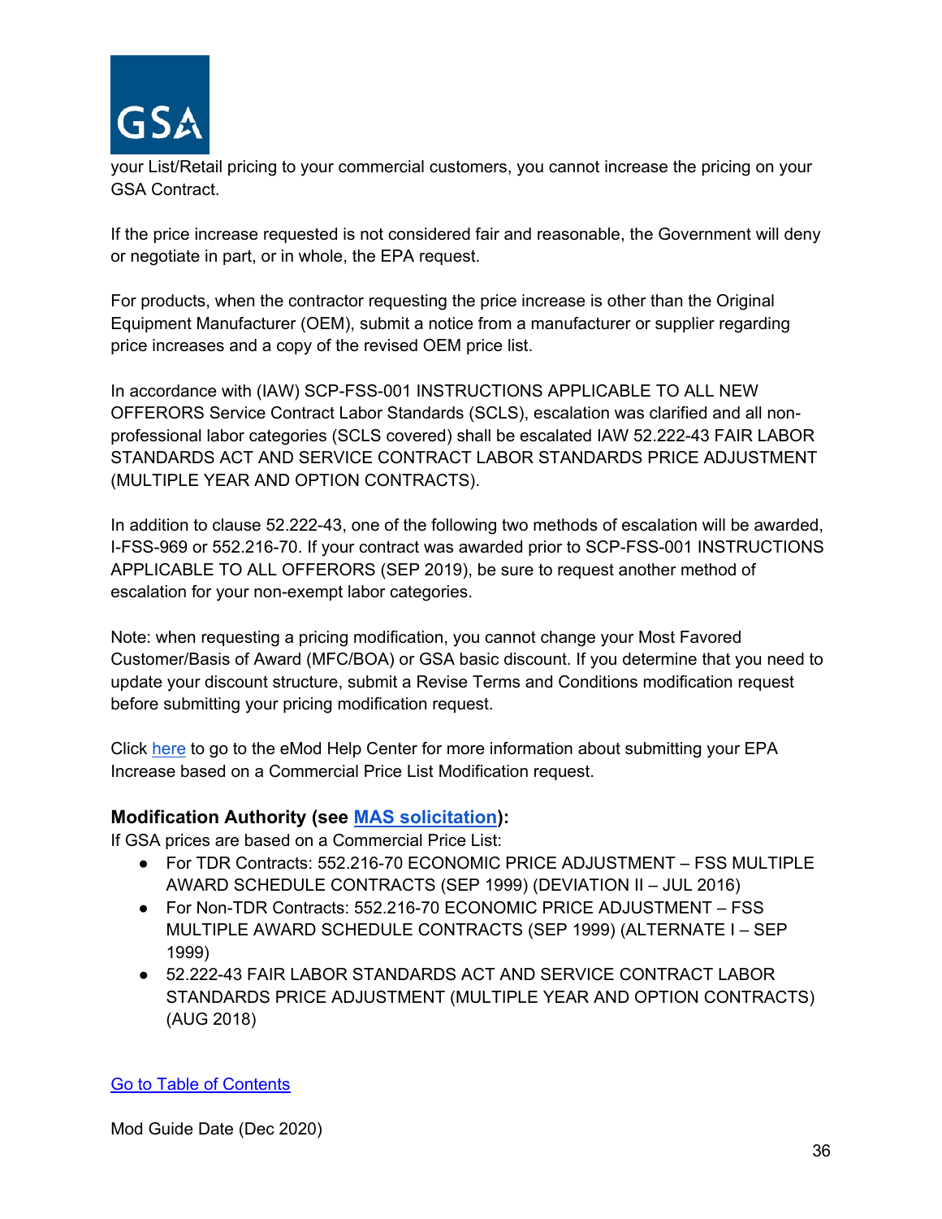your List/Retail pricing to your commercial customers, you cannot increase the pricing on your GSA Contract.

If the price increase requested is not considered fair and reasonable, the Government will deny or negotiate in part, or in whole, the EPA request.

For products, when the contractor requesting the price increase is other than the Original Equipment Manufacturer (OEM), submit a notice from a manufacturer or supplier regarding price increases and a copy of the revised OEM price list.

In accordance with (IAW) SCP-FSS-001 INSTRUCTIONS APPLICABLE TO ALL NEW OFFERORS Service Contract Labor Standards (SCLS), escalation was clarified and all non-professional labor categories (SCLS covered) shall be escalated IAW 52.222-43 FAIR LABOR STANDARDS ACT AND SERVICE CONTRACT LABOR STANDARDS PRICE ADJUSTMENT (MULTIPLE YEAR AND OPTION CONTRACTS).

In addition to clause 52.222-43, one of the following two methods of escalation will be awarded, I-FSS-969 or 552.216-70. If your contract was awarded prior to SCP-FSS-001 INSTRUCTIONS APPLICABLE TO ALL OFFERORS (SEP 2019), be sure to request another method of escalation for your non-exempt labor categories.

Note: when requesting a pricing modification, you cannot change your Most Favored Customer/Basis of Award (MFC/BOA) or GSA basic discount. If you determine that you need to update your discount structure, submit a Revise Terms and Conditions modification request before submitting your pricing modification request.

Click here to go to the eMod Help Center for more information about submitting your EPA Increase based on a Commercial Price List Modification request.

**Modification Authority (see MAS solicitation):**

If GSA prices are based on a Commercial Price List:

- For TDR Contracts: 552.216-70 ECONOMIC PRICE ADJUSTMENT – FSS MULTIPLE AWARD SCHEDULE CONTRACTS (SEP 1999) (DEVIATION II – JUL 2016)
- For Non-TDR Contracts: 552.216-70 ECONOMIC PRICE ADJUSTMENT – FSS MULTIPLE AWARD SCHEDULE CONTRACTS (SEP 1999) (ALTERNATE I – SEP 1999)
- 52.222-43 FAIR LABOR STANDARDS ACT AND SERVICE CONTRACT LABOR STANDARDS PRICE ADJUSTMENT (MULTIPLE YEAR AND OPTION CONTRACTS) (AUG 2018)

Go to Table of Contents

Mod Guide Date (Dec 2020)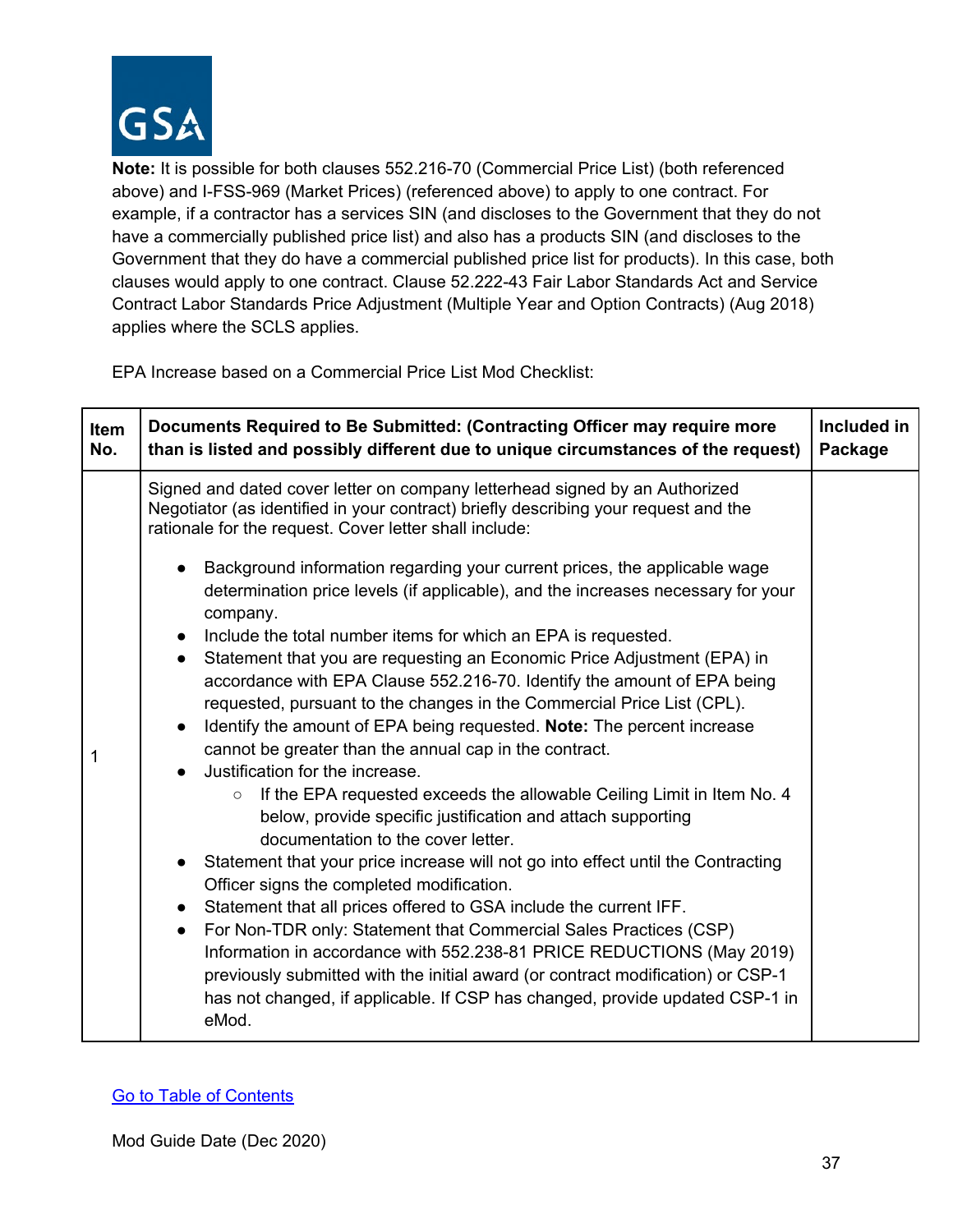**Note:** It is possible for both clauses 552.216-70 (Commercial Price List) (both referenced above) and I-FSS-969 (Market Prices) (referenced above) to apply to one contract. For example, if a contractor has a services SIN (and discloses to the Government that they do not have a commercially published price list) and also has a products SIN (and discloses to the Government that they do have a commercial published price list for products). In this case, both clauses would apply to one contract. Clause 52.222-43 Fair Labor Standards Act and Service Contract Labor Standards Price Adjustment (Multiple Year and Option Contracts) (Aug 2018) applies where the SCLS applies.

EPA Increase based on a Commercial Price List Mod Checklist:

| Item No. | Documents Required to Be Submitted: (Contracting Officer may require more than is listed and possibly different due to unique circumstances of the request) | Included in Package |
|---|---|---|
| 1 | Signed and dated cover letter on company letterhead signed by an Authorized Negotiator (as identified in your contract) briefly describing your request and the rationale for the request. Cover letter shall include:<br><br>• Background information regarding your current prices, the applicable wage determination price levels (if applicable), and the increases necessary for your company.<br>• Include the total number items for which an EPA is requested.<br>• Statement that you are requesting an Economic Price Adjustment (EPA) in accordance with EPA Clause 552.216-70. Identify the amount of EPA being requested, pursuant to the changes in the Commercial Price List (CPL).<br>• Identify the amount of EPA being requested. **Note:** The percent increase cannot be greater than the annual cap in the contract.<br>• Justification for the increase.<br>  ○ If the EPA requested exceeds the allowable Ceiling Limit in Item No. 4 below, provide specific justification and attach supporting documentation to the cover letter.<br>• Statement that your price increase will not go into effect until the Contracting Officer signs the completed modification.<br>• Statement that all prices offered to GSA include the current IFF.<br>• For Non-TDR only: Statement that Commercial Sales Practices (CSP) Information in accordance with 552.238-81 PRICE REDUCTIONS (May 2019) previously submitted with the initial award (or contract modification) or CSP-1 has not changed, if applicable. If CSP has changed, provide updated CSP-1 in eMod. | |

Go to Table of Contents

Mod Guide Date (Dec 2020)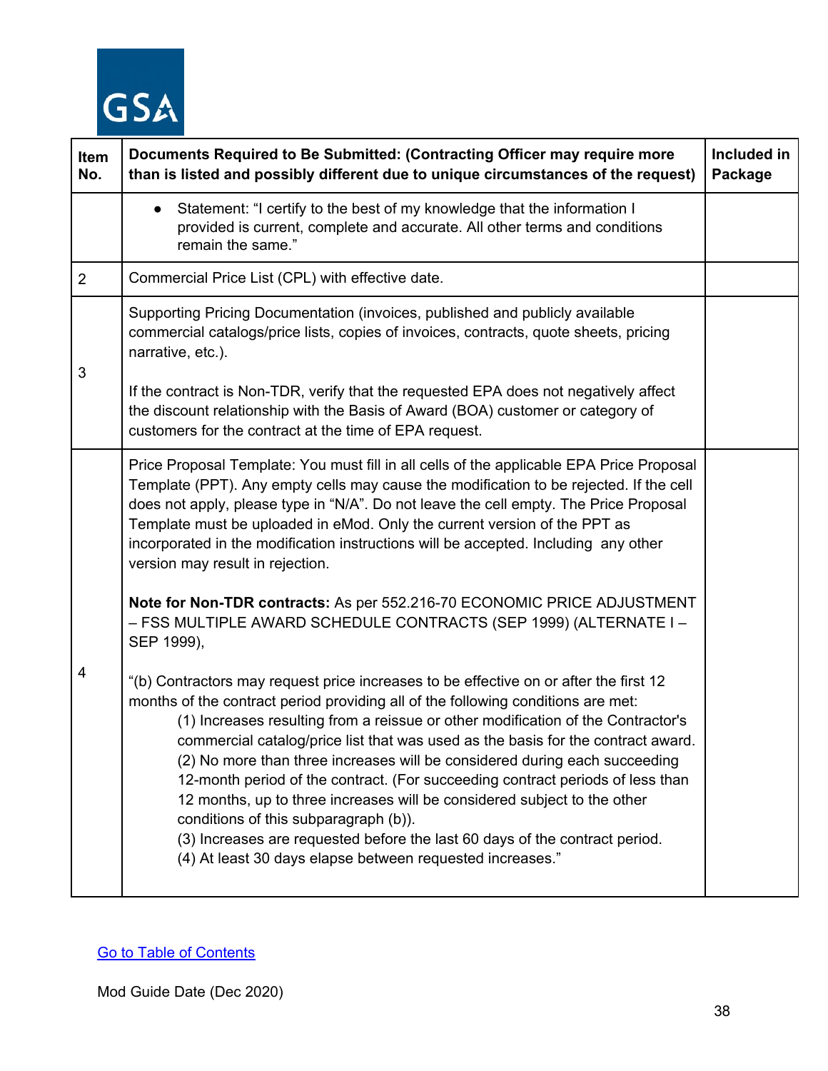| Item No. | Documents Required to Be Submitted: (Contracting Officer may require more than is listed and possibly different due to unique circumstances of the request) | Included in Package |
|---|---|---|
| | • Statement: "I certify to the best of my knowledge that the information I provided is current, complete and accurate. All other terms and conditions remain the same." | |
| 2 | Commercial Price List (CPL) with effective date. | |
| 3 | Supporting Pricing Documentation (invoices, published and publicly available commercial catalogs/price lists, copies of invoices, contracts, quote sheets, pricing narrative, etc.).<br><br>If the contract is Non-TDR, verify that the requested EPA does not negatively affect the discount relationship with the Basis of Award (BOA) customer or category of customers for the contract at the time of EPA request. | |
| 4 | Price Proposal Template: You must fill in all cells of the applicable EPA Price Proposal Template (PPT). Any empty cells may cause the modification to be rejected. If the cell does not apply, please type in "N/A". Do not leave the cell empty. The Price Proposal Template must be uploaded in eMod. Only the current version of the PPT as incorporated in the modification instructions will be accepted. Including any other version may result in rejection.<br><br>**Note for Non-TDR contracts:** As per 552.216-70 ECONOMIC PRICE ADJUSTMENT – FSS MULTIPLE AWARD SCHEDULE CONTRACTS (SEP 1999) (ALTERNATE I – SEP 1999),<br><br>"(b) Contractors may request price increases to be effective on or after the first 12 months of the contract period providing all of the following conditions are met:<br>(1) Increases resulting from a reissue or other modification of the Contractor's commercial catalog/price list that was used as the basis for the contract award.<br>(2) No more than three increases will be considered during each succeeding 12-month period of the contract. (For succeeding contract periods of less than 12 months, up to three increases will be considered subject to the other conditions of this subparagraph (b)).<br>(3) Increases are requested before the last 60 days of the contract period.<br>(4) At least 30 days elapse between requested increases." | |

Go to Table of Contents

Mod Guide Date (Dec 2020)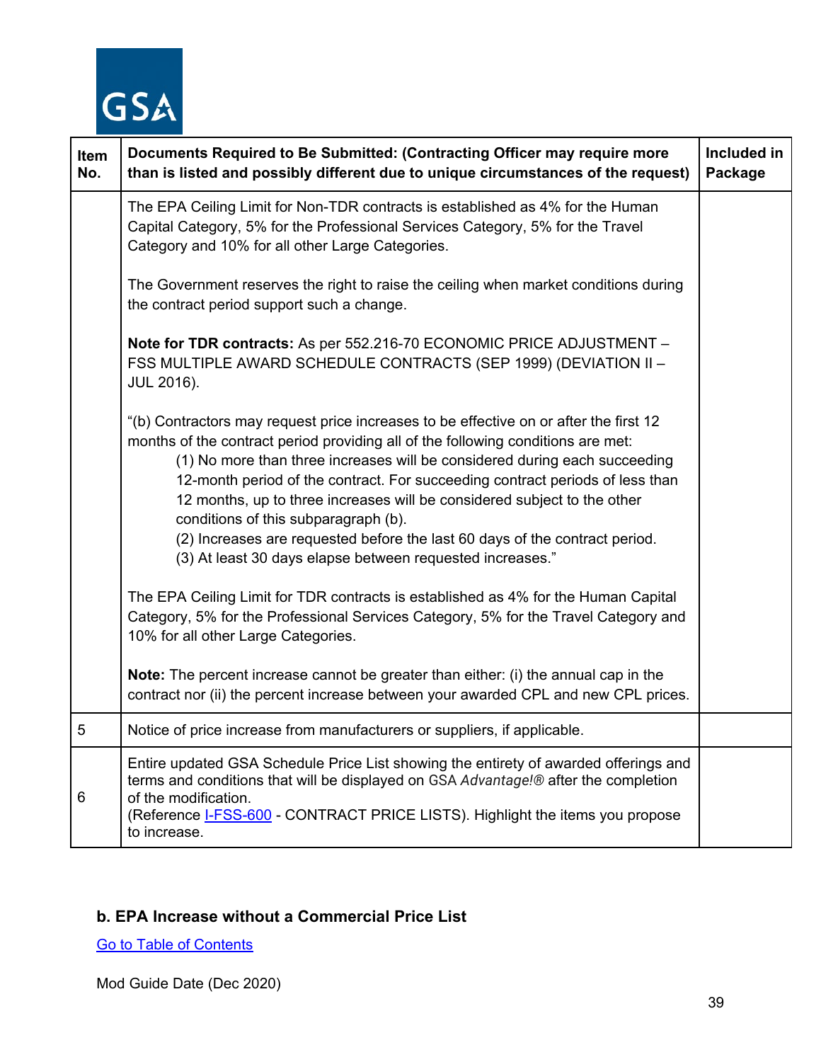| Item No. | Documents Required to Be Submitted: (Contracting Officer may require more than is listed and possibly different due to unique circumstances of the request) | Included in Package |
|---|---|---|
| | The EPA Ceiling Limit for Non-TDR contracts is established as 4% for the Human Capital Category, 5% for the Professional Services Category, 5% for the Travel Category and 10% for all other Large Categories.<br><br>The Government reserves the right to raise the ceiling when market conditions during the contract period support such a change.<br><br>**Note for TDR contracts:** As per 552.216-70 ECONOMIC PRICE ADJUSTMENT – FSS MULTIPLE AWARD SCHEDULE CONTRACTS (SEP 1999) (DEVIATION II – JUL 2016).<br><br>"(b) Contractors may request price increases to be effective on or after the first 12 months of the contract period providing all of the following conditions are met:<br>(1) No more than three increases will be considered during each succeeding 12-month period of the contract. For succeeding contract periods of less than 12 months, up to three increases will be considered subject to the other conditions of this subparagraph (b).<br>(2) Increases are requested before the last 60 days of the contract period.<br>(3) At least 30 days elapse between requested increases."<br><br>The EPA Ceiling Limit for TDR contracts is established as 4% for the Human Capital Category, 5% for the Professional Services Category, 5% for the Travel Category and 10% for all other Large Categories.<br><br>**Note:** The percent increase cannot be greater than either: (i) the annual cap in the contract nor (ii) the percent increase between your awarded CPL and new CPL prices. | |
| 5 | Notice of price increase from manufacturers or suppliers, if applicable. | |
| 6 | Entire updated GSA Schedule Price List showing the entirety of awarded offerings and terms and conditions that will be displayed on GSA *Advantage!®* after the completion of the modification.<br>(Reference I-FSS-600 - CONTRACT PRICE LISTS). Highlight the items you propose to increase. | |

### b. EPA Increase without a Commercial Price List

Go to Table of Contents

Mod Guide Date (Dec 2020)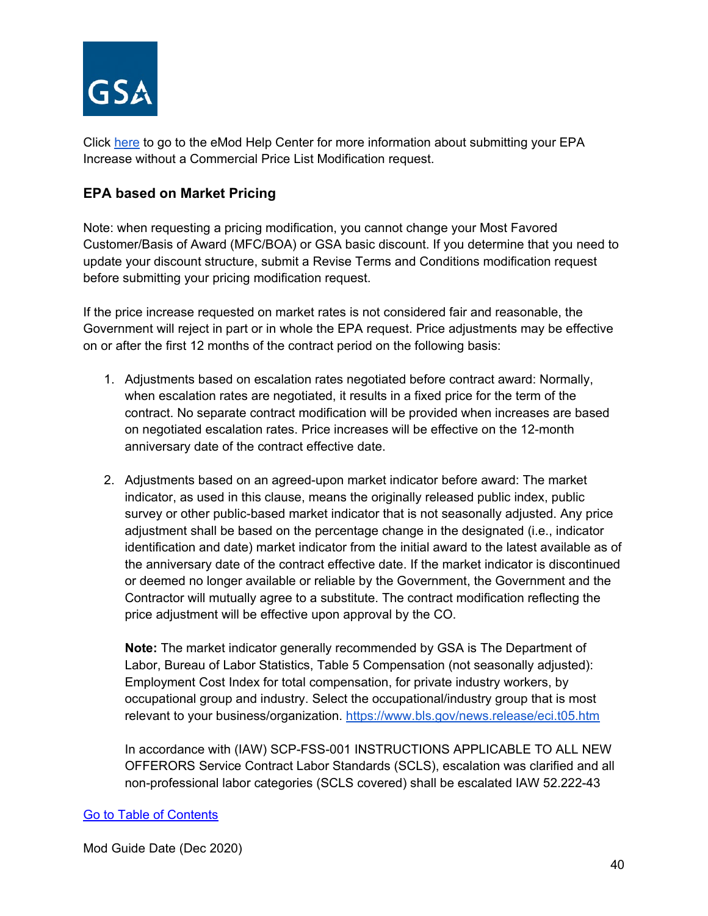Click [here]() to go to the eMod Help Center for more information about submitting your EPA Increase without a Commercial Price List Modification request.

### EPA based on Market Pricing

Note: when requesting a pricing modification, you cannot change your Most Favored Customer/Basis of Award (MFC/BOA) or GSA basic discount. If you determine that you need to update your discount structure, submit a Revise Terms and Conditions modification request before submitting your pricing modification request.

If the price increase requested on market rates is not considered fair and reasonable, the Government will reject in part or in whole the EPA request. Price adjustments may be effective on or after the first 12 months of the contract period on the following basis:

1. Adjustments based on escalation rates negotiated before contract award: Normally, when escalation rates are negotiated, it results in a fixed price for the term of the contract. No separate contract modification will be provided when increases are based on negotiated escalation rates. Price increases will be effective on the 12-month anniversary date of the contract effective date.

2. Adjustments based on an agreed-upon market indicator before award: The market indicator, as used in this clause, means the originally released public index, public survey or other public-based market indicator that is not seasonally adjusted. Any price adjustment shall be based on the percentage change in the designated (i.e., indicator identification and date) market indicator from the initial award to the latest available as of the anniversary date of the contract effective date. If the market indicator is discontinued or deemed no longer available or reliable by the Government, the Government and the Contractor will mutually agree to a substitute. The contract modification reflecting the price adjustment will be effective upon approval by the CO.

   **Note:** The market indicator generally recommended by GSA is The Department of Labor, Bureau of Labor Statistics, Table 5 Compensation (not seasonally adjusted): Employment Cost Index for total compensation, for private industry workers, by occupational group and industry. Select the occupational/industry group that is most relevant to your business/organization. [https://www.bls.gov/news.release/eci.t05.htm](https://www.bls.gov/news.release/eci.t05.htm)

   In accordance with (IAW) SCP-FSS-001 INSTRUCTIONS APPLICABLE TO ALL NEW OFFERORS Service Contract Labor Standards (SCLS), escalation was clarified and all non-professional labor categories (SCLS covered) shall be escalated IAW 52.222-43

[Go to Table of Contents]()

Mod Guide Date (Dec 2020)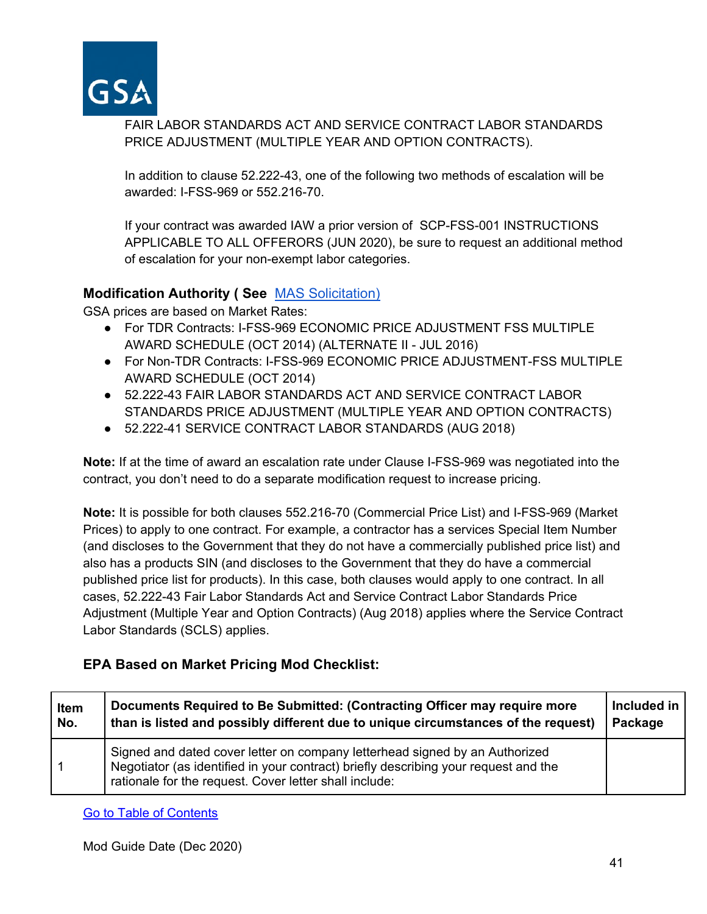FAIR LABOR STANDARDS ACT AND SERVICE CONTRACT LABOR STANDARDS PRICE ADJUSTMENT (MULTIPLE YEAR AND OPTION CONTRACTS).

In addition to clause 52.222-43, one of the following two methods of escalation will be awarded: I-FSS-969 or 552.216-70.

If your contract was awarded IAW a prior version of SCP-FSS-001 INSTRUCTIONS APPLICABLE TO ALL OFFERORS (JUN 2020), be sure to request an additional method of escalation for your non-exempt labor categories.

**Modification Authority ( See** [MAS Solicitation)](MAS Solicitation)

GSA prices are based on Market Rates:

- For TDR Contracts: I-FSS-969 ECONOMIC PRICE ADJUSTMENT FSS MULTIPLE AWARD SCHEDULE (OCT 2014) (ALTERNATE II - JUL 2016)
- For Non-TDR Contracts: I-FSS-969 ECONOMIC PRICE ADJUSTMENT-FSS MULTIPLE AWARD SCHEDULE (OCT 2014)
- 52.222-43 FAIR LABOR STANDARDS ACT AND SERVICE CONTRACT LABOR STANDARDS PRICE ADJUSTMENT (MULTIPLE YEAR AND OPTION CONTRACTS)
- 52.222-41 SERVICE CONTRACT LABOR STANDARDS (AUG 2018)

**Note:** If at the time of award an escalation rate under Clause I-FSS-969 was negotiated into the contract, you don't need to do a separate modification request to increase pricing.

**Note:** It is possible for both clauses 552.216-70 (Commercial Price List) and I-FSS-969 (Market Prices) to apply to one contract. For example, a contractor has a services Special Item Number (and discloses to the Government that they do not have a commercially published price list) and also has a products SIN (and discloses to the Government that they do have a commercial published price list for products). In this case, both clauses would apply to one contract. In all cases, 52.222-43 Fair Labor Standards Act and Service Contract Labor Standards Price Adjustment (Multiple Year and Option Contracts) (Aug 2018) applies where the Service Contract Labor Standards (SCLS) applies.

### EPA Based on Market Pricing Mod Checklist:

| Item No. | Documents Required to Be Submitted: (Contracting Officer may require more than is listed and possibly different due to unique circumstances of the request) | Included in Package |
|---|---|---|
| 1 | Signed and dated cover letter on company letterhead signed by an Authorized Negotiator (as identified in your contract) briefly describing your request and the rationale for the request. Cover letter shall include: | |

[Go to Table of Contents](Go to Table of Contents)

Mod Guide Date (Dec 2020)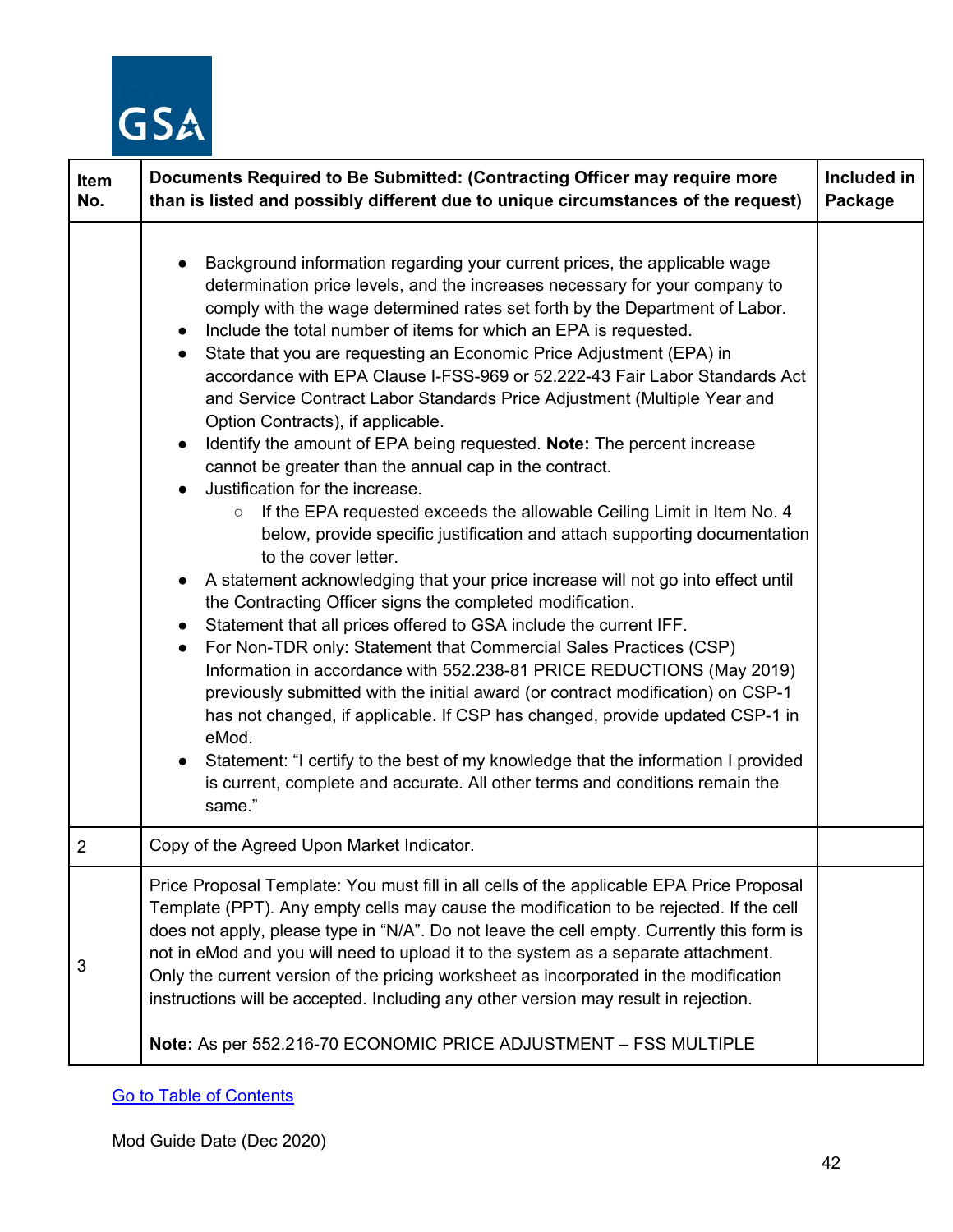| Item No. | Documents Required to Be Submitted: (Contracting Officer may require more than is listed and possibly different due to unique circumstances of the request) | Included in Package |
|---|---|---|
| | • Background information regarding your current prices, the applicable wage determination price levels, and the increases necessary for your company to comply with the wage determined rates set forth by the Department of Labor.<br>• Include the total number of items for which an EPA is requested.<br>• State that you are requesting an Economic Price Adjustment (EPA) in accordance with EPA Clause I-FSS-969 or 52.222-43 Fair Labor Standards Act and Service Contract Labor Standards Price Adjustment (Multiple Year and Option Contracts), if applicable.<br>• Identify the amount of EPA being requested. **Note:** The percent increase cannot be greater than the annual cap in the contract.<br>• Justification for the increase.<br>  ○ If the EPA requested exceeds the allowable Ceiling Limit in Item No. 4 below, provide specific justification and attach supporting documentation to the cover letter.<br>• A statement acknowledging that your price increase will not go into effect until the Contracting Officer signs the completed modification.<br>• Statement that all prices offered to GSA include the current IFF.<br>• For Non-TDR only: Statement that Commercial Sales Practices (CSP) Information in accordance with 552.238-81 PRICE REDUCTIONS (May 2019) previously submitted with the initial award (or contract modification) on CSP-1 has not changed, if applicable. If CSP has changed, provide updated CSP-1 in eMod.<br>• Statement: "I certify to the best of my knowledge that the information I provided is current, complete and accurate. All other terms and conditions remain the same." | |
| 2 | Copy of the Agreed Upon Market Indicator. | |
| 3 | Price Proposal Template: You must fill in all cells of the applicable EPA Price Proposal Template (PPT). Any empty cells may cause the modification to be rejected. If the cell does not apply, please type in "N/A". Do not leave the cell empty. Currently this form is not in eMod and you will need to upload it to the system as a separate attachment. Only the current version of the pricing worksheet as incorporated in the modification instructions will be accepted. Including any other version may result in rejection.<br><br>**Note:** As per 552.216-70 ECONOMIC PRICE ADJUSTMENT – FSS MULTIPLE | |

Go to Table of Contents

Mod Guide Date (Dec 2020)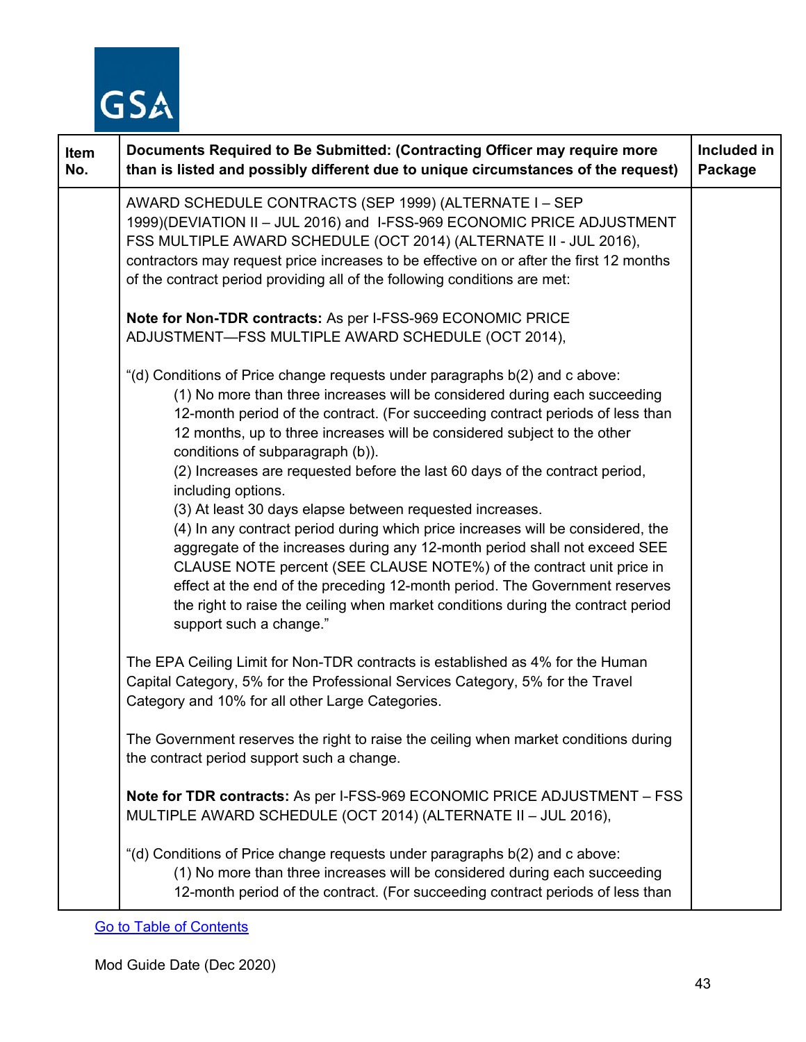| Item No. | Documents Required to Be Submitted: (Contracting Officer may require more than is listed and possibly different due to unique circumstances of the request) | Included in Package |
|---|---|---|
| | AWARD SCHEDULE CONTRACTS (SEP 1999) (ALTERNATE I – SEP 1999)(DEVIATION II – JUL 2016) and I-FSS-969 ECONOMIC PRICE ADJUSTMENT FSS MULTIPLE AWARD SCHEDULE (OCT 2014) (ALTERNATE II - JUL 2016), contractors may request price increases to be effective on or after the first 12 months of the contract period providing all of the following conditions are met:<br><br>**Note for Non-TDR contracts:** As per I-FSS-969 ECONOMIC PRICE ADJUSTMENT—FSS MULTIPLE AWARD SCHEDULE (OCT 2014),<br><br>"(d) Conditions of Price change requests under paragraphs b(2) and c above:<br>(1) No more than three increases will be considered during each succeeding 12-month period of the contract. (For succeeding contract periods of less than 12 months, up to three increases will be considered subject to the other conditions of subparagraph (b)).<br>(2) Increases are requested before the last 60 days of the contract period, including options.<br>(3) At least 30 days elapse between requested increases.<br>(4) In any contract period during which price increases will be considered, the aggregate of the increases during any 12-month period shall not exceed SEE CLAUSE NOTE percent (SEE CLAUSE NOTE%) of the contract unit price in effect at the end of the preceding 12-month period. The Government reserves the right to raise the ceiling when market conditions during the contract period support such a change."<br><br>The EPA Ceiling Limit for Non-TDR contracts is established as 4% for the Human Capital Category, 5% for the Professional Services Category, 5% for the Travel Category and 10% for all other Large Categories.<br><br>The Government reserves the right to raise the ceiling when market conditions during the contract period support such a change.<br><br>**Note for TDR contracts:** As per I-FSS-969 ECONOMIC PRICE ADJUSTMENT – FSS MULTIPLE AWARD SCHEDULE (OCT 2014) (ALTERNATE II – JUL 2016),<br><br>"(d) Conditions of Price change requests under paragraphs b(2) and c above:<br>(1) No more than three increases will be considered during each succeeding 12-month period of the contract. (For succeeding contract periods of less than | |

Go to Table of Contents

Mod Guide Date (Dec 2020)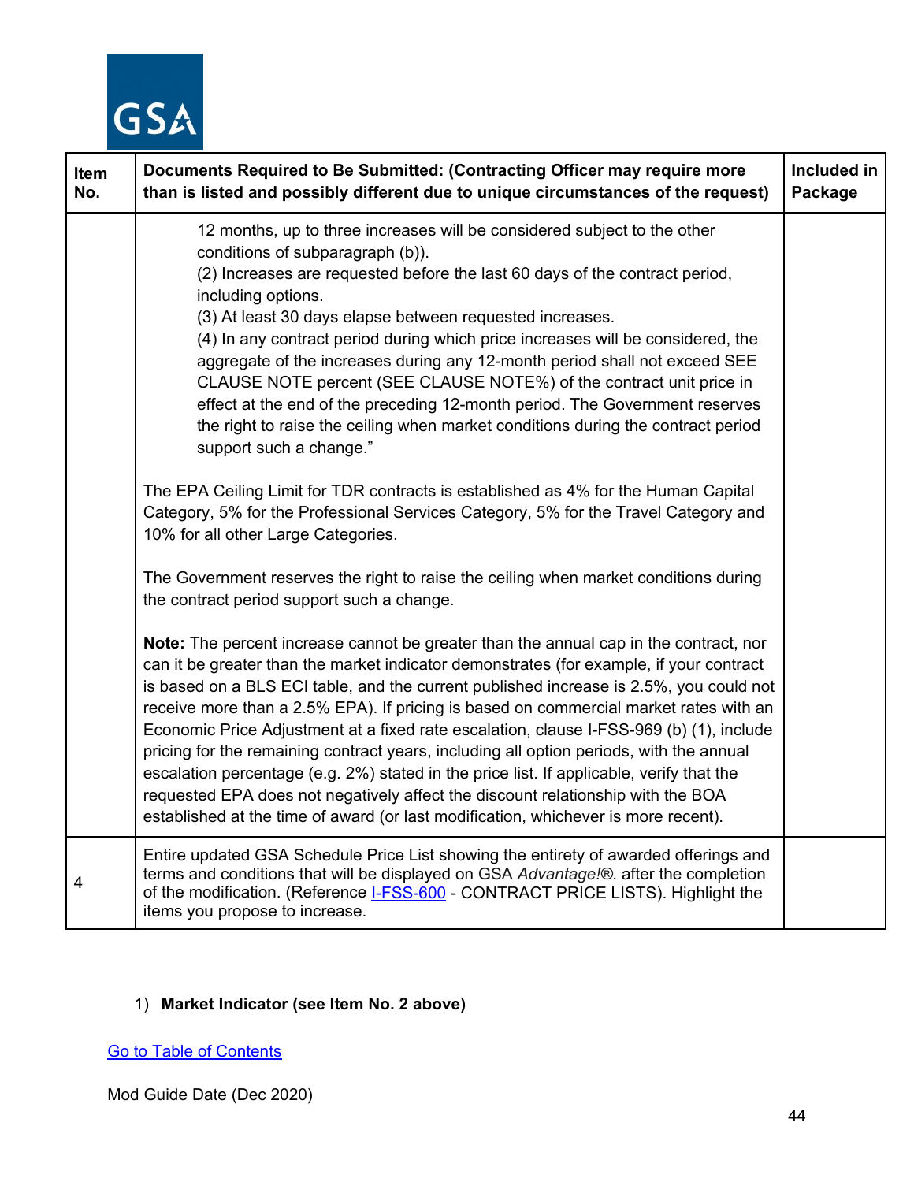| Item No. | Documents Required to Be Submitted: (Contracting Officer may require more than is listed and possibly different due to unique circumstances of the request) | Included in Package |
|---|---|---|
| | 12 months, up to three increases will be considered subject to the other conditions of subparagraph (b)).<br>(2) Increases are requested before the last 60 days of the contract period, including options.<br>(3) At least 30 days elapse between requested increases.<br>(4) In any contract period during which price increases will be considered, the aggregate of the increases during any 12-month period shall not exceed SEE CLAUSE NOTE percent (SEE CLAUSE NOTE%) of the contract unit price in effect at the end of the preceding 12-month period. The Government reserves the right to raise the ceiling when market conditions during the contract period support such a change."<br><br>The EPA Ceiling Limit for TDR contracts is established as 4% for the Human Capital Category, 5% for the Professional Services Category, 5% for the Travel Category and 10% for all other Large Categories.<br><br>The Government reserves the right to raise the ceiling when market conditions during the contract period support such a change.<br><br>**Note:** The percent increase cannot be greater than the annual cap in the contract, nor can it be greater than the market indicator demonstrates (for example, if your contract is based on a BLS ECI table, and the current published increase is 2.5%, you could not receive more than a 2.5% EPA). If pricing is based on commercial market rates with an Economic Price Adjustment at a fixed rate escalation, clause I-FSS-969 (b) (1), include pricing for the remaining contract years, including all option periods, with the annual escalation percentage (e.g. 2%) stated in the price list. If applicable, verify that the requested EPA does not negatively affect the discount relationship with the BOA established at the time of award (or last modification, whichever is more recent). | |
| 4 | Entire updated GSA Schedule Price List showing the entirety of awarded offerings and terms and conditions that will be displayed on GSA *Advantage!*®. after the completion of the modification. (Reference I-FSS-600 - CONTRACT PRICE LISTS). Highlight the items you propose to increase. | |

1) **Market Indicator (see Item No. 2 above)**

Go to Table of Contents

Mod Guide Date (Dec 2020)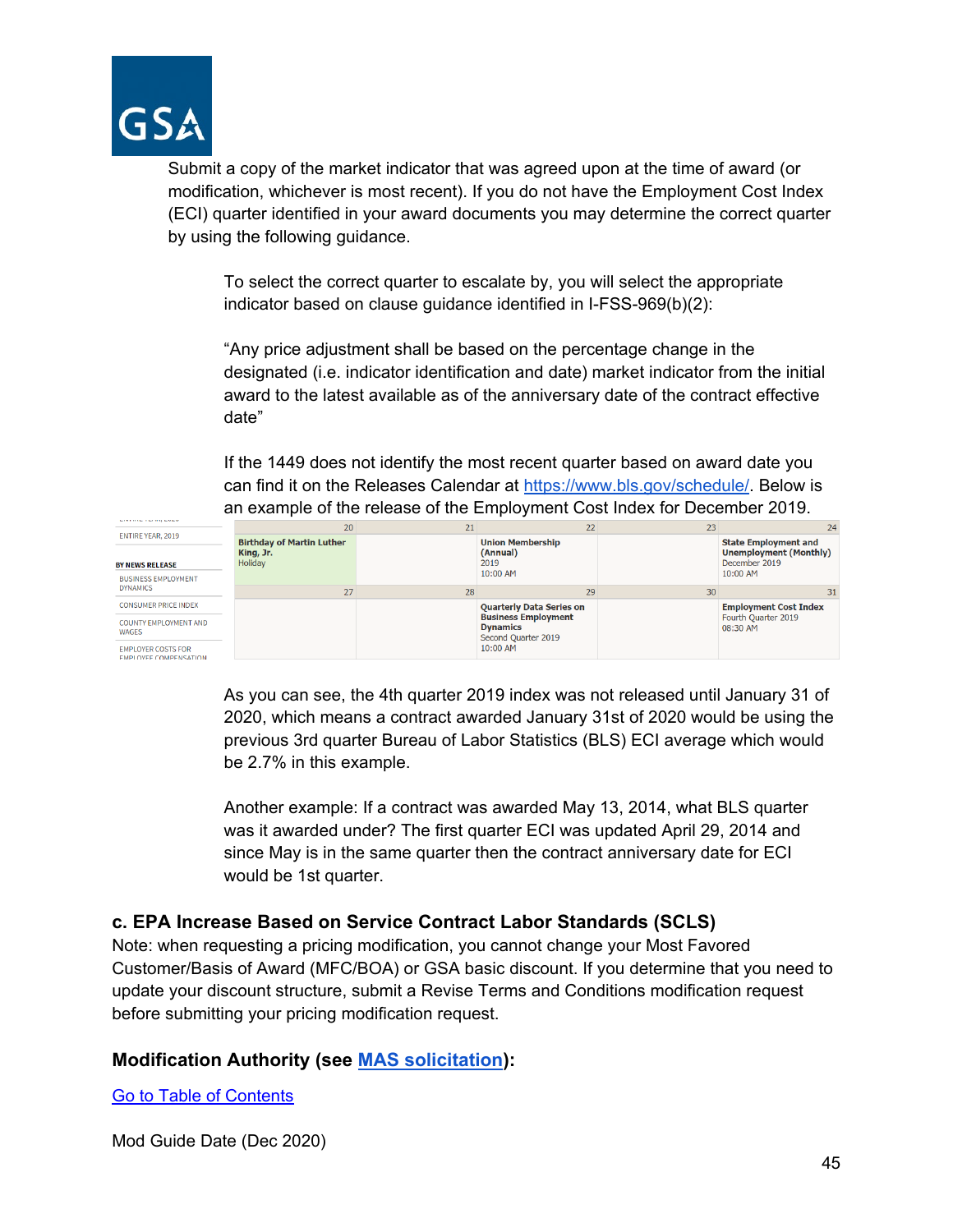Submit a copy of the market indicator that was agreed upon at the time of award (or modification, whichever is most recent). If you do not have the Employment Cost Index (ECI) quarter identified in your award documents you may determine the correct quarter by using the following guidance.

> To select the correct quarter to escalate by, you will select the appropriate indicator based on clause guidance identified in I-FSS-969(b)(2):
>
> "Any price adjustment shall be based on the percentage change in the designated (i.e. indicator identification and date) market indicator from the initial award to the latest available as of the anniversary date of the contract effective date"
>
> If the 1449 does not identify the most recent quarter based on award date you can find it on the Releases Calendar at [https://www.bls.gov/schedule/](https://www.bls.gov/schedule/). Below is an example of the release of the Employment Cost Index for December 2019.

| 20 | 21 | 22 | 23 | 24 |
|---|---|---|---|---|
| **Birthday of Martin Luther King, Jr.** Holiday | | **Union Membership (Annual)** 2019 10:00 AM | | **State Employment and Unemployment (Monthly)** December 2019 10:00 AM |
| **27** | **28** | **29** | **30** | **31** |
| | | **Quarterly Data Series on Business Employment Dynamics** Second Quarter 2019 10:00 AM | | **Employment Cost Index** Fourth Quarter 2019 08:30 AM |

> As you can see, the 4th quarter 2019 index was not released until January 31 of 2020, which means a contract awarded January 31st of 2020 would be using the previous 3rd quarter Bureau of Labor Statistics (BLS) ECI average which would be 2.7% in this example.
>
> Another example: If a contract was awarded May 13, 2014, what BLS quarter was it awarded under? The first quarter ECI was updated April 29, 2014 and since May is in the same quarter then the contract anniversary date for ECI would be 1st quarter.

### c. EPA Increase Based on Service Contract Labor Standards (SCLS)

Note: when requesting a pricing modification, you cannot change your Most Favored Customer/Basis of Award (MFC/BOA) or GSA basic discount. If you determine that you need to update your discount structure, submit a Revise Terms and Conditions modification request before submitting your pricing modification request.

### Modification Authority (see MAS solicitation):

Go to Table of Contents

Mod Guide Date (Dec 2020)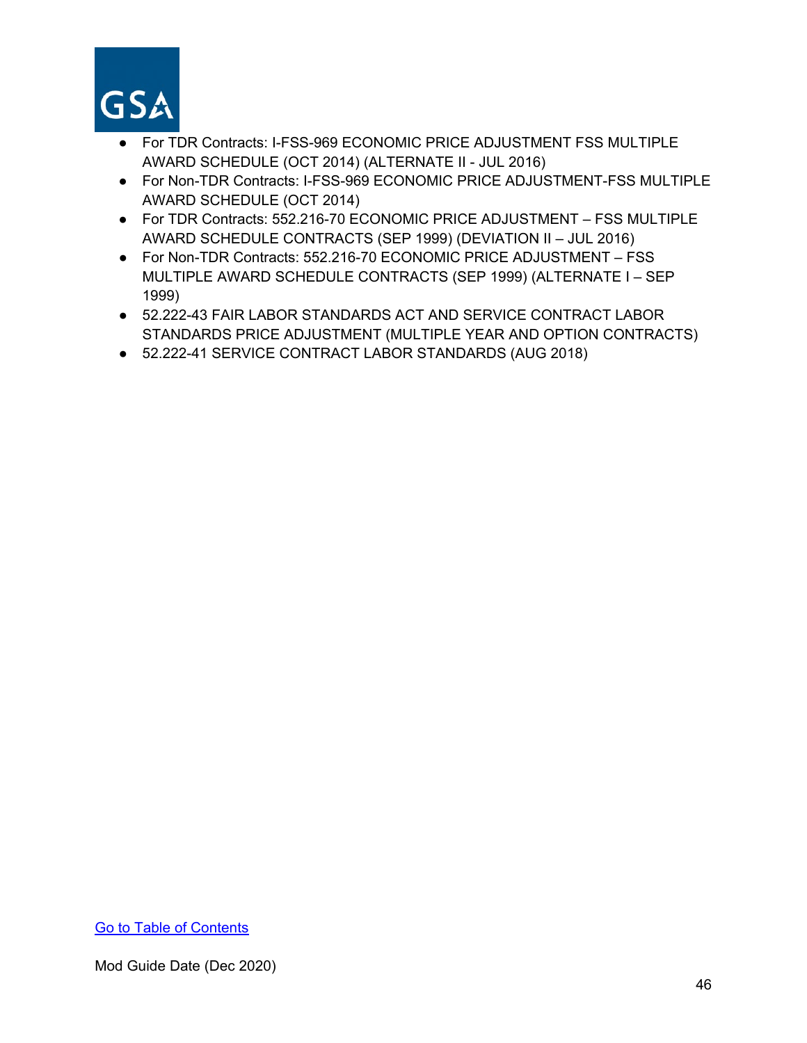- For TDR Contracts: I-FSS-969 ECONOMIC PRICE ADJUSTMENT FSS MULTIPLE AWARD SCHEDULE (OCT 2014) (ALTERNATE II - JUL 2016)
- For Non-TDR Contracts: I-FSS-969 ECONOMIC PRICE ADJUSTMENT-FSS MULTIPLE AWARD SCHEDULE (OCT 2014)
- For TDR Contracts: 552.216-70 ECONOMIC PRICE ADJUSTMENT – FSS MULTIPLE AWARD SCHEDULE CONTRACTS (SEP 1999) (DEVIATION II – JUL 2016)
- For Non-TDR Contracts: 552.216-70 ECONOMIC PRICE ADJUSTMENT – FSS MULTIPLE AWARD SCHEDULE CONTRACTS (SEP 1999) (ALTERNATE I – SEP 1999)
- 52.222-43 FAIR LABOR STANDARDS ACT AND SERVICE CONTRACT LABOR STANDARDS PRICE ADJUSTMENT (MULTIPLE YEAR AND OPTION CONTRACTS)
- 52.222-41 SERVICE CONTRACT LABOR STANDARDS (AUG 2018)

Go to Table of Contents

Mod Guide Date (Dec 2020)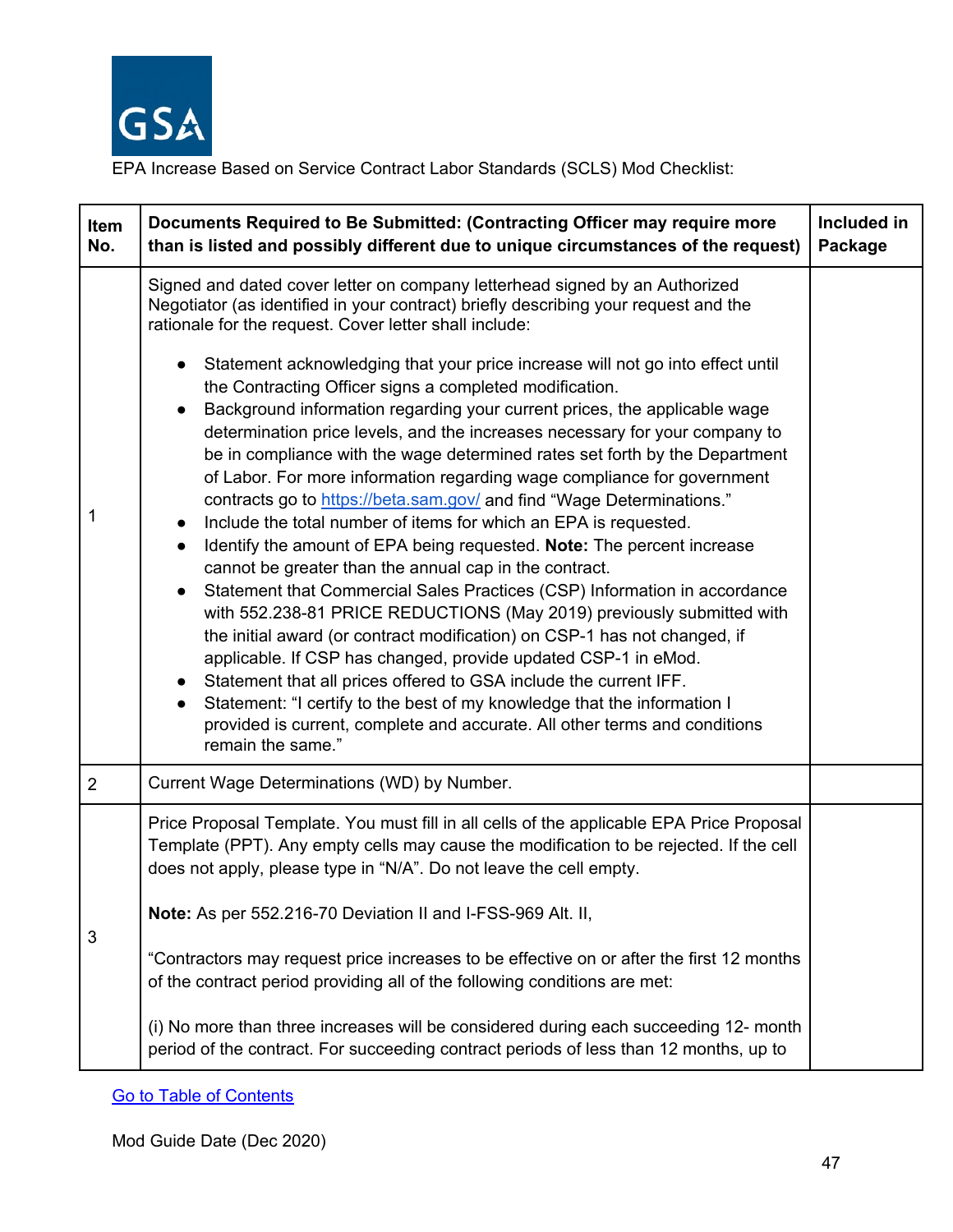EPA Increase Based on Service Contract Labor Standards (SCLS) Mod Checklist:

| Item No. | Documents Required to Be Submitted: (Contracting Officer may require more than is listed and possibly different due to unique circumstances of the request) | Included in Package |
|---|---|---|
| 1 | Signed and dated cover letter on company letterhead signed by an Authorized Negotiator (as identified in your contract) briefly describing your request and the rationale for the request. Cover letter shall include:<br><br>• Statement acknowledging that your price increase will not go into effect until the Contracting Officer signs a completed modification.<br>• Background information regarding your current prices, the applicable wage determination price levels, and the increases necessary for your company to be in compliance with the wage determined rates set forth by the Department of Labor. For more information regarding wage compliance for government contracts go to [https://beta.sam.gov/](https://beta.sam.gov/) and find "Wage Determinations."<br>• Include the total number of items for which an EPA is requested.<br>• Identify the amount of EPA being requested. **Note:** The percent increase cannot be greater than the annual cap in the contract.<br>• Statement that Commercial Sales Practices (CSP) Information in accordance with 552.238-81 PRICE REDUCTIONS (May 2019) previously submitted with the initial award (or contract modification) on CSP-1 has not changed, if applicable. If CSP has changed, provide updated CSP-1 in eMod.<br>• Statement that all prices offered to GSA include the current IFF.<br>• Statement: "I certify to the best of my knowledge that the information I provided is current, complete and accurate. All other terms and conditions remain the same." | |
| 2 | Current Wage Determinations (WD) by Number. | |
| 3 | Price Proposal Template. You must fill in all cells of the applicable EPA Price Proposal Template (PPT). Any empty cells may cause the modification to be rejected. If the cell does not apply, please type in "N/A". Do not leave the cell empty.<br><br>**Note:** As per 552.216-70 Deviation II and I-FSS-969 Alt. II,<br><br>"Contractors may request price increases to be effective on or after the first 12 months of the contract period providing all of the following conditions are met:<br><br>(i) No more than three increases will be considered during each succeeding 12- month period of the contract. For succeeding contract periods of less than 12 months, up to | |

[Go to Table of Contents](#)

Mod Guide Date (Dec 2020)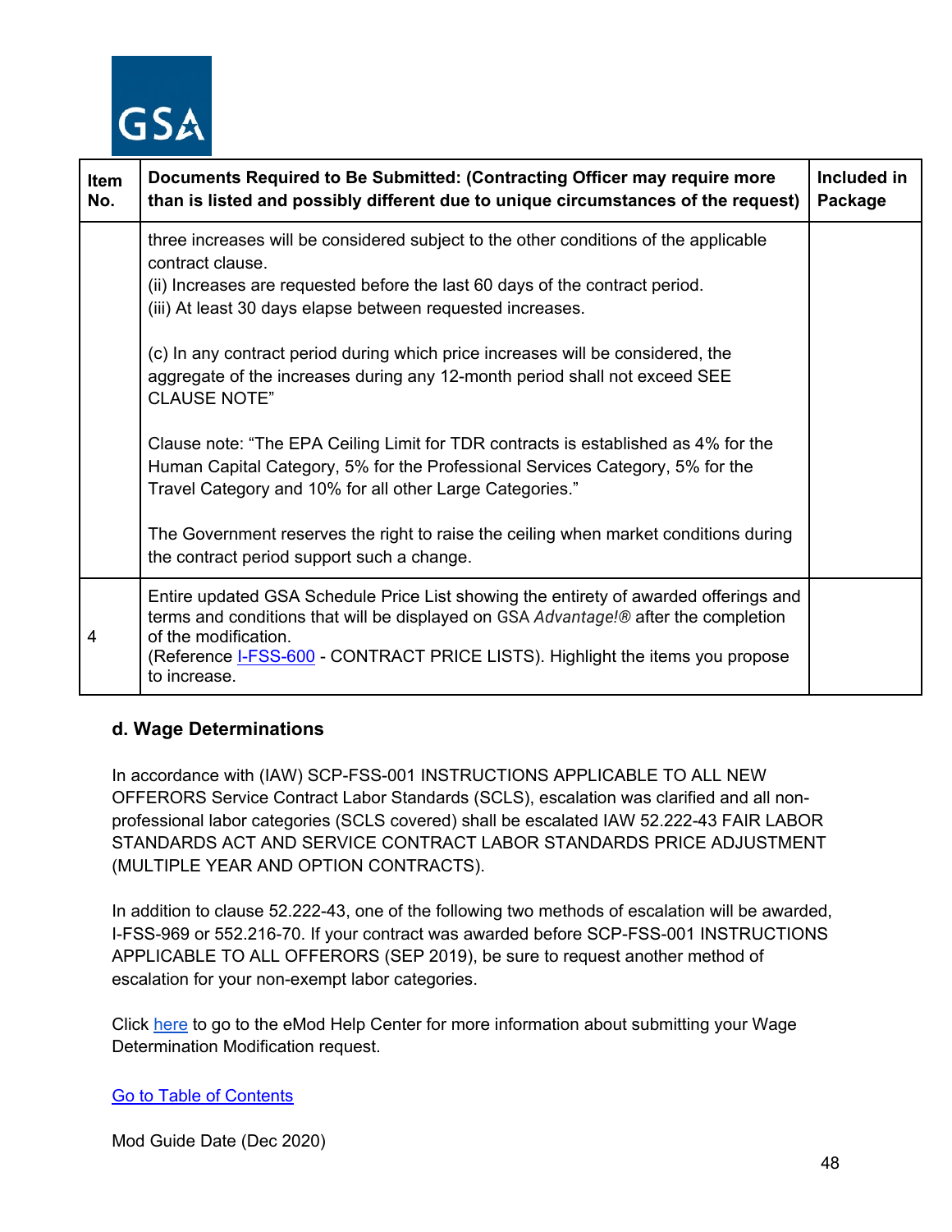| Item No. | Documents Required to Be Submitted: (Contracting Officer may require more than is listed and possibly different due to unique circumstances of the request) | Included in Package |
| --- | --- | --- |
| | three increases will be considered subject to the other conditions of the applicable contract clause.<br>(ii) Increases are requested before the last 60 days of the contract period.<br>(iii) At least 30 days elapse between requested increases.<br><br>(c) In any contract period during which price increases will be considered, the aggregate of the increases during any 12-month period shall not exceed SEE CLAUSE NOTE”<br><br>Clause note: “The EPA Ceiling Limit for TDR contracts is established as 4% for the Human Capital Category, 5% for the Professional Services Category, 5% for the Travel Category and 10% for all other Large Categories.”<br><br>The Government reserves the right to raise the ceiling when market conditions during the contract period support such a change. | |
| 4 | Entire updated GSA Schedule Price List showing the entirety of awarded offerings and terms and conditions that will be displayed on GSA *Advantage!®* after the completion of the modification.<br>(Reference I-FSS-600 - CONTRACT PRICE LISTS). Highlight the items you propose to increase. | |

### d. Wage Determinations

In accordance with (IAW) SCP-FSS-001 INSTRUCTIONS APPLICABLE TO ALL NEW OFFERORS Service Contract Labor Standards (SCLS), escalation was clarified and all non-professional labor categories (SCLS covered) shall be escalated IAW 52.222-43 FAIR LABOR STANDARDS ACT AND SERVICE CONTRACT LABOR STANDARDS PRICE ADJUSTMENT (MULTIPLE YEAR AND OPTION CONTRACTS).

In addition to clause 52.222-43, one of the following two methods of escalation will be awarded, I-FSS-969 or 552.216-70. If your contract was awarded before SCP-FSS-001 INSTRUCTIONS APPLICABLE TO ALL OFFERORS (SEP 2019), be sure to request another method of escalation for your non-exempt labor categories.

Click here to go to the eMod Help Center for more information about submitting your Wage Determination Modification request.

Go to Table of Contents

Mod Guide Date (Dec 2020)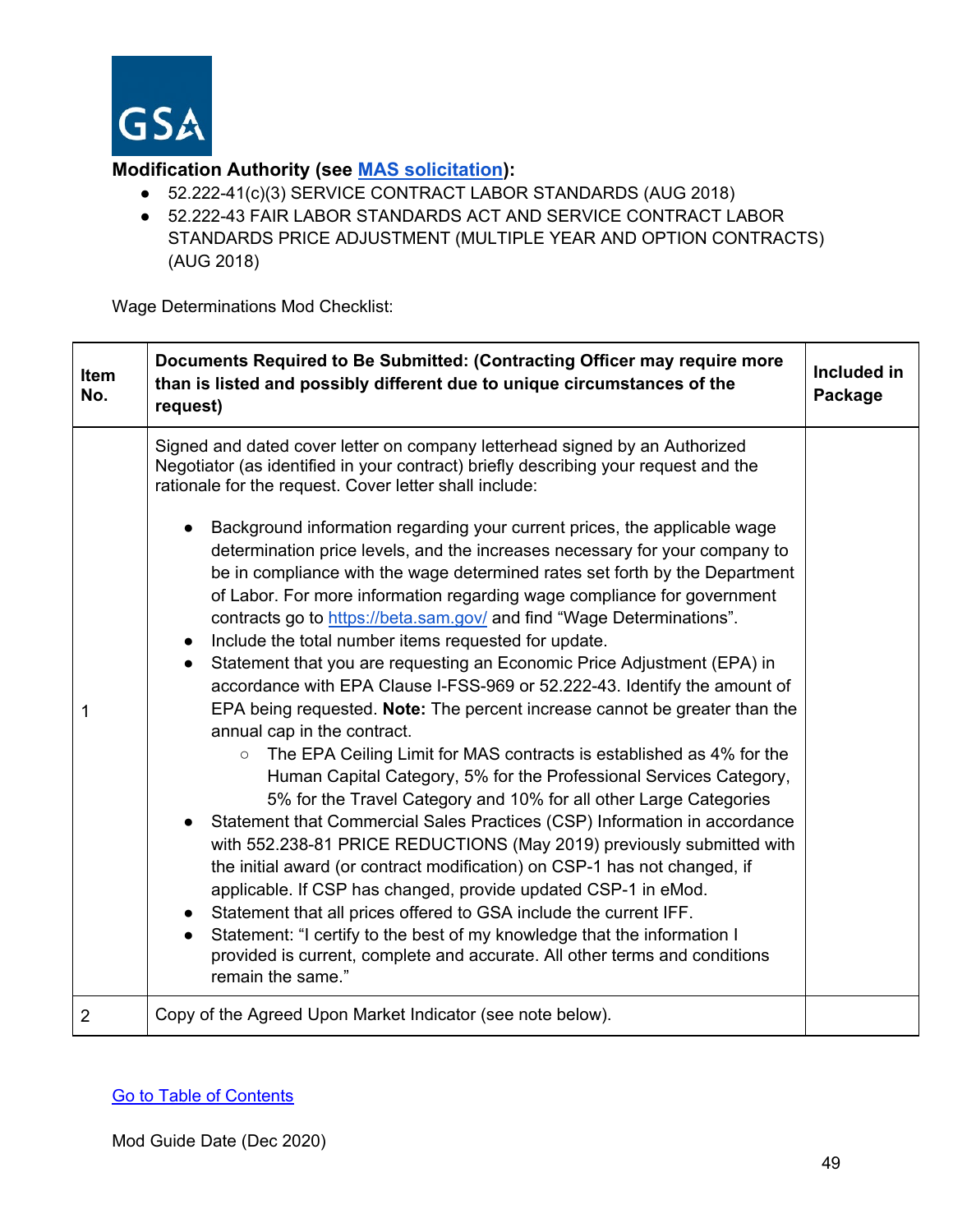**Modification Authority (see [MAS solicitation](#)):**

- 52.222-41(c)(3) SERVICE CONTRACT LABOR STANDARDS (AUG 2018)
- 52.222-43 FAIR LABOR STANDARDS ACT AND SERVICE CONTRACT LABOR STANDARDS PRICE ADJUSTMENT (MULTIPLE YEAR AND OPTION CONTRACTS) (AUG 2018)

Wage Determinations Mod Checklist:

| Item No. | Documents Required to Be Submitted: (Contracting Officer may require more than is listed and possibly different due to unique circumstances of the request) | Included in Package |
|---|---|---|
| 1 | Signed and dated cover letter on company letterhead signed by an Authorized Negotiator (as identified in your contract) briefly describing your request and the rationale for the request. Cover letter shall include:<br><br>• Background information regarding your current prices, the applicable wage determination price levels, and the increases necessary for your company to be in compliance with the wage determined rates set forth by the Department of Labor. For more information regarding wage compliance for government contracts go to https://beta.sam.gov/ and find "Wage Determinations".<br>• Include the total number items requested for update.<br>• Statement that you are requesting an Economic Price Adjustment (EPA) in accordance with EPA Clause I-FSS-969 or 52.222-43. Identify the amount of EPA being requested. **Note:** The percent increase cannot be greater than the annual cap in the contract.<br>  ○ The EPA Ceiling Limit for MAS contracts is established as 4% for the Human Capital Category, 5% for the Professional Services Category, 5% for the Travel Category and 10% for all other Large Categories<br>• Statement that Commercial Sales Practices (CSP) Information in accordance with 552.238-81 PRICE REDUCTIONS (May 2019) previously submitted with the initial award (or contract modification) on CSP-1 has not changed, if applicable. If CSP has changed, provide updated CSP-1 in eMod.<br>• Statement that all prices offered to GSA include the current IFF.<br>• Statement: "I certify to the best of my knowledge that the information I provided is current, complete and accurate. All other terms and conditions remain the same." | |
| 2 | Copy of the Agreed Upon Market Indicator (see note below). | |

[Go to Table of Contents](#)

Mod Guide Date (Dec 2020)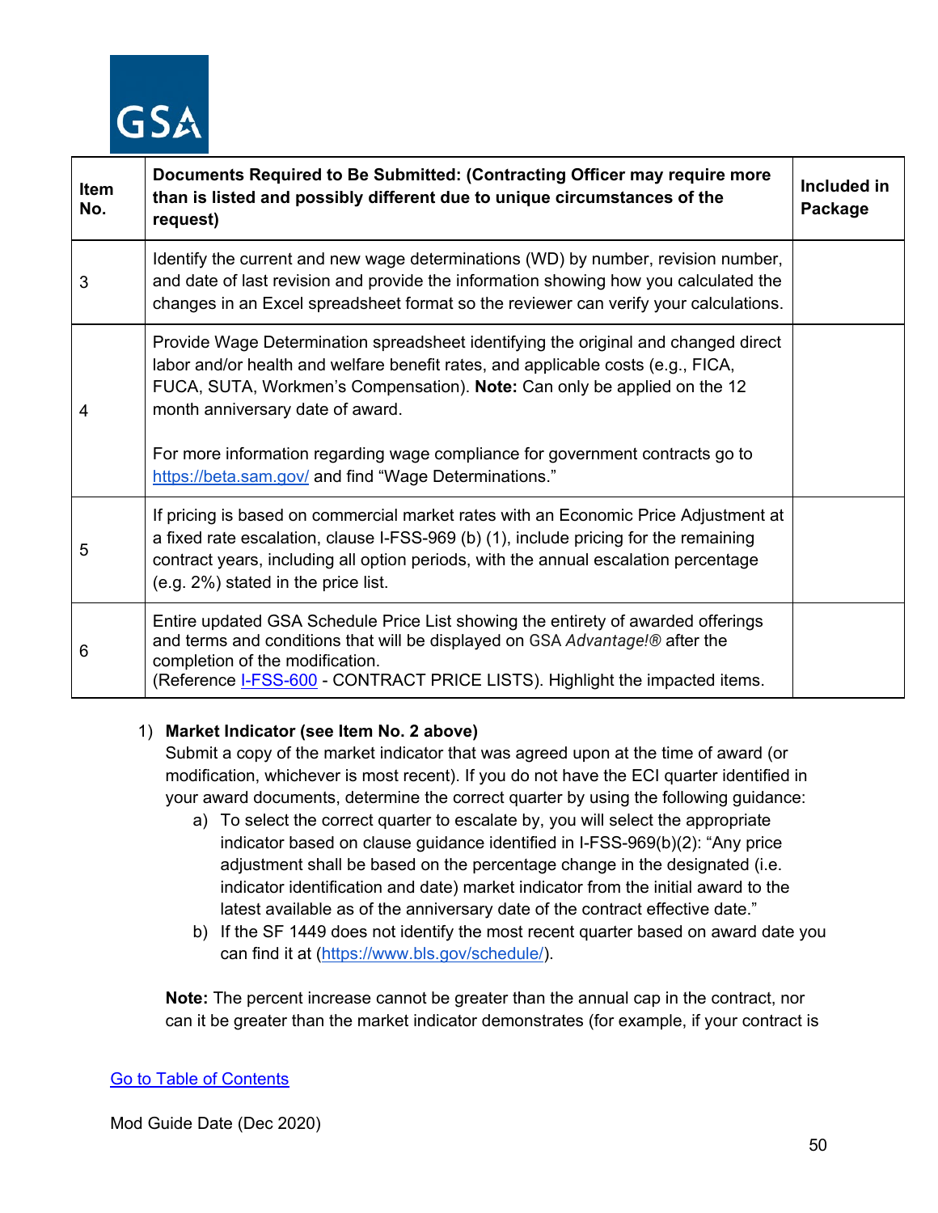| Item No. | Documents Required to Be Submitted: (Contracting Officer may require more than is listed and possibly different due to unique circumstances of the request) | Included in Package |
|---|---|---|
| 3 | Identify the current and new wage determinations (WD) by number, revision number, and date of last revision and provide the information showing how you calculated the changes in an Excel spreadsheet format so the reviewer can verify your calculations. | |
| 4 | Provide Wage Determination spreadsheet identifying the original and changed direct labor and/or health and welfare benefit rates, and applicable costs (e.g., FICA, FUCA, SUTA, Workmen's Compensation). **Note:** Can only be applied on the 12 month anniversary date of award.<br><br>For more information regarding wage compliance for government contracts go to [https://beta.sam.gov/](https://beta.sam.gov/) and find "Wage Determinations." | |
| 5 | If pricing is based on commercial market rates with an Economic Price Adjustment at a fixed rate escalation, clause I-FSS-969 (b) (1), include pricing for the remaining contract years, including all option periods, with the annual escalation percentage (e.g. 2%) stated in the price list. | |
| 6 | Entire updated GSA Schedule Price List showing the entirety of awarded offerings and terms and conditions that will be displayed on GSA *Advantage!®* after the completion of the modification.<br>(Reference I-FSS-600 - CONTRACT PRICE LISTS). Highlight the impacted items. | |

1) **Market Indicator (see Item No. 2 above)**
   Submit a copy of the market indicator that was agreed upon at the time of award (or modification, whichever is most recent). If you do not have the ECI quarter identified in your award documents, determine the correct quarter by using the following guidance:
   a) To select the correct quarter to escalate by, you will select the appropriate indicator based on clause guidance identified in I-FSS-969(b)(2): "Any price adjustment shall be based on the percentage change in the designated (i.e. indicator identification and date) market indicator from the initial award to the latest available as of the anniversary date of the contract effective date."
   b) If the SF 1449 does not identify the most recent quarter based on award date you can find it at ([https://www.bls.gov/schedule/](https://www.bls.gov/schedule/)).

   **Note:** The percent increase cannot be greater than the annual cap in the contract, nor can it be greater than the market indicator demonstrates (for example, if your contract is

Go to Table of Contents

Mod Guide Date (Dec 2020)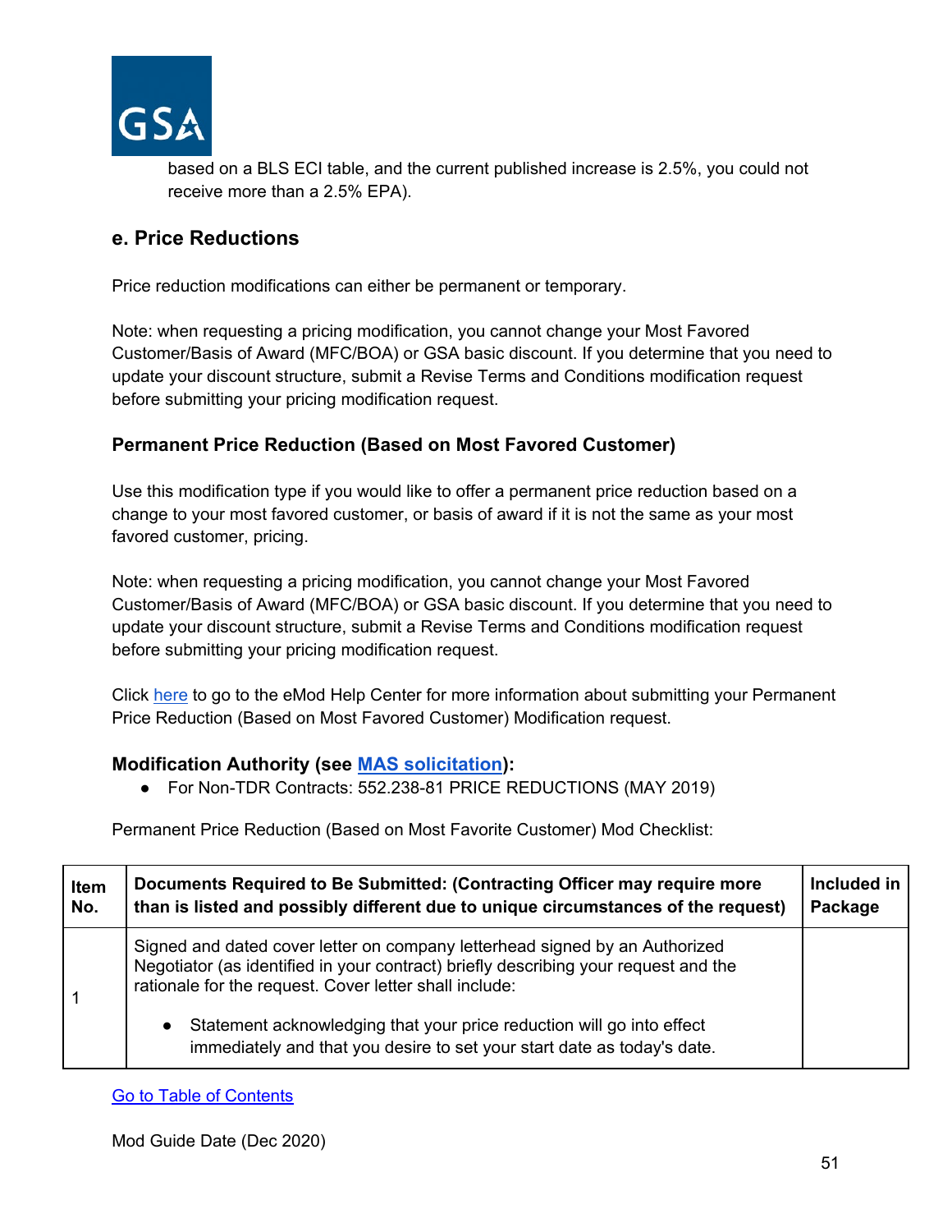based on a BLS ECI table, and the current published increase is 2.5%, you could not receive more than a 2.5% EPA).

## e. Price Reductions

Price reduction modifications can either be permanent or temporary.

Note: when requesting a pricing modification, you cannot change your Most Favored Customer/Basis of Award (MFC/BOA) or GSA basic discount. If you determine that you need to update your discount structure, submit a Revise Terms and Conditions modification request before submitting your pricing modification request.

### Permanent Price Reduction (Based on Most Favored Customer)

Use this modification type if you would like to offer a permanent price reduction based on a change to your most favored customer, or basis of award if it is not the same as your most favored customer, pricing.

Note: when requesting a pricing modification, you cannot change your Most Favored Customer/Basis of Award (MFC/BOA) or GSA basic discount. If you determine that you need to update your discount structure, submit a Revise Terms and Conditions modification request before submitting your pricing modification request.

Click here to go to the eMod Help Center for more information about submitting your Permanent Price Reduction (Based on Most Favored Customer) Modification request.

**Modification Authority (see MAS solicitation):**

- For Non-TDR Contracts: 552.238-81 PRICE REDUCTIONS (MAY 2019)

Permanent Price Reduction (Based on Most Favorite Customer) Mod Checklist:

| Item No. | Documents Required to Be Submitted: (Contracting Officer may require more than is listed and possibly different due to unique circumstances of the request) | Included in Package |
|---|---|---|
| 1 | Signed and dated cover letter on company letterhead signed by an Authorized Negotiator (as identified in your contract) briefly describing your request and the rationale for the request. Cover letter shall include:<br>• Statement acknowledging that your price reduction will go into effect immediately and that you desire to set your start date as today's date. | |

Go to Table of Contents

Mod Guide Date (Dec 2020)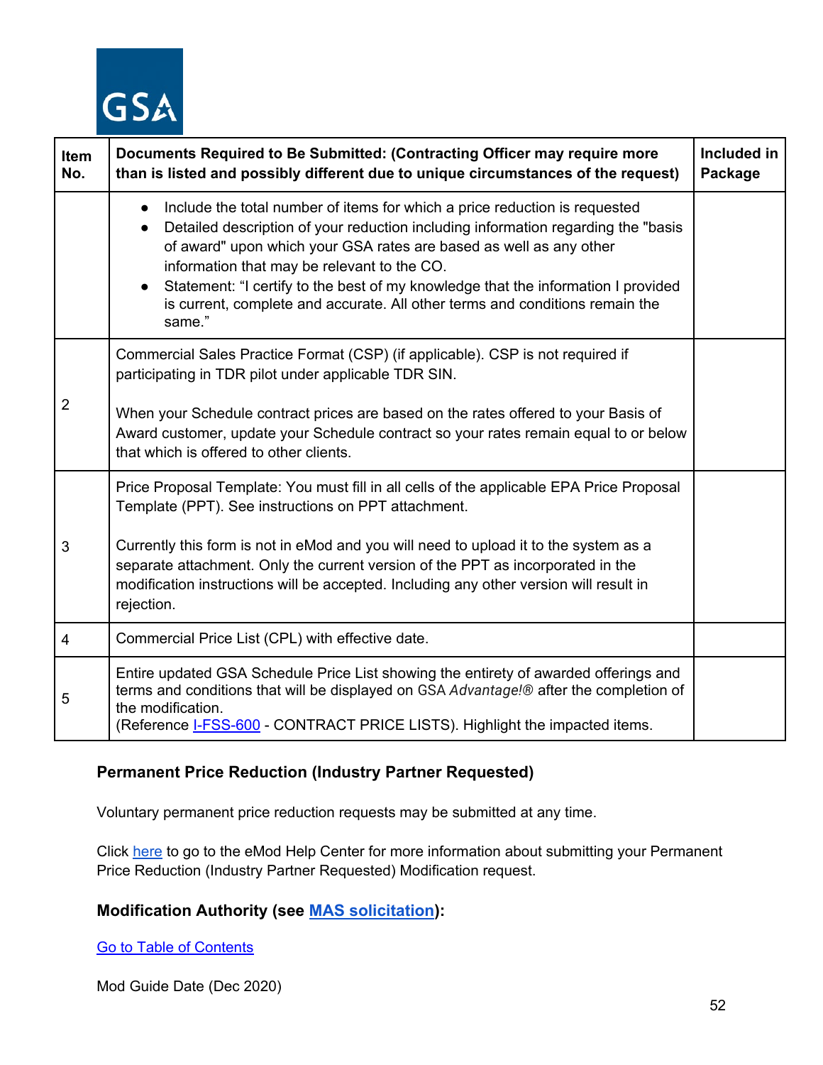| Item No. | Documents Required to Be Submitted: (Contracting Officer may require more than is listed and possibly different due to unique circumstances of the request) | Included in Package |
|---|---|---|
| | • Include the total number of items for which a price reduction is requested<br>• Detailed description of your reduction including information regarding the "basis of award" upon which your GSA rates are based as well as any other information that may be relevant to the CO.<br>• Statement: "I certify to the best of my knowledge that the information I provided is current, complete and accurate. All other terms and conditions remain the same." | |
| 2 | Commercial Sales Practice Format (CSP) (if applicable). CSP is not required if participating in TDR pilot under applicable TDR SIN.<br><br>When your Schedule contract prices are based on the rates offered to your Basis of Award customer, update your Schedule contract so your rates remain equal to or below that which is offered to other clients. | |
| 3 | Price Proposal Template: You must fill in all cells of the applicable EPA Price Proposal Template (PPT). See instructions on PPT attachment.<br><br>Currently this form is not in eMod and you will need to upload it to the system as a separate attachment. Only the current version of the PPT as incorporated in the modification instructions will be accepted. Including any other version will result in rejection. | |
| 4 | Commercial Price List (CPL) with effective date. | |
| 5 | Entire updated GSA Schedule Price List showing the entirety of awarded offerings and terms and conditions that will be displayed on GSA *Advantage!®* after the completion of the modification.<br>(Reference I-FSS-600 - CONTRACT PRICE LISTS). Highlight the impacted items. | |

### Permanent Price Reduction (Industry Partner Requested)

Voluntary permanent price reduction requests may be submitted at any time.

Click here to go to the eMod Help Center for more information about submitting your Permanent Price Reduction (Industry Partner Requested) Modification request.

### Modification Authority (see MAS solicitation):

Go to Table of Contents

Mod Guide Date (Dec 2020)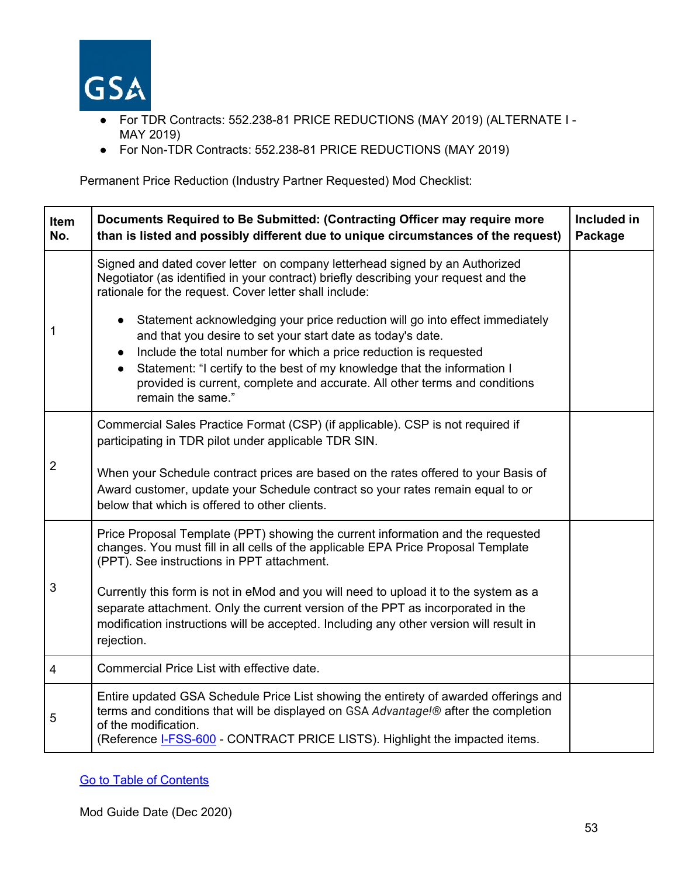- For TDR Contracts: 552.238-81 PRICE REDUCTIONS (MAY 2019) (ALTERNATE I - MAY 2019)
- For Non-TDR Contracts: 552.238-81 PRICE REDUCTIONS (MAY 2019)

Permanent Price Reduction (Industry Partner Requested) Mod Checklist:

| Item No. | Documents Required to Be Submitted: (Contracting Officer may require more than is listed and possibly different due to unique circumstances of the request) | Included in Package |
|---|---|---|
| 1 | Signed and dated cover letter on company letterhead signed by an Authorized Negotiator (as identified in your contract) briefly describing your request and the rationale for the request. Cover letter shall include:<br>• Statement acknowledging your price reduction will go into effect immediately and that you desire to set your start date as today's date.<br>• Include the total number for which a price reduction is requested<br>• Statement: "I certify to the best of my knowledge that the information I provided is current, complete and accurate. All other terms and conditions remain the same." | |
| 2 | Commercial Sales Practice Format (CSP) (if applicable). CSP is not required if participating in TDR pilot under applicable TDR SIN.<br><br>When your Schedule contract prices are based on the rates offered to your Basis of Award customer, update your Schedule contract so your rates remain equal to or below that which is offered to other clients. | |
| 3 | Price Proposal Template (PPT) showing the current information and the requested changes. You must fill in all cells of the applicable EPA Price Proposal Template (PPT). See instructions in PPT attachment.<br><br>Currently this form is not in eMod and you will need to upload it to the system as a separate attachment. Only the current version of the PPT as incorporated in the modification instructions will be accepted. Including any other version will result in rejection. | |
| 4 | Commercial Price List with effective date. | |
| 5 | Entire updated GSA Schedule Price List showing the entirety of awarded offerings and terms and conditions that will be displayed on GSA *Advantage!®* after the completion of the modification.<br>(Reference I-FSS-600 - CONTRACT PRICE LISTS). Highlight the impacted items. | |

Go to Table of Contents

Mod Guide Date (Dec 2020)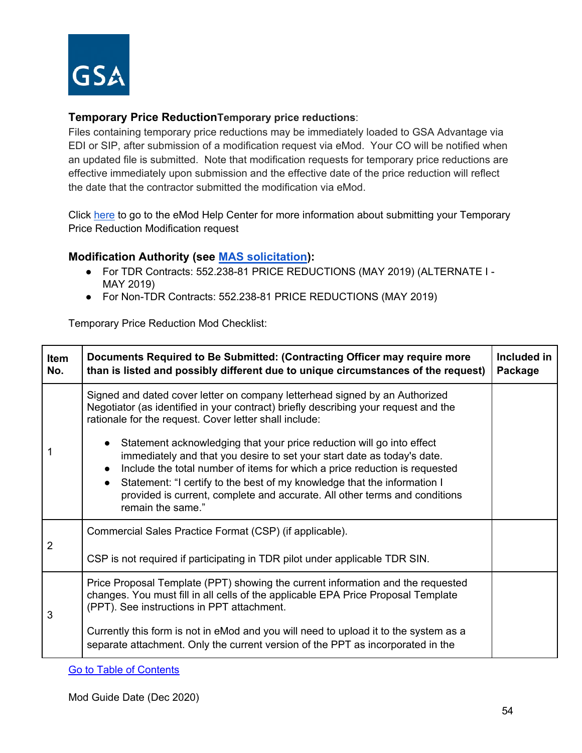**Temporary Price Reduction****Temporary price reductions**:

Files containing temporary price reductions may be immediately loaded to GSA Advantage via EDI or SIP, after submission of a modification request via eMod. Your CO will be notified when an updated file is submitted. Note that modification requests for temporary price reductions are effective immediately upon submission and the effective date of the price reduction will reflect the date that the contractor submitted the modification via eMod.

Click here to go to the eMod Help Center for more information about submitting your Temporary Price Reduction Modification request

**Modification Authority (see MAS solicitation):**

- For TDR Contracts: 552.238-81 PRICE REDUCTIONS (MAY 2019) (ALTERNATE I - MAY 2019)
- For Non-TDR Contracts: 552.238-81 PRICE REDUCTIONS (MAY 2019)

Temporary Price Reduction Mod Checklist:

| Item No. | Documents Required to Be Submitted: (Contracting Officer may require more than is listed and possibly different due to unique circumstances of the request) | Included in Package |
|---|---|---|
| 1 | Signed and dated cover letter on company letterhead signed by an Authorized Negotiator (as identified in your contract) briefly describing your request and the rationale for the request. Cover letter shall include: <br>• Statement acknowledging that your price reduction will go into effect immediately and that you desire to set your start date as today's date. <br>• Include the total number of items for which a price reduction is requested <br>• Statement: "I certify to the best of my knowledge that the information I provided is current, complete and accurate. All other terms and conditions remain the same." | |
| 2 | Commercial Sales Practice Format (CSP) (if applicable). <br><br>CSP is not required if participating in TDR pilot under applicable TDR SIN. | |
| 3 | Price Proposal Template (PPT) showing the current information and the requested changes. You must fill in all cells of the applicable EPA Price Proposal Template (PPT). See instructions in PPT attachment. <br><br>Currently this form is not in eMod and you will need to upload it to the system as a separate attachment. Only the current version of the PPT as incorporated in the | |

Go to Table of Contents

Mod Guide Date (Dec 2020)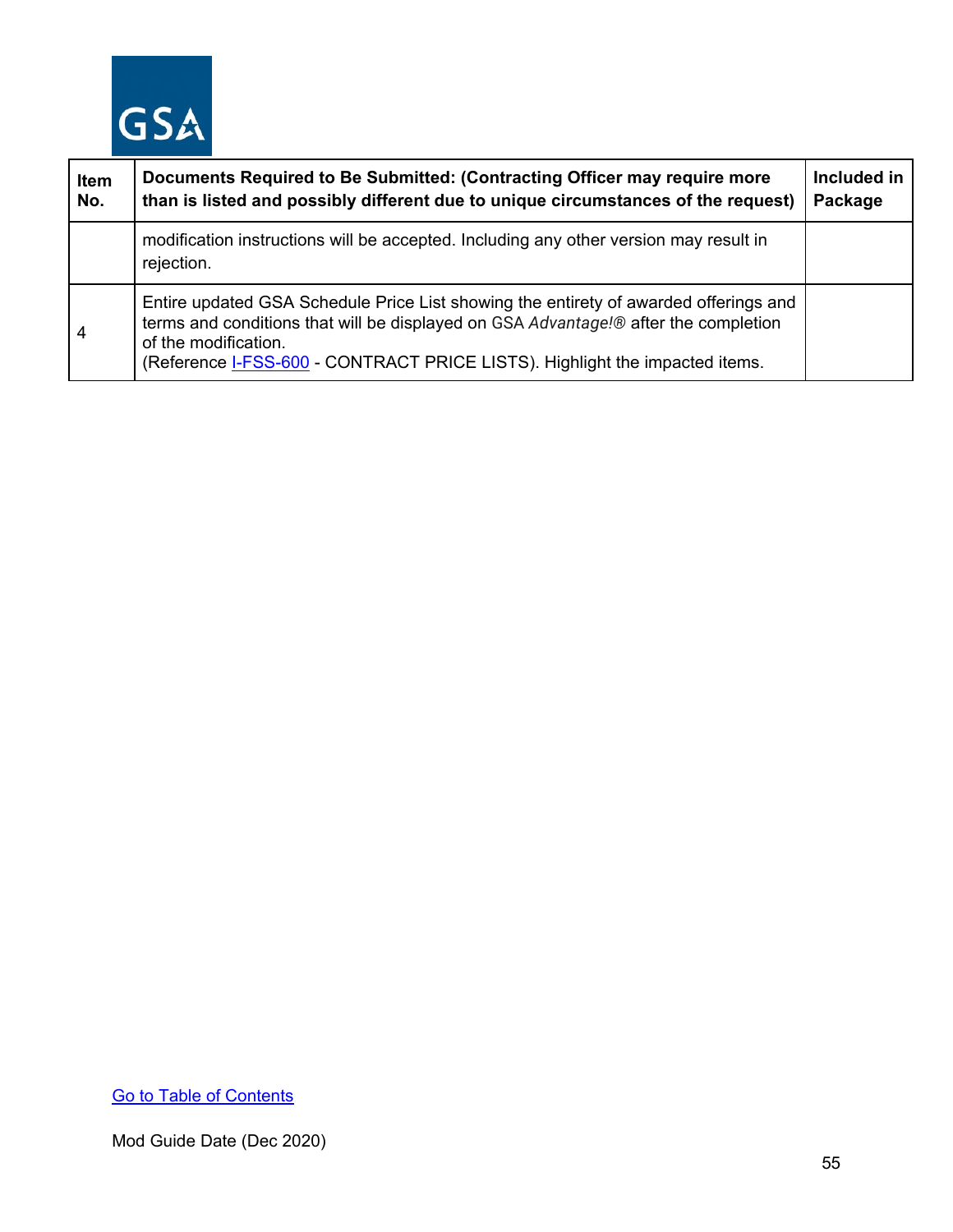| Item No. | Documents Required to Be Submitted: (Contracting Officer may require more than is listed and possibly different due to unique circumstances of the request) | Included in Package |
|---|---|---|
| | modification instructions will be accepted. Including any other version may result in rejection. | |
| 4 | Entire updated GSA Schedule Price List showing the entirety of awarded offerings and terms and conditions that will be displayed on GSA *Advantage!®* after the completion of the modification. (Reference I-FSS-600 - CONTRACT PRICE LISTS). Highlight the impacted items. | |

Go to Table of Contents

Mod Guide Date (Dec 2020)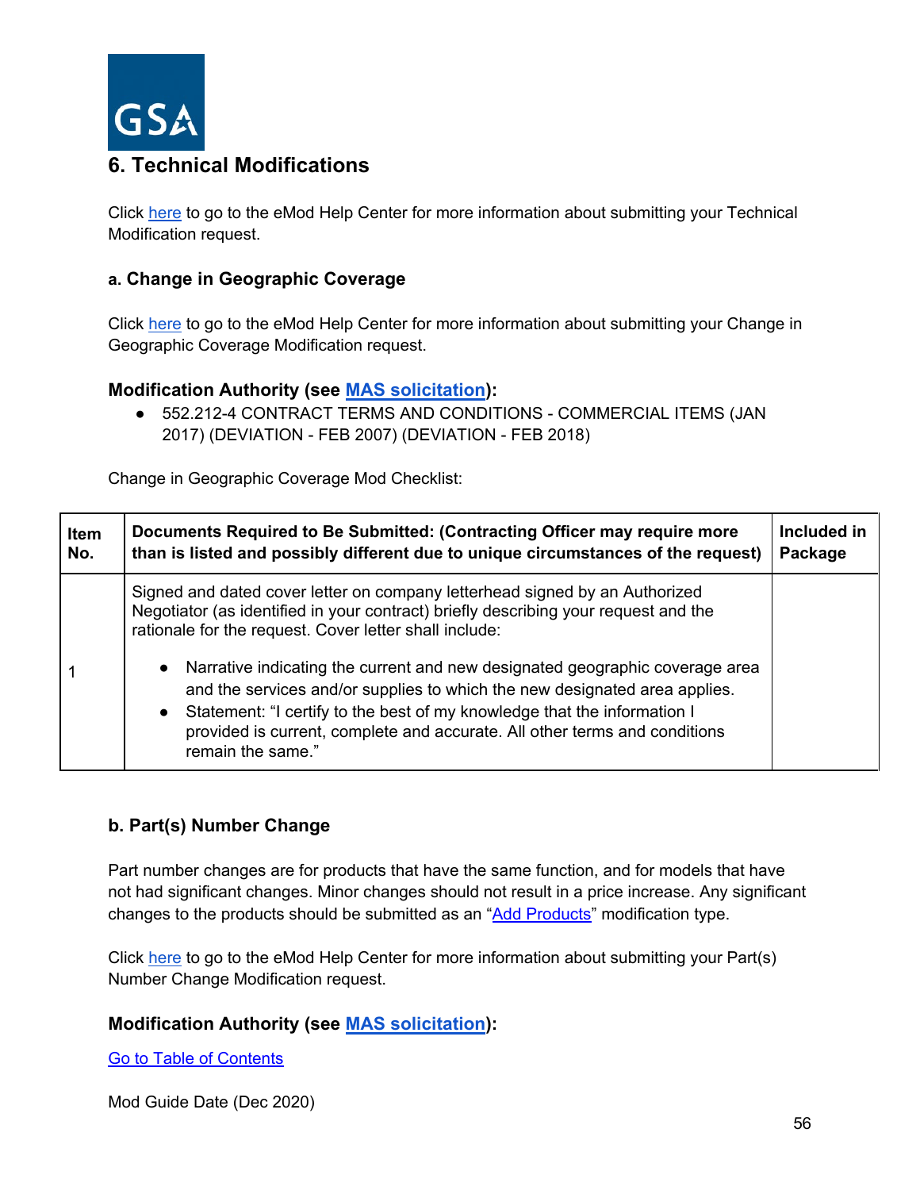## 6. Technical Modifications

Click here to go to the eMod Help Center for more information about submitting your Technical Modification request.

### a. Change in Geographic Coverage

Click here to go to the eMod Help Center for more information about submitting your Change in Geographic Coverage Modification request.

**Modification Authority (see MAS solicitation):**

- 552.212-4 CONTRACT TERMS AND CONDITIONS - COMMERCIAL ITEMS (JAN 2017) (DEVIATION - FEB 2007) (DEVIATION - FEB 2018)

Change in Geographic Coverage Mod Checklist:

| Item No. | Documents Required to Be Submitted: (Contracting Officer may require more than is listed and possibly different due to unique circumstances of the request) | Included in Package |
|---|---|---|
| 1 | Signed and dated cover letter on company letterhead signed by an Authorized Negotiator (as identified in your contract) briefly describing your request and the rationale for the request. Cover letter shall include: <br>• Narrative indicating the current and new designated geographic coverage area and the services and/or supplies to which the new designated area applies.<br>• Statement: "I certify to the best of my knowledge that the information I provided is current, complete and accurate. All other terms and conditions remain the same." | |

### b. Part(s) Number Change

Part number changes are for products that have the same function, and for models that have not had significant changes. Minor changes should not result in a price increase. Any significant changes to the products should be submitted as an "Add Products" modification type.

Click here to go to the eMod Help Center for more information about submitting your Part(s) Number Change Modification request.

**Modification Authority (see MAS solicitation):**

Go to Table of Contents

Mod Guide Date (Dec 2020)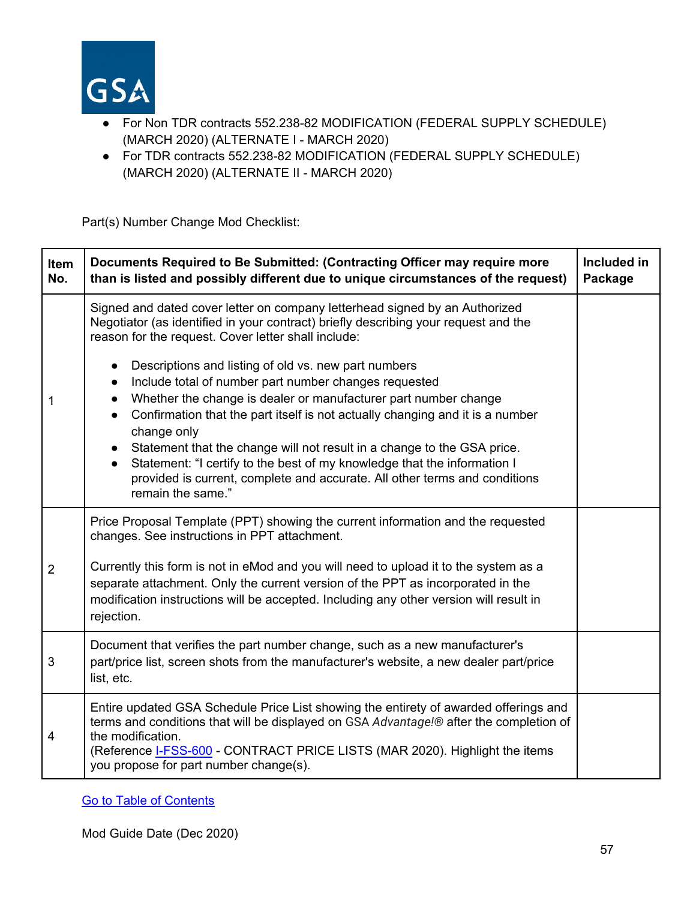- For Non TDR contracts 552.238-82 MODIFICATION (FEDERAL SUPPLY SCHEDULE) (MARCH 2020) (ALTERNATE I - MARCH 2020)
- For TDR contracts 552.238-82 MODIFICATION (FEDERAL SUPPLY SCHEDULE) (MARCH 2020) (ALTERNATE II - MARCH 2020)

Part(s) Number Change Mod Checklist:

| Item No. | Documents Required to Be Submitted: (Contracting Officer may require more than is listed and possibly different due to unique circumstances of the request) | Included in Package |
|---|---|---|
| 1 | Signed and dated cover letter on company letterhead signed by an Authorized Negotiator (as identified in your contract) briefly describing your request and the reason for the request. Cover letter shall include:<br>• Descriptions and listing of old vs. new part numbers<br>• Include total of number part number changes requested<br>• Whether the change is dealer or manufacturer part number change<br>• Confirmation that the part itself is not actually changing and it is a number change only<br>• Statement that the change will not result in a change to the GSA price.<br>• Statement: "I certify to the best of my knowledge that the information I provided is current, complete and accurate. All other terms and conditions remain the same." | |
| 2 | Price Proposal Template (PPT) showing the current information and the requested changes. See instructions in PPT attachment.<br><br>Currently this form is not in eMod and you will need to upload it to the system as a separate attachment. Only the current version of the PPT as incorporated in the modification instructions will be accepted. Including any other version will result in rejection. | |
| 3 | Document that verifies the part number change, such as a new manufacturer's part/price list, screen shots from the manufacturer's website, a new dealer part/price list, etc. | |
| 4 | Entire updated GSA Schedule Price List showing the entirety of awarded offerings and terms and conditions that will be displayed on GSA *Advantage!®* after the completion of the modification.<br>(Reference I-FSS-600 - CONTRACT PRICE LISTS (MAR 2020). Highlight the items you propose for part number change(s). | |

Go to Table of Contents

Mod Guide Date (Dec 2020)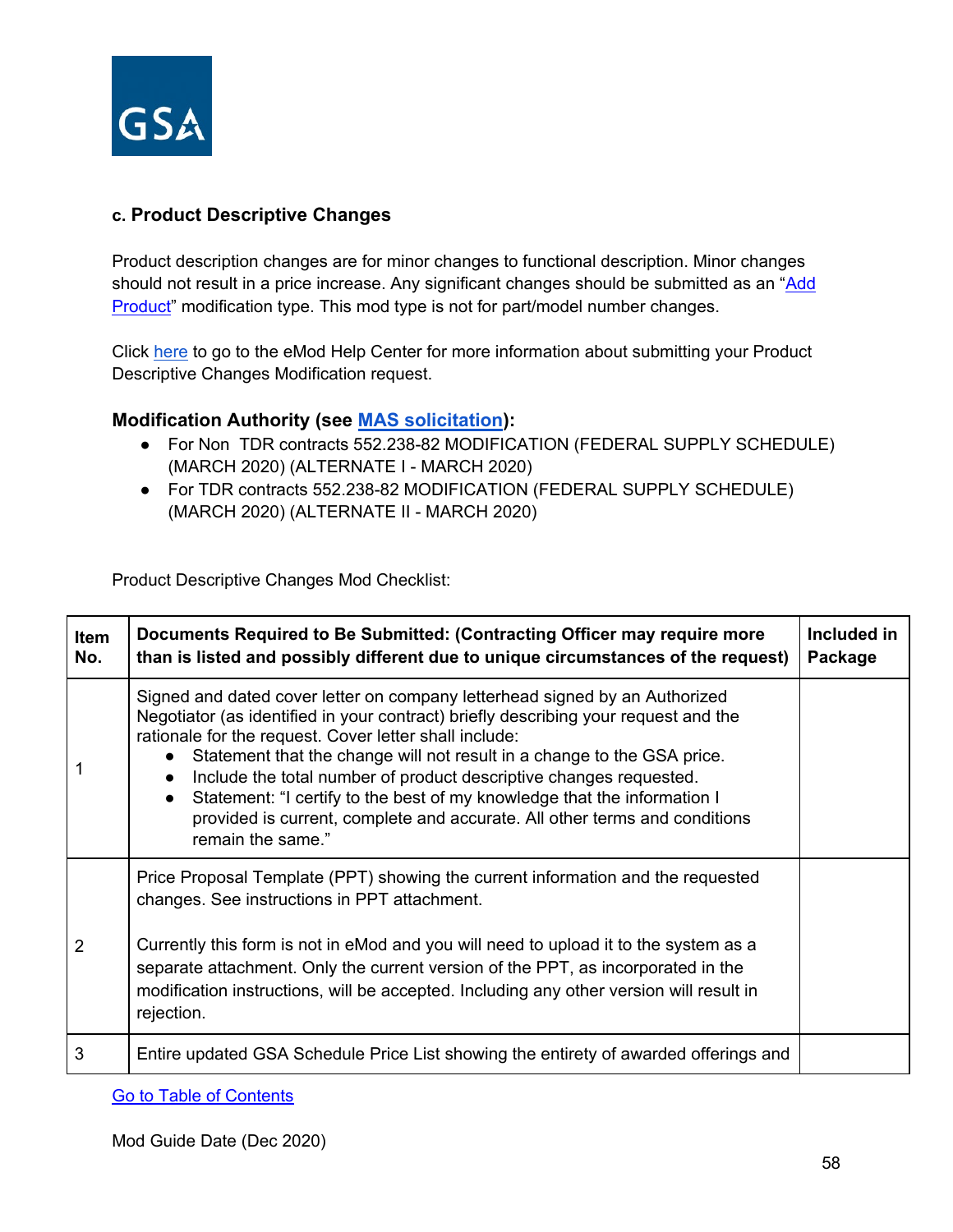### c. Product Descriptive Changes

Product description changes are for minor changes to functional description. Minor changes should not result in a price increase. Any significant changes should be submitted as an "Add Product" modification type. This mod type is not for part/model number changes.

Click here to go to the eMod Help Center for more information about submitting your Product Descriptive Changes Modification request.

**Modification Authority (see MAS solicitation):**

- For Non TDR contracts 552.238-82 MODIFICATION (FEDERAL SUPPLY SCHEDULE) (MARCH 2020) (ALTERNATE I - MARCH 2020)
- For TDR contracts 552.238-82 MODIFICATION (FEDERAL SUPPLY SCHEDULE) (MARCH 2020) (ALTERNATE II - MARCH 2020)

Product Descriptive Changes Mod Checklist:

| Item No. | Documents Required to Be Submitted: (Contracting Officer may require more than is listed and possibly different due to unique circumstances of the request) | Included in Package |
|---|---|---|
| 1 | Signed and dated cover letter on company letterhead signed by an Authorized Negotiator (as identified in your contract) briefly describing your request and the rationale for the request. Cover letter shall include:<br>• Statement that the change will not result in a change to the GSA price.<br>• Include the total number of product descriptive changes requested.<br>• Statement: "I certify to the best of my knowledge that the information I provided is current, complete and accurate. All other terms and conditions remain the same." | |
| 2 | Price Proposal Template (PPT) showing the current information and the requested changes. See instructions in PPT attachment.<br><br>Currently this form is not in eMod and you will need to upload it to the system as a separate attachment. Only the current version of the PPT, as incorporated in the modification instructions, will be accepted. Including any other version will result in rejection. | |
| 3 | Entire updated GSA Schedule Price List showing the entirety of awarded offerings and | |

Go to Table of Contents

Mod Guide Date (Dec 2020)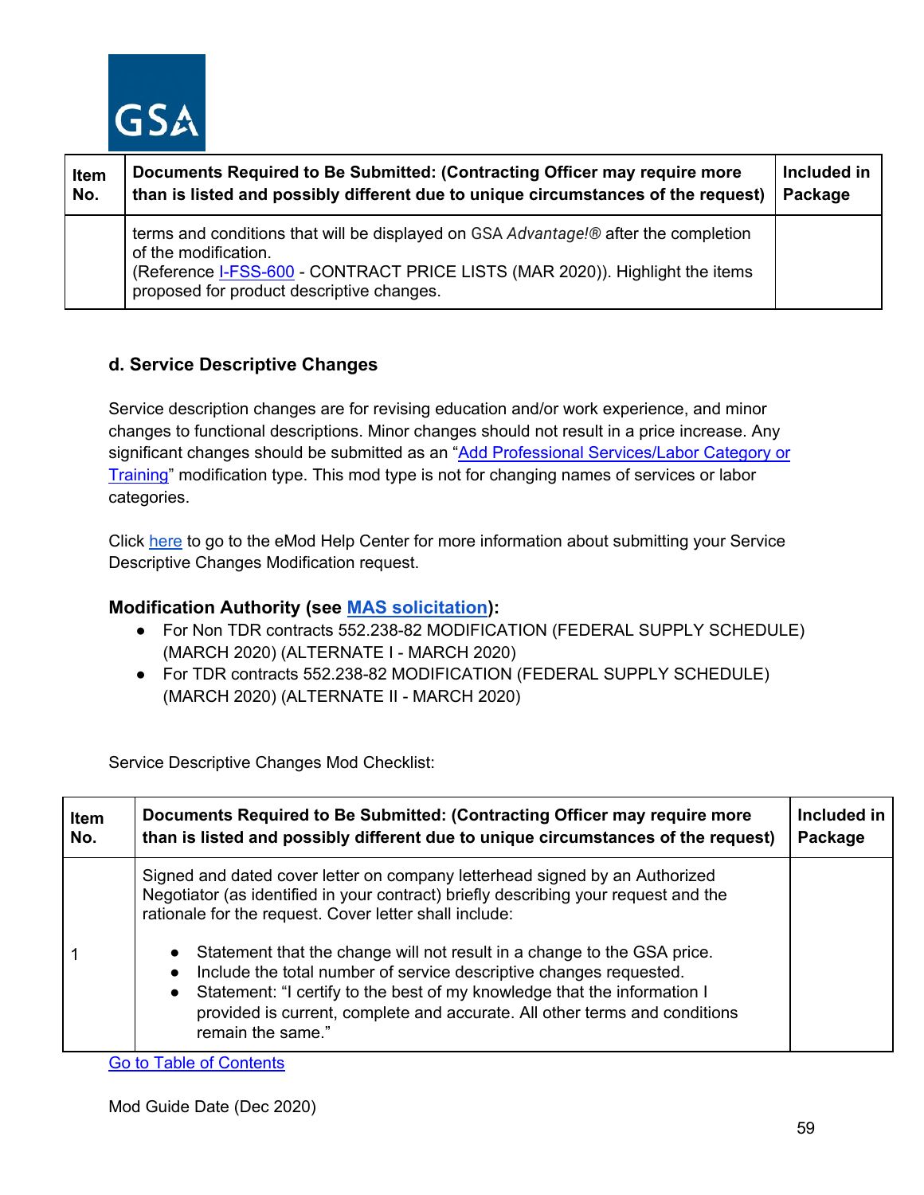| Item No. | Documents Required to Be Submitted: (Contracting Officer may require more than is listed and possibly different due to unique circumstances of the request) | Included in Package |
|---|---|---|
| | terms and conditions that will be displayed on GSA *Advantage!®* after the completion of the modification. (Reference I-FSS-600 - CONTRACT PRICE LISTS (MAR 2020)). Highlight the items proposed for product descriptive changes. | |

### d. Service Descriptive Changes

Service description changes are for revising education and/or work experience, and minor changes to functional descriptions. Minor changes should not result in a price increase. Any significant changes should be submitted as an "Add Professional Services/Labor Category or Training" modification type. This mod type is not for changing names of services or labor categories.

Click here to go to the eMod Help Center for more information about submitting your Service Descriptive Changes Modification request.

#### Modification Authority (see MAS solicitation):

- For Non TDR contracts 552.238-82 MODIFICATION (FEDERAL SUPPLY SCHEDULE) (MARCH 2020) (ALTERNATE I - MARCH 2020)
- For TDR contracts 552.238-82 MODIFICATION (FEDERAL SUPPLY SCHEDULE) (MARCH 2020) (ALTERNATE II - MARCH 2020)

Service Descriptive Changes Mod Checklist:

| Item No. | Documents Required to Be Submitted: (Contracting Officer may require more than is listed and possibly different due to unique circumstances of the request) | Included in Package |
|---|---|---|
| 1 | Signed and dated cover letter on company letterhead signed by an Authorized Negotiator (as identified in your contract) briefly describing your request and the rationale for the request. Cover letter shall include: <br>• Statement that the change will not result in a change to the GSA price.<br>• Include the total number of service descriptive changes requested.<br>• Statement: "I certify to the best of my knowledge that the information I provided is current, complete and accurate. All other terms and conditions remain the same." | |

Go to Table of Contents

Mod Guide Date (Dec 2020)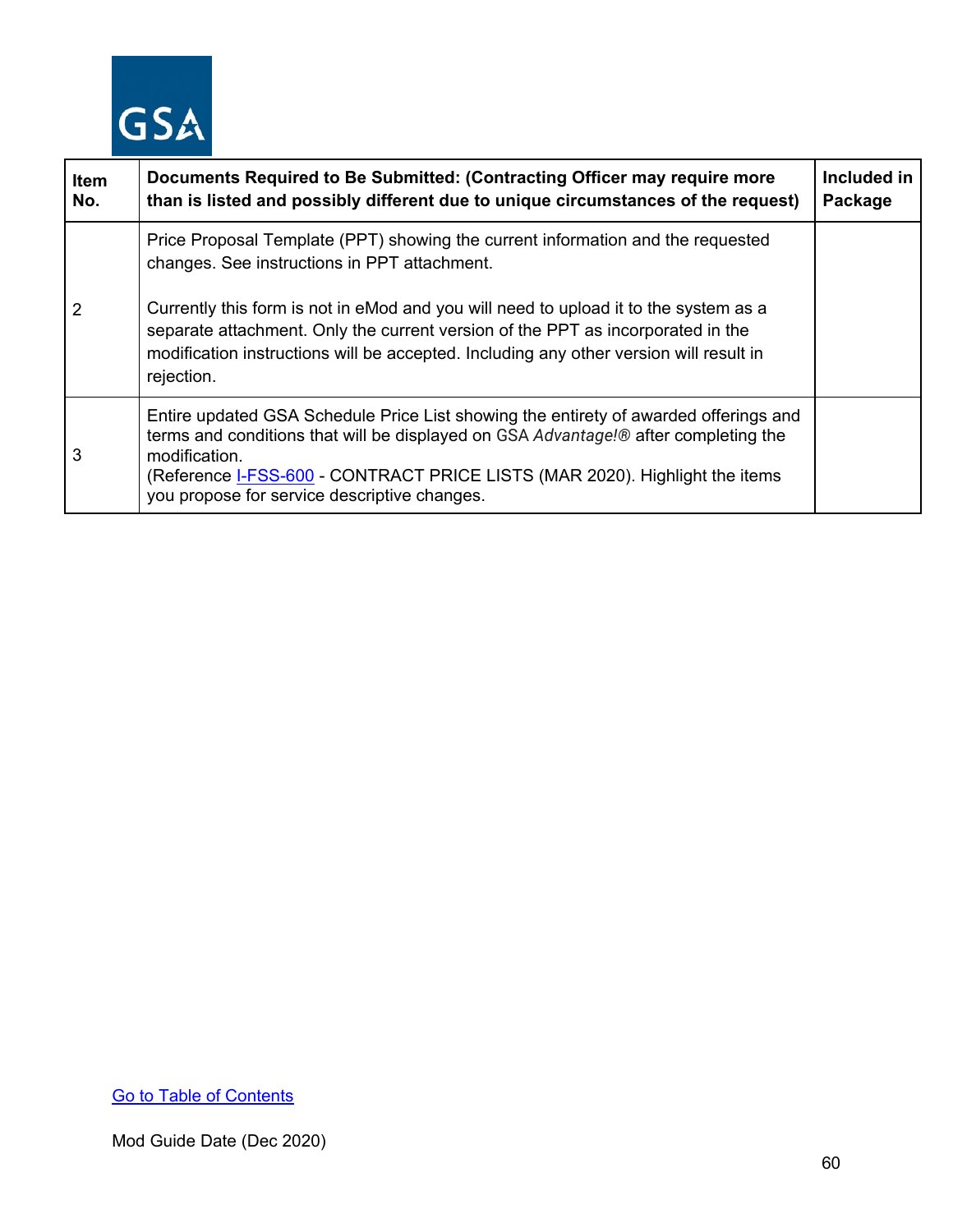| Item No. | Documents Required to Be Submitted: (Contracting Officer may require more than is listed and possibly different due to unique circumstances of the request) | Included in Package |
|---|---|---|
| 2 | Price Proposal Template (PPT) showing the current information and the requested changes. See instructions in PPT attachment.<br><br>Currently this form is not in eMod and you will need to upload it to the system as a separate attachment. Only the current version of the PPT as incorporated in the modification instructions will be accepted. Including any other version will result in rejection. | |
| 3 | Entire updated GSA Schedule Price List showing the entirety of awarded offerings and terms and conditions that will be displayed on GSA *Advantage!®* after completing the modification.<br>(Reference I-FSS-600 - CONTRACT PRICE LISTS (MAR 2020). Highlight the items you propose for service descriptive changes. | |

Go to Table of Contents

Mod Guide Date (Dec 2020)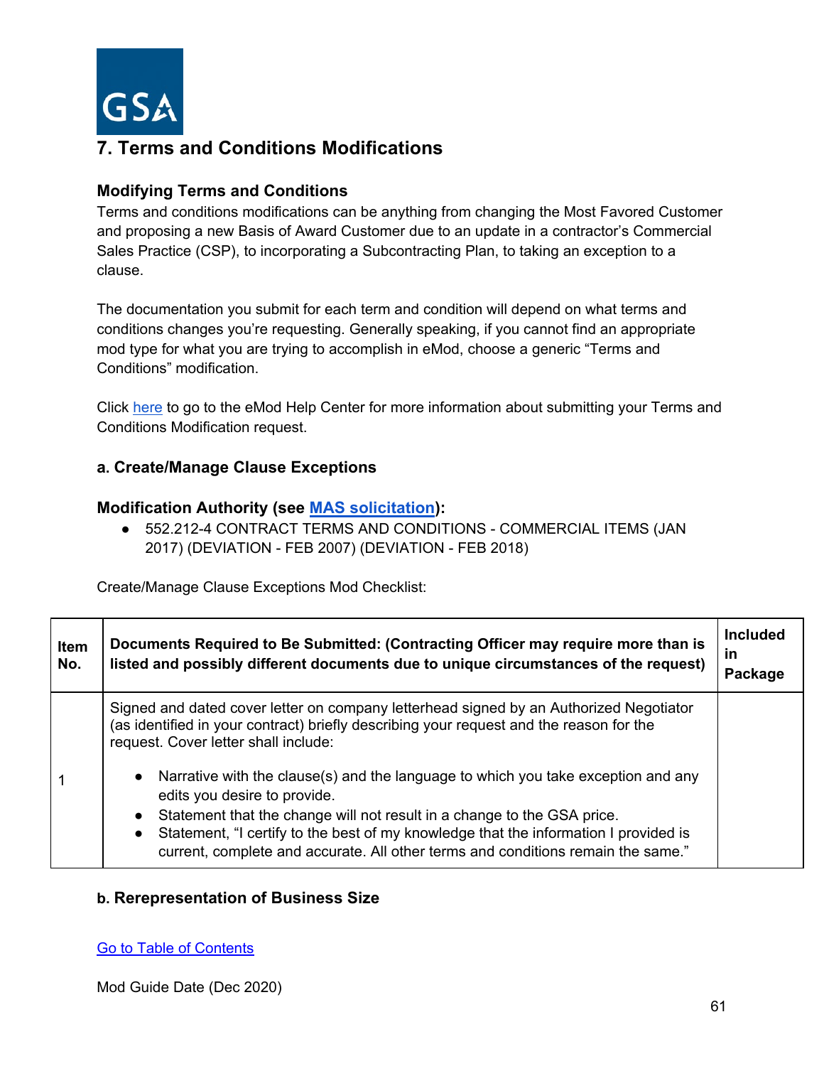## 7. Terms and Conditions Modifications

### Modifying Terms and Conditions

Terms and conditions modifications can be anything from changing the Most Favored Customer and proposing a new Basis of Award Customer due to an update in a contractor's Commercial Sales Practice (CSP), to incorporating a Subcontracting Plan, to taking an exception to a clause.

The documentation you submit for each term and condition will depend on what terms and conditions changes you're requesting. Generally speaking, if you cannot find an appropriate mod type for what you are trying to accomplish in eMod, choose a generic "Terms and Conditions" modification.

Click here to go to the eMod Help Center for more information about submitting your Terms and Conditions Modification request.

### a. Create/Manage Clause Exceptions

### Modification Authority (see MAS solicitation):

- 552.212-4 CONTRACT TERMS AND CONDITIONS - COMMERCIAL ITEMS (JAN 2017) (DEVIATION - FEB 2007) (DEVIATION - FEB 2018)

Create/Manage Clause Exceptions Mod Checklist:

| Item No. | Documents Required to Be Submitted: (Contracting Officer may require more than is listed and possibly different documents due to unique circumstances of the request) | Included in Package |
|---|---|---|
| 1 | Signed and dated cover letter on company letterhead signed by an Authorized Negotiator (as identified in your contract) briefly describing your request and the reason for the request. Cover letter shall include:<br>• Narrative with the clause(s) and the language to which you take exception and any edits you desire to provide.<br>• Statement that the change will not result in a change to the GSA price.<br>• Statement, "I certify to the best of my knowledge that the information I provided is current, complete and accurate. All other terms and conditions remain the same." | |

### b. Rerepresentation of Business Size

Go to Table of Contents

Mod Guide Date (Dec 2020)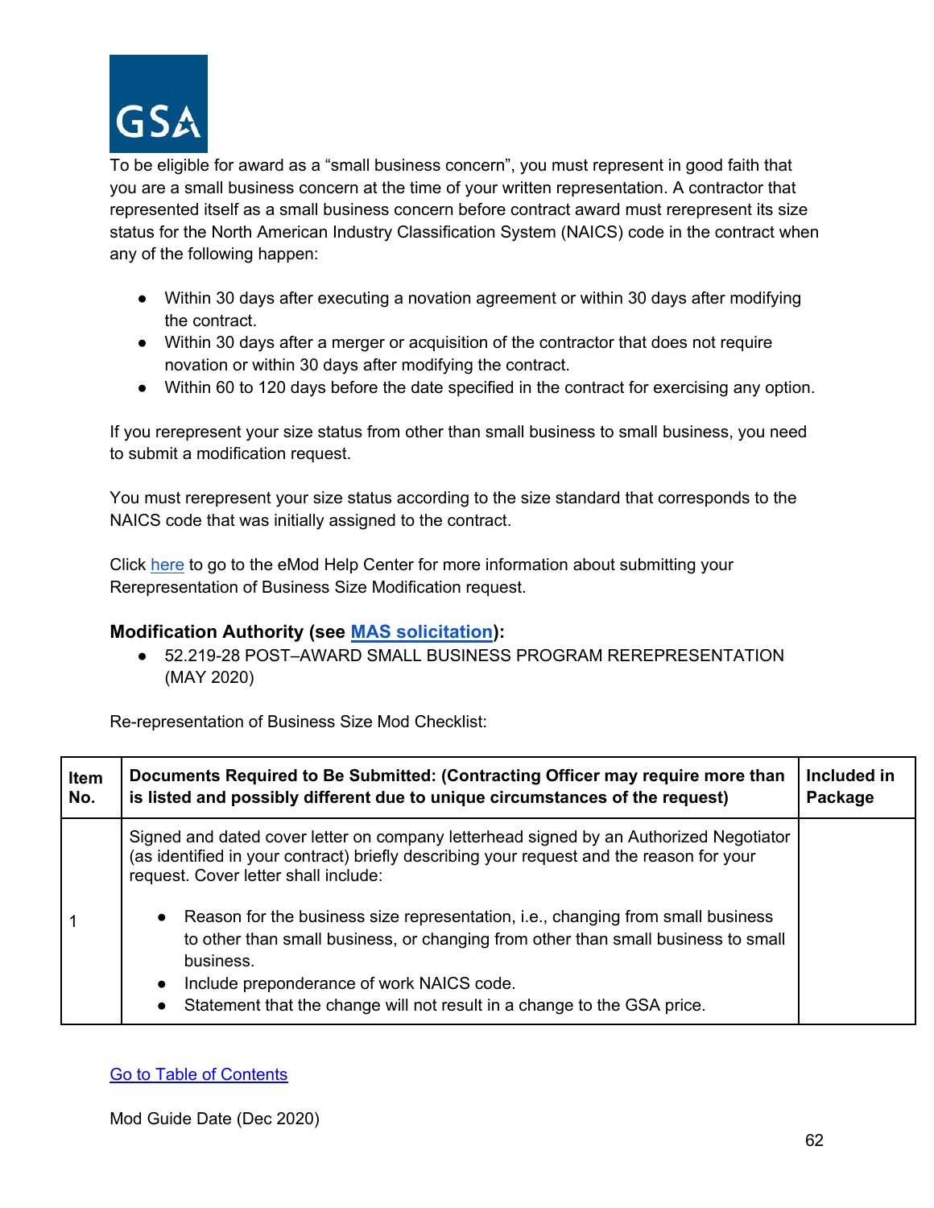To be eligible for award as a "small business concern", you must represent in good faith that you are a small business concern at the time of your written representation. A contractor that represented itself as a small business concern before contract award must rerepresent its size status for the North American Industry Classification System (NAICS) code in the contract when any of the following happen:

- Within 30 days after executing a novation agreement or within 30 days after modifying the contract.
- Within 30 days after a merger or acquisition of the contractor that does not require novation or within 30 days after modifying the contract.
- Within 60 to 120 days before the date specified in the contract for exercising any option.

If you rerepresent your size status from other than small business to small business, you need to submit a modification request.

You must rerepresent your size status according to the size standard that corresponds to the NAICS code that was initially assigned to the contract.

Click here to go to the eMod Help Center for more information about submitting your Rerepresentation of Business Size Modification request.

**Modification Authority (see MAS solicitation):**

- 52.219-28 POST–AWARD SMALL BUSINESS PROGRAM REREPRESENTATION (MAY 2020)

Re-representation of Business Size Mod Checklist:

| Item No. | Documents Required to Be Submitted: (Contracting Officer may require more than is listed and possibly different due to unique circumstances of the request) | Included in Package |
|---|---|---|
| 1 | Signed and dated cover letter on company letterhead signed by an Authorized Negotiator (as identified in your contract) briefly describing your request and the reason for your request. Cover letter shall include: <br>• Reason for the business size representation, i.e., changing from small business to other than small business, or changing from other than small business to small business. <br>• Include preponderance of work NAICS code. <br>• Statement that the change will not result in a change to the GSA price. | |

Go to Table of Contents

Mod Guide Date (Dec 2020)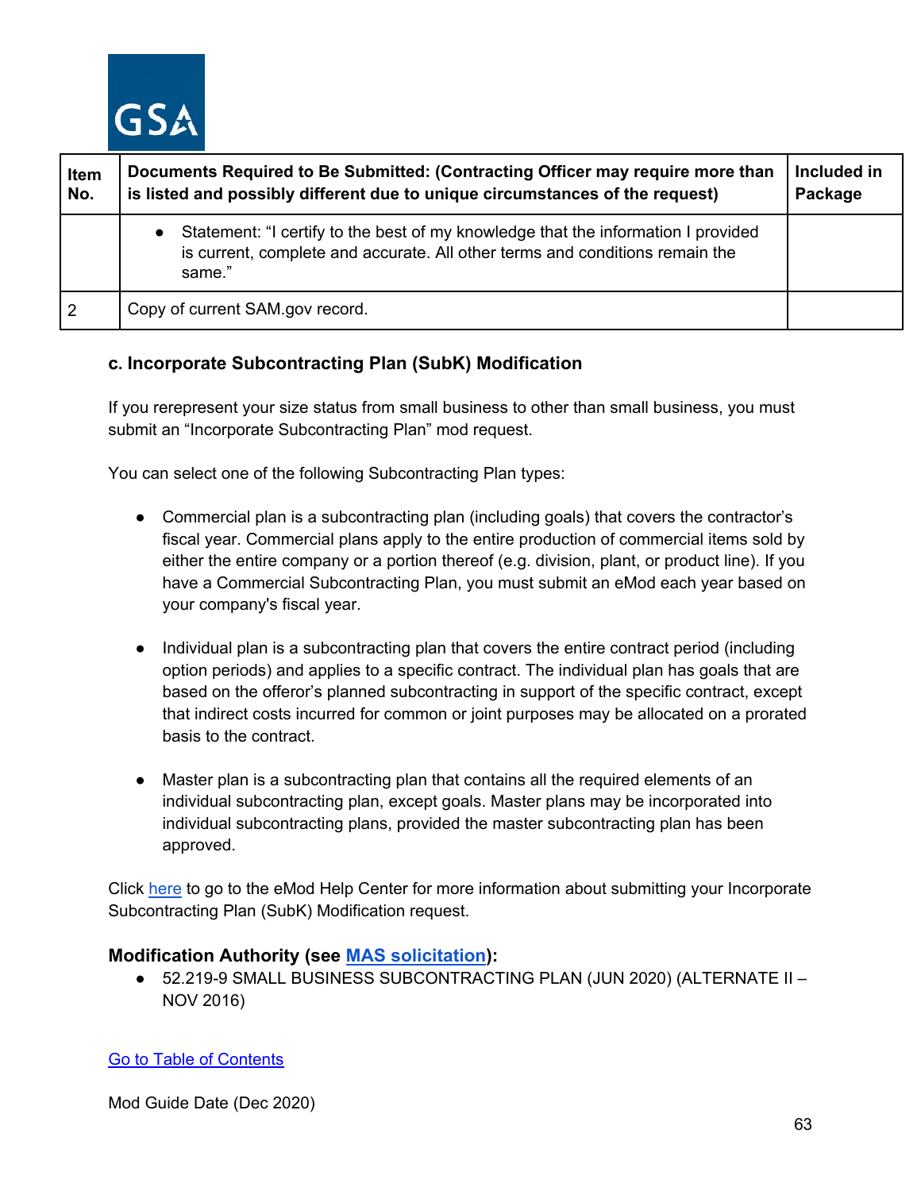| Item No. | Documents Required to Be Submitted: (Contracting Officer may require more than is listed and possibly different due to unique circumstances of the request) | Included in Package |
|---|---|---|
| | • Statement: "I certify to the best of my knowledge that the information I provided is current, complete and accurate. All other terms and conditions remain the same." | |
| 2 | Copy of current SAM.gov record. | |

### c. Incorporate Subcontracting Plan (SubK) Modification

If you rerepresent your size status from small business to other than small business, you must submit an "Incorporate Subcontracting Plan" mod request.

You can select one of the following Subcontracting Plan types:

- Commercial plan is a subcontracting plan (including goals) that covers the contractor's fiscal year. Commercial plans apply to the entire production of commercial items sold by either the entire company or a portion thereof (e.g. division, plant, or product line). If you have a Commercial Subcontracting Plan, you must submit an eMod each year based on your company's fiscal year.

- Individual plan is a subcontracting plan that covers the entire contract period (including option periods) and applies to a specific contract. The individual plan has goals that are based on the offeror's planned subcontracting in support of the specific contract, except that indirect costs incurred for common or joint purposes may be allocated on a prorated basis to the contract.

- Master plan is a subcontracting plan that contains all the required elements of an individual subcontracting plan, except goals. Master plans may be incorporated into individual subcontracting plans, provided the master subcontracting plan has been approved.

Click here to go to the eMod Help Center for more information about submitting your Incorporate Subcontracting Plan (SubK) Modification request.

**Modification Authority (see MAS solicitation):**

- 52.219-9 SMALL BUSINESS SUBCONTRACTING PLAN (JUN 2020) (ALTERNATE II – NOV 2016)

Go to Table of Contents

Mod Guide Date (Dec 2020)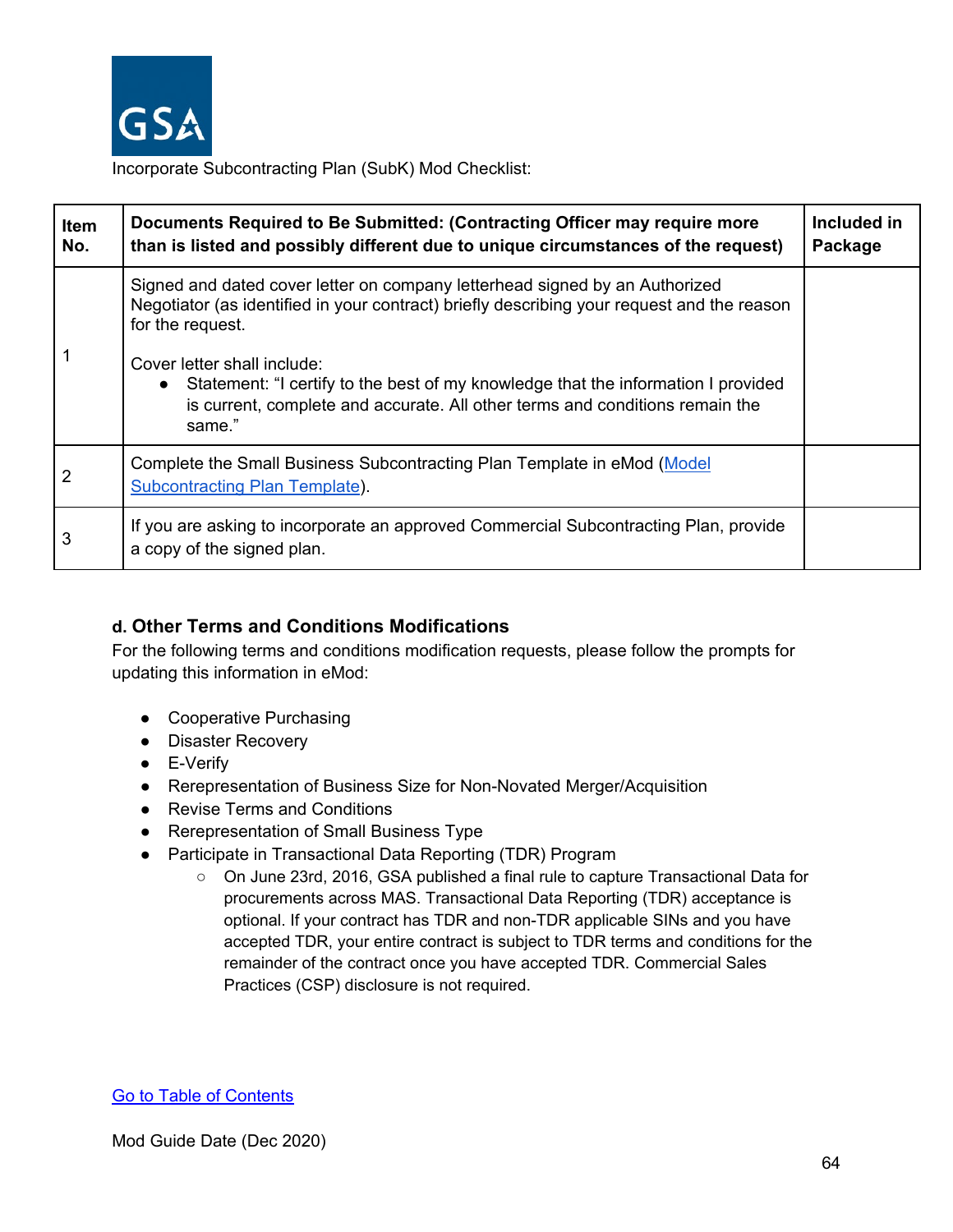Incorporate Subcontracting Plan (SubK) Mod Checklist:

| Item No. | Documents Required to Be Submitted: (Contracting Officer may require more than is listed and possibly different due to unique circumstances of the request) | Included in Package |
|---|---|---|
| 1 | Signed and dated cover letter on company letterhead signed by an Authorized Negotiator (as identified in your contract) briefly describing your request and the reason for the request.<br><br>Cover letter shall include:<br>● Statement: "I certify to the best of my knowledge that the information I provided is current, complete and accurate. All other terms and conditions remain the same." | |
| 2 | Complete the Small Business Subcontracting Plan Template in eMod (Model Subcontracting Plan Template). | |
| 3 | If you are asking to incorporate an approved Commercial Subcontracting Plan, provide a copy of the signed plan. | |

### d. Other Terms and Conditions Modifications

For the following terms and conditions modification requests, please follow the prompts for updating this information in eMod:

- Cooperative Purchasing
- Disaster Recovery
- E-Verify
- Rerepresentation of Business Size for Non-Novated Merger/Acquisition
- Revise Terms and Conditions
- Rerepresentation of Small Business Type
- Participate in Transactional Data Reporting (TDR) Program
    - On June 23rd, 2016, GSA published a final rule to capture Transactional Data for procurements across MAS. Transactional Data Reporting (TDR) acceptance is optional. If your contract has TDR and non-TDR applicable SINs and you have accepted TDR, your entire contract is subject to TDR terms and conditions for the remainder of the contract once you have accepted TDR. Commercial Sales Practices (CSP) disclosure is not required.

Go to Table of Contents

Mod Guide Date (Dec 2020)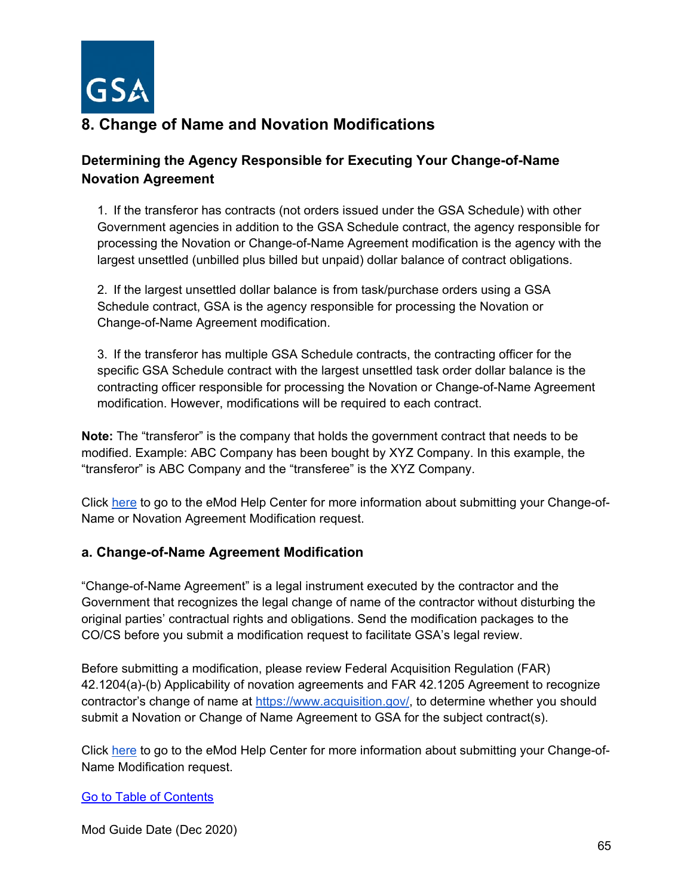## 8. Change of Name and Novation Modifications

### Determining the Agency Responsible for Executing Your Change-of-Name Novation Agreement

1. If the transferor has contracts (not orders issued under the GSA Schedule) with other Government agencies in addition to the GSA Schedule contract, the agency responsible for processing the Novation or Change-of-Name Agreement modification is the agency with the largest unsettled (unbilled plus billed but unpaid) dollar balance of contract obligations.

2. If the largest unsettled dollar balance is from task/purchase orders using a GSA Schedule contract, GSA is the agency responsible for processing the Novation or Change-of-Name Agreement modification.

3. If the transferor has multiple GSA Schedule contracts, the contracting officer for the specific GSA Schedule contract with the largest unsettled task order dollar balance is the contracting officer responsible for processing the Novation or Change-of-Name Agreement modification. However, modifications will be required to each contract.

**Note:** The "transferor" is the company that holds the government contract that needs to be modified. Example: ABC Company has been bought by XYZ Company. In this example, the "transferor" is ABC Company and the "transferee" is the XYZ Company.

Click here to go to the eMod Help Center for more information about submitting your Change-of-Name or Novation Agreement Modification request.

### a. Change-of-Name Agreement Modification

"Change-of-Name Agreement" is a legal instrument executed by the contractor and the Government that recognizes the legal change of name of the contractor without disturbing the original parties' contractual rights and obligations. Send the modification packages to the CO/CS before you submit a modification request to facilitate GSA's legal review.

Before submitting a modification, please review Federal Acquisition Regulation (FAR) 42.1204(a)-(b) Applicability of novation agreements and FAR 42.1205 Agreement to recognize contractor's change of name at https://www.acquisition.gov/, to determine whether you should submit a Novation or Change of Name Agreement to GSA for the subject contract(s).

Click here to go to the eMod Help Center for more information about submitting your Change-of-Name Modification request.

Go to Table of Contents

Mod Guide Date (Dec 2020)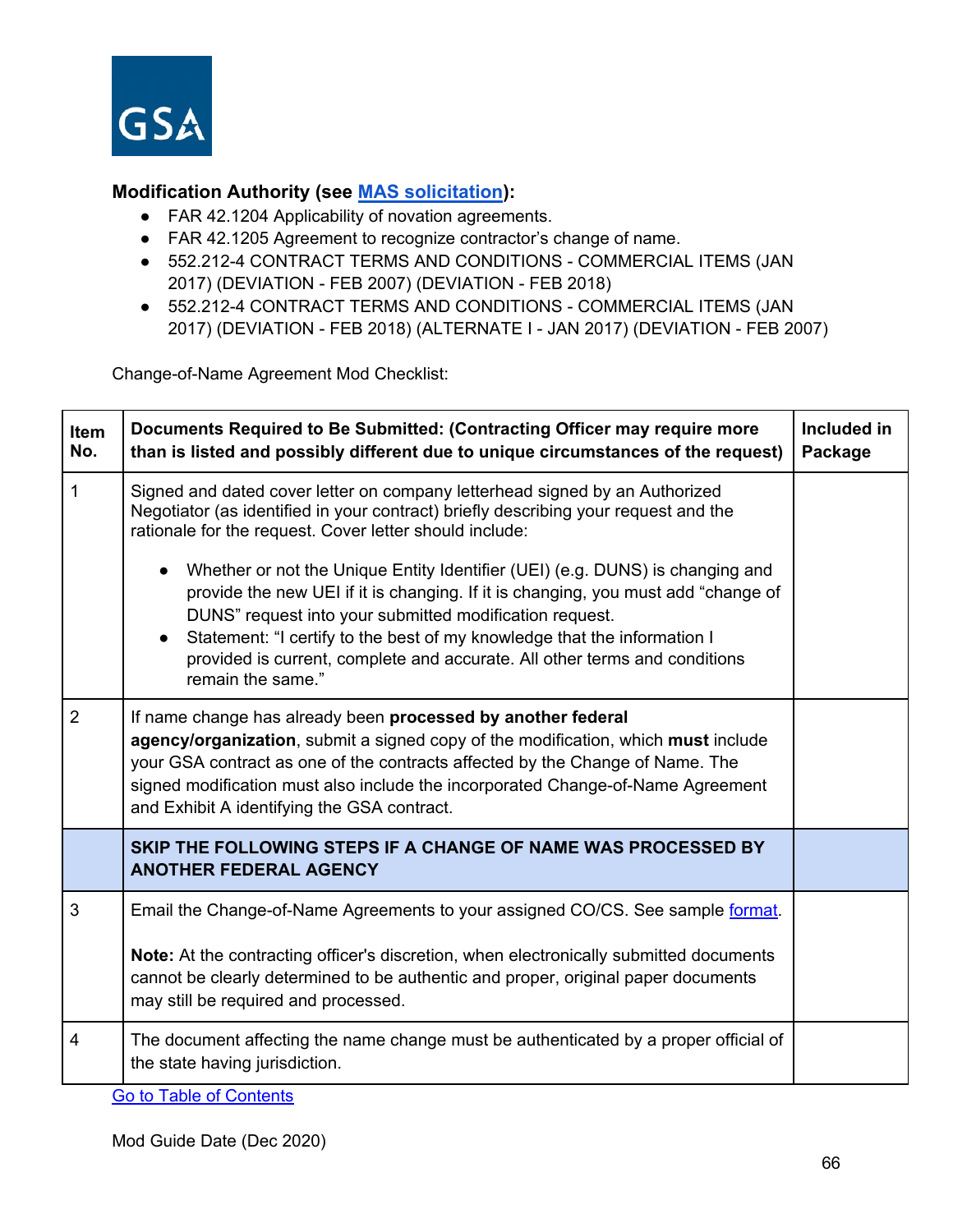**Modification Authority (see MAS solicitation):**

- FAR 42.1204 Applicability of novation agreements.
- FAR 42.1205 Agreement to recognize contractor's change of name.
- 552.212-4 CONTRACT TERMS AND CONDITIONS - COMMERCIAL ITEMS (JAN 2017) (DEVIATION - FEB 2007) (DEVIATION - FEB 2018)
- 552.212-4 CONTRACT TERMS AND CONDITIONS - COMMERCIAL ITEMS (JAN 2017) (DEVIATION - FEB 2018) (ALTERNATE I - JAN 2017) (DEVIATION - FEB 2007)

Change-of-Name Agreement Mod Checklist:

| Item No. | Documents Required to Be Submitted: (Contracting Officer may require more than is listed and possibly different due to unique circumstances of the request) | Included in Package |
|---|---|---|
| 1 | Signed and dated cover letter on company letterhead signed by an Authorized Negotiator (as identified in your contract) briefly describing your request and the rationale for the request. Cover letter should include: <br> • Whether or not the Unique Entity Identifier (UEI) (e.g. DUNS) is changing and provide the new UEI if it is changing. If it is changing, you must add "change of DUNS" request into your submitted modification request. <br> • Statement: "I certify to the best of my knowledge that the information I provided is current, complete and accurate. All other terms and conditions remain the same." | |
| 2 | If name change has already been **processed by another federal agency/organization**, submit a signed copy of the modification, which **must** include your GSA contract as one of the contracts affected by the Change of Name. The signed modification must also include the incorporated Change-of-Name Agreement and Exhibit A identifying the GSA contract. | |
| | **SKIP THE FOLLOWING STEPS IF A CHANGE OF NAME WAS PROCESSED BY ANOTHER FEDERAL AGENCY** | |
| 3 | Email the Change-of-Name Agreements to your assigned CO/CS. See sample format. <br><br> **Note:** At the contracting officer's discretion, when electronically submitted documents cannot be clearly determined to be authentic and proper, original paper documents may still be required and processed. | |
| 4 | The document affecting the name change must be authenticated by a proper official of the state having jurisdiction. | |

Go to Table of Contents

Mod Guide Date (Dec 2020)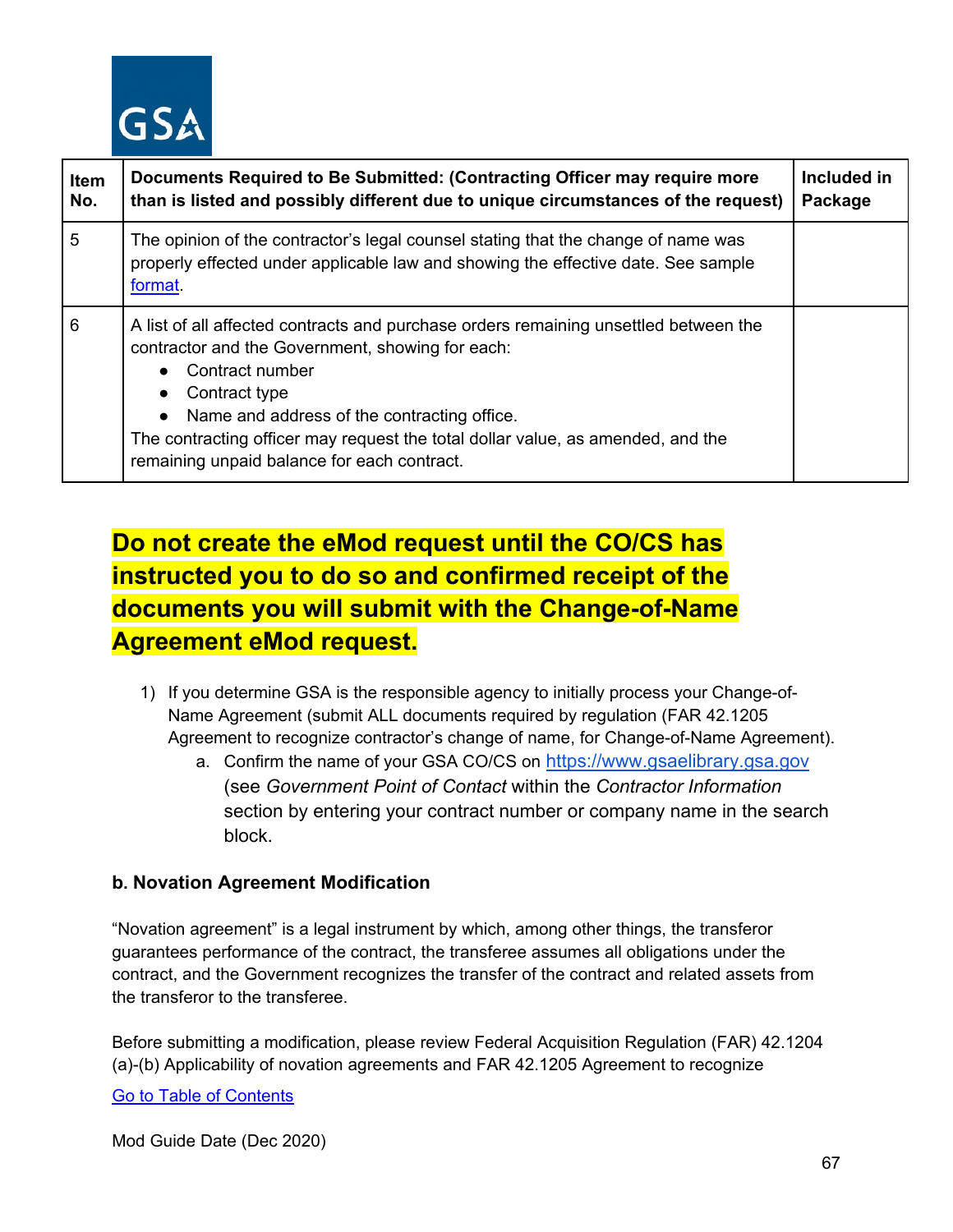| Item No. | Documents Required to Be Submitted: (Contracting Officer may require more than is listed and possibly different due to unique circumstances of the request) | Included in Package |
|---|---|---|
| 5 | The opinion of the contractor's legal counsel stating that the change of name was properly effected under applicable law and showing the effective date. See sample format. | |
| 6 | A list of all affected contracts and purchase orders remaining unsettled between the contractor and the Government, showing for each:<br>● Contract number<br>● Contract type<br>● Name and address of the contracting office.<br>The contracting officer may request the total dollar value, as amended, and the remaining unpaid balance for each contract. | |

**Do not create the eMod request until the CO/CS has instructed you to do so and confirmed receipt of the documents you will submit with the Change-of-Name Agreement eMod request.**

1) If you determine GSA is the responsible agency to initially process your Change-of-Name Agreement (submit ALL documents required by regulation (FAR 42.1205 Agreement to recognize contractor's change of name, for Change-of-Name Agreement).
   a. Confirm the name of your GSA CO/CS on https://www.gsaelibrary.gsa.gov (see *Government Point of Contact* within the *Contractor Information* section by entering your contract number or company name in the search block.

### b. Novation Agreement Modification

"Novation agreement" is a legal instrument by which, among other things, the transferor guarantees performance of the contract, the transferee assumes all obligations under the contract, and the Government recognizes the transfer of the contract and related assets from the transferor to the transferee.

Before submitting a modification, please review Federal Acquisition Regulation (FAR) 42.1204 (a)-(b) Applicability of novation agreements and FAR 42.1205 Agreement to recognize

Go to Table of Contents

Mod Guide Date (Dec 2020)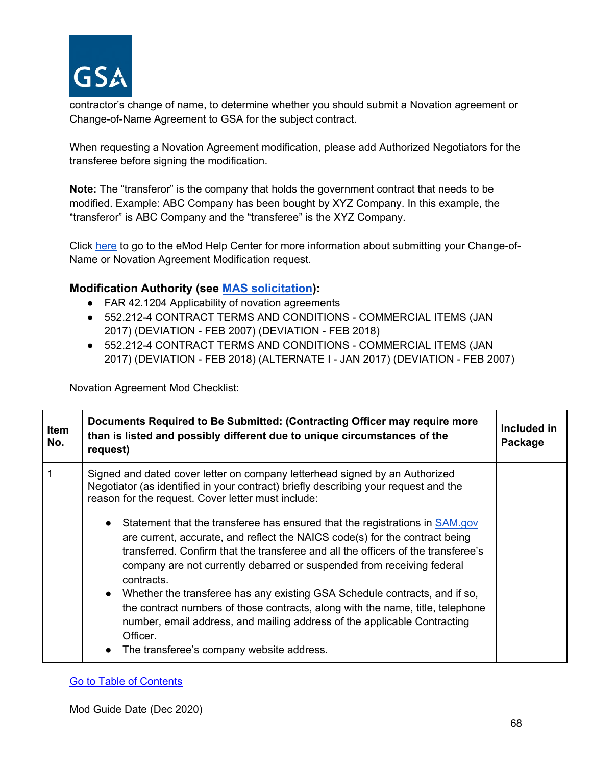contractor's change of name, to determine whether you should submit a Novation agreement or Change-of-Name Agreement to GSA for the subject contract.

When requesting a Novation Agreement modification, please add Authorized Negotiators for the transferee before signing the modification.

**Note:** The "transferor" is the company that holds the government contract that needs to be modified. Example: ABC Company has been bought by XYZ Company. In this example, the "transferor" is ABC Company and the "transferee" is the XYZ Company.

Click here to go to the eMod Help Center for more information about submitting your Change-of-Name or Novation Agreement Modification request.

### Modification Authority (see MAS solicitation):

- FAR 42.1204 Applicability of novation agreements
- 552.212-4 CONTRACT TERMS AND CONDITIONS - COMMERCIAL ITEMS (JAN 2017) (DEVIATION - FEB 2007) (DEVIATION - FEB 2018)
- 552.212-4 CONTRACT TERMS AND CONDITIONS - COMMERCIAL ITEMS (JAN 2017) (DEVIATION - FEB 2018) (ALTERNATE I - JAN 2017) (DEVIATION - FEB 2007)

Novation Agreement Mod Checklist:

| Item No. | Documents Required to Be Submitted: (Contracting Officer may require more than is listed and possibly different due to unique circumstances of the request) | Included in Package |
|---|---|---|
| 1 | Signed and dated cover letter on company letterhead signed by an Authorized Negotiator (as identified in your contract) briefly describing your request and the reason for the request. Cover letter must include:<br><br>• Statement that the transferee has ensured that the registrations in SAM.gov are current, accurate, and reflect the NAICS code(s) for the contract being transferred. Confirm that the transferee and all the officers of the transferee's company are not currently debarred or suspended from receiving federal contracts.<br>• Whether the transferee has any existing GSA Schedule contracts, and if so, the contract numbers of those contracts, along with the name, title, telephone number, email address, and mailing address of the applicable Contracting Officer.<br>• The transferee's company website address. | |

Go to Table of Contents

Mod Guide Date (Dec 2020)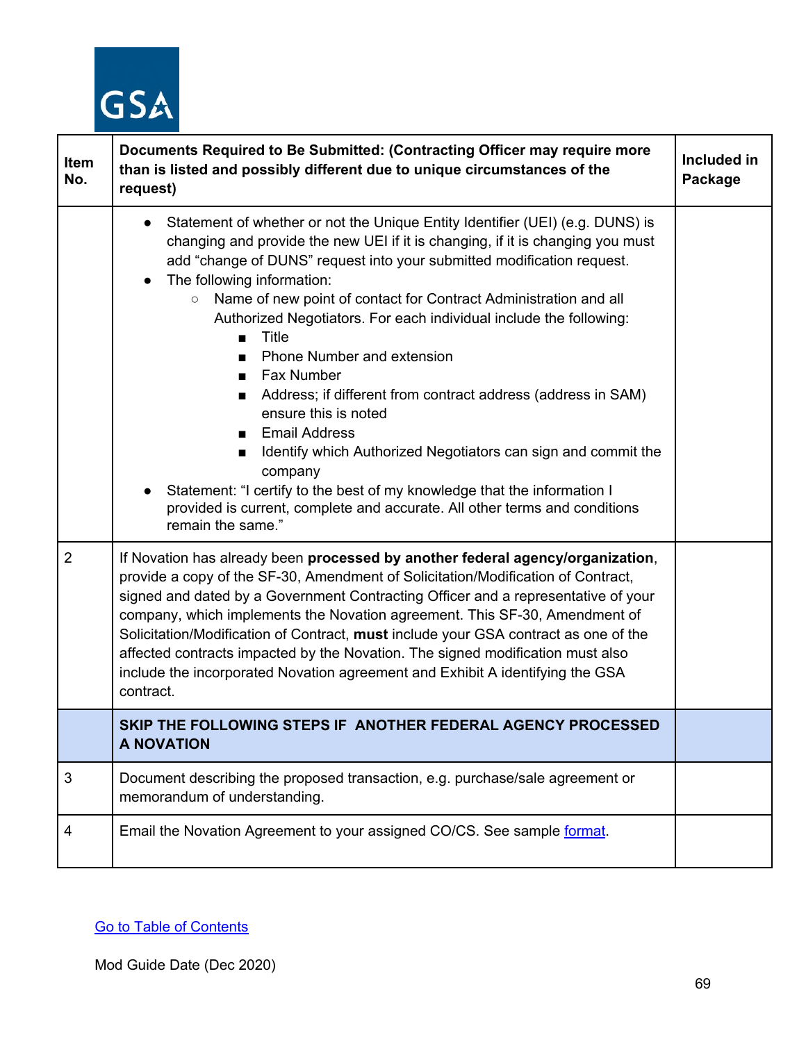| Item No. | Documents Required to Be Submitted: (Contracting Officer may require more than is listed and possibly different due to unique circumstances of the request) | Included in Package |
|---|---|---|
| | • Statement of whether or not the Unique Entity Identifier (UEI) (e.g. DUNS) is changing and provide the new UEI if it is changing, if it is changing you must add "change of DUNS" request into your submitted modification request.<br>• The following information:<br>○ Name of new point of contact for Contract Administration and all Authorized Negotiators. For each individual include the following:<br>■ Title<br>■ Phone Number and extension<br>■ Fax Number<br>■ Address; if different from contract address (address in SAM) ensure this is noted<br>■ Email Address<br>■ Identify which Authorized Negotiators can sign and commit the company<br>• Statement: "I certify to the best of my knowledge that the information I provided is current, complete and accurate. All other terms and conditions remain the same." | |
| 2 | If Novation has already been **processed by another federal agency/organization**, provide a copy of the SF-30, Amendment of Solicitation/Modification of Contract, signed and dated by a Government Contracting Officer and a representative of your company, which implements the Novation agreement. This SF-30, Amendment of Solicitation/Modification of Contract, **must** include your GSA contract as one of the affected contracts impacted by the Novation. The signed modification must also include the incorporated Novation agreement and Exhibit A identifying the GSA contract. | |
| | **SKIP THE FOLLOWING STEPS IF ANOTHER FEDERAL AGENCY PROCESSED A NOVATION** | |
| 3 | Document describing the proposed transaction, e.g. purchase/sale agreement or memorandum of understanding. | |
| 4 | Email the Novation Agreement to your assigned CO/CS. See sample format. | |

Go to Table of Contents

Mod Guide Date (Dec 2020)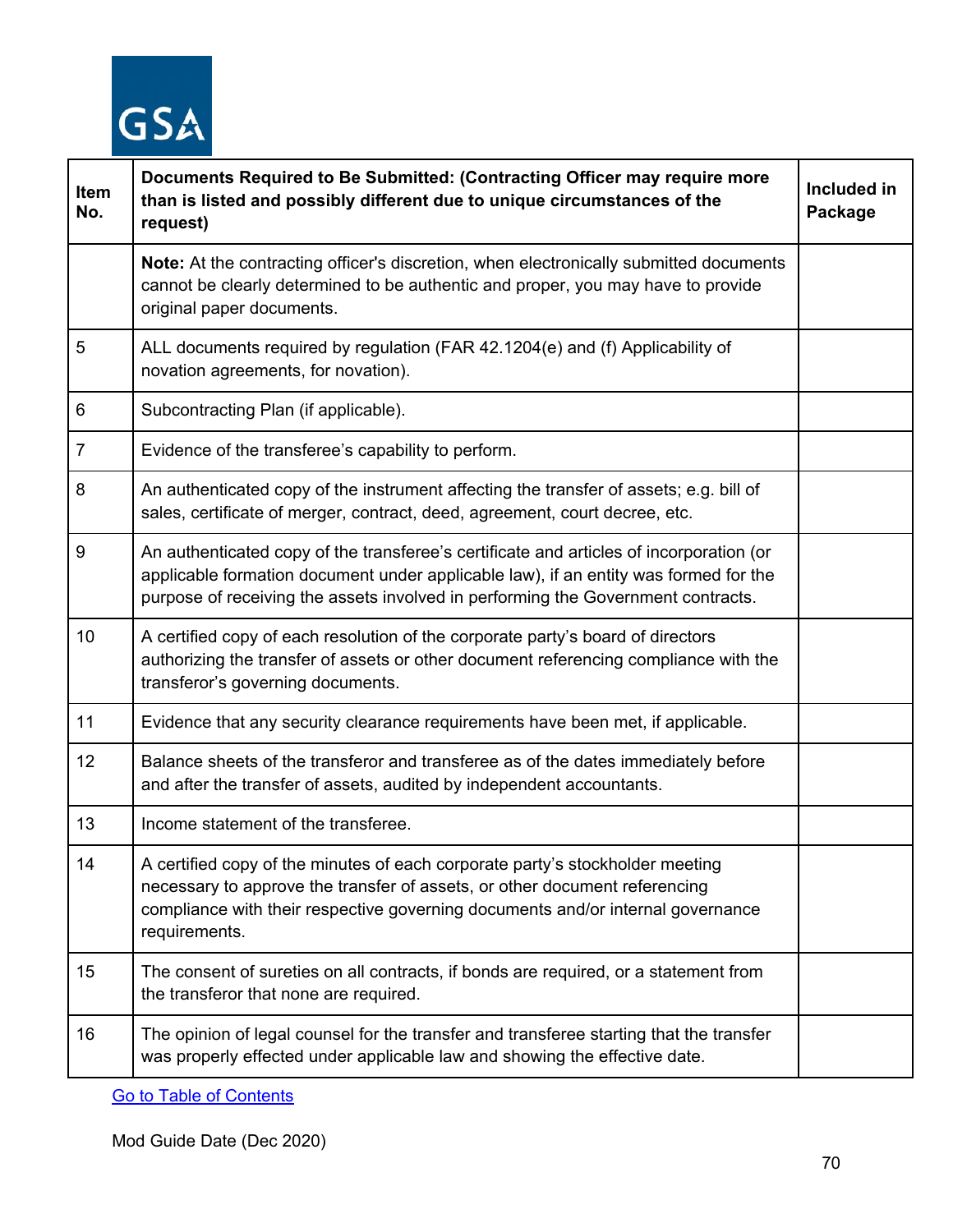| Item No. | Documents Required to Be Submitted: (Contracting Officer may require more than is listed and possibly different due to unique circumstances of the request) | Included in Package |
|---|---|---|
| | **Note:** At the contracting officer's discretion, when electronically submitted documents cannot be clearly determined to be authentic and proper, you may have to provide original paper documents. | |
| 5 | ALL documents required by regulation (FAR 42.1204(e) and (f) Applicability of novation agreements, for novation). | |
| 6 | Subcontracting Plan (if applicable). | |
| 7 | Evidence of the transferee's capability to perform. | |
| 8 | An authenticated copy of the instrument affecting the transfer of assets; e.g. bill of sales, certificate of merger, contract, deed, agreement, court decree, etc. | |
| 9 | An authenticated copy of the transferee's certificate and articles of incorporation (or applicable formation document under applicable law), if an entity was formed for the purpose of receiving the assets involved in performing the Government contracts. | |
| 10 | A certified copy of each resolution of the corporate party's board of directors authorizing the transfer of assets or other document referencing compliance with the transferor's governing documents. | |
| 11 | Evidence that any security clearance requirements have been met, if applicable. | |
| 12 | Balance sheets of the transferor and transferee as of the dates immediately before and after the transfer of assets, audited by independent accountants. | |
| 13 | Income statement of the transferee. | |
| 14 | A certified copy of the minutes of each corporate party's stockholder meeting necessary to approve the transfer of assets, or other document referencing compliance with their respective governing documents and/or internal governance requirements. | |
| 15 | The consent of sureties on all contracts, if bonds are required, or a statement from the transferor that none are required. | |
| 16 | The opinion of legal counsel for the transfer and transferee starting that the transfer was properly effected under applicable law and showing the effective date. | |

Go to Table of Contents

Mod Guide Date (Dec 2020)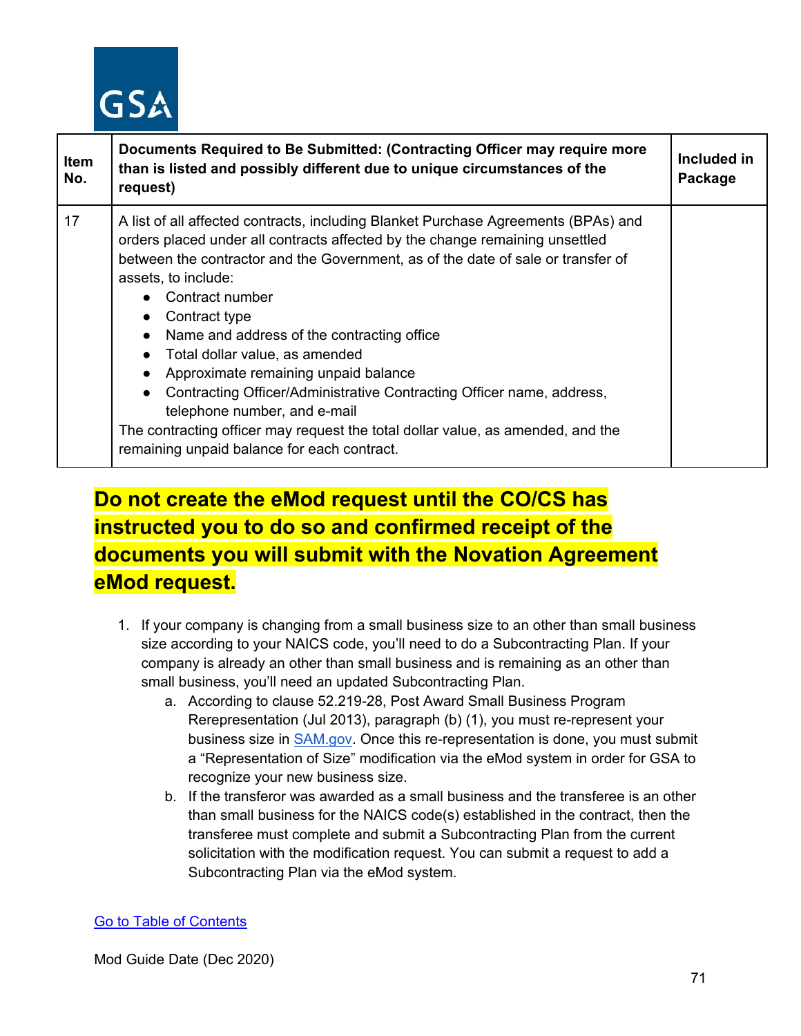| Item No. | Documents Required to Be Submitted: (Contracting Officer may require more than is listed and possibly different due to unique circumstances of the request) | Included in Package |
|---|---|---|
| 17 | A list of all affected contracts, including Blanket Purchase Agreements (BPAs) and orders placed under all contracts affected by the change remaining unsettled between the contractor and the Government, as of the date of sale or transfer of assets, to include:<br>• Contract number<br>• Contract type<br>• Name and address of the contracting office<br>• Total dollar value, as amended<br>• Approximate remaining unpaid balance<br>• Contracting Officer/Administrative Contracting Officer name, address, telephone number, and e-mail<br>The contracting officer may request the total dollar value, as amended, and the remaining unpaid balance for each contract. | |

**Do not create the eMod request until the CO/CS has instructed you to do so and confirmed receipt of the documents you will submit with the Novation Agreement eMod request.**

1. If your company is changing from a small business size to an other than small business size according to your NAICS code, you'll need to do a Subcontracting Plan. If your company is already an other than small business and is remaining as an other than small business, you'll need an updated Subcontracting Plan.
   a. According to clause 52.219-28, Post Award Small Business Program Rerepresentation (Jul 2013), paragraph (b) (1), you must re-represent your business size in SAM.gov. Once this re-representation is done, you must submit a "Representation of Size" modification via the eMod system in order for GSA to recognize your new business size.
   b. If the transferor was awarded as a small business and the transferee is an other than small business for the NAICS code(s) established in the contract, then the transferee must complete and submit a Subcontracting Plan from the current solicitation with the modification request. You can submit a request to add a Subcontracting Plan via the eMod system.

Go to Table of Contents

Mod Guide Date (Dec 2020)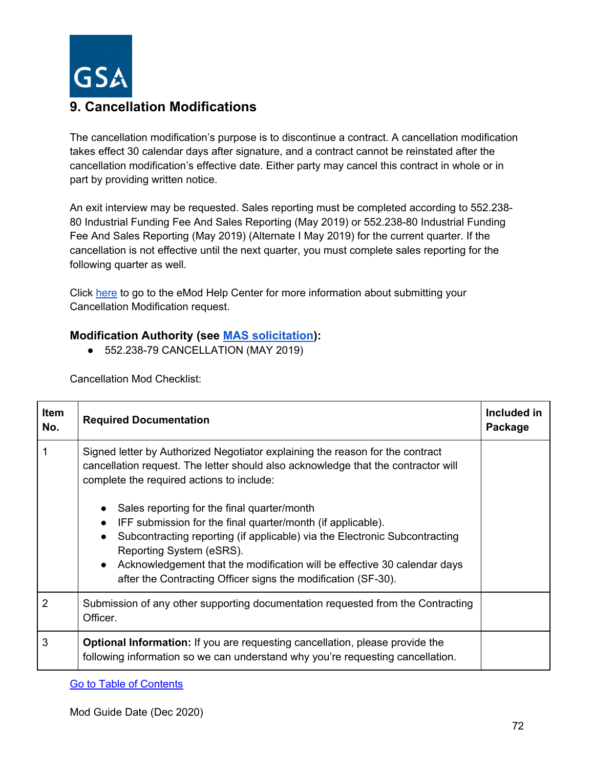## 9. Cancellation Modifications

The cancellation modification's purpose is to discontinue a contract. A cancellation modification takes effect 30 calendar days after signature, and a contract cannot be reinstated after the cancellation modification's effective date. Either party may cancel this contract in whole or in part by providing written notice.

An exit interview may be requested. Sales reporting must be completed according to 552.238-80 Industrial Funding Fee And Sales Reporting (May 2019) or 552.238-80 Industrial Funding Fee And Sales Reporting (May 2019) (Alternate I May 2019) for the current quarter. If the cancellation is not effective until the next quarter, you must complete sales reporting for the following quarter as well.

Click here to go to the eMod Help Center for more information about submitting your Cancellation Modification request.

**Modification Authority (see MAS solicitation):**

- 552.238-79 CANCELLATION (MAY 2019)

Cancellation Mod Checklist:

| Item No. | Required Documentation | Included in Package |
|---|---|---|
| 1 | Signed letter by Authorized Negotiator explaining the reason for the contract cancellation request. The letter should also acknowledge that the contractor will complete the required actions to include:<br><br>• Sales reporting for the final quarter/month<br>• IFF submission for the final quarter/month (if applicable).<br>• Subcontracting reporting (if applicable) via the Electronic Subcontracting Reporting System (eSRS).<br>• Acknowledgement that the modification will be effective 30 calendar days after the Contracting Officer signs the modification (SF-30). | |
| 2 | Submission of any other supporting documentation requested from the Contracting Officer. | |
| 3 | **Optional Information:** If you are requesting cancellation, please provide the following information so we can understand why you're requesting cancellation. | |

Go to Table of Contents

Mod Guide Date (Dec 2020)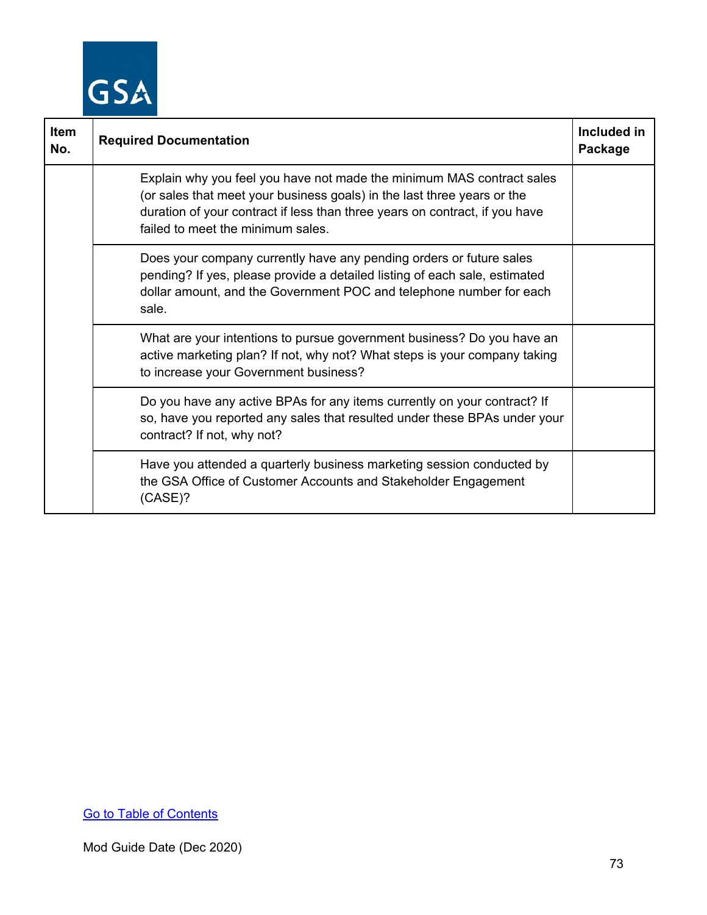| Item No. | Required Documentation | Included in Package |
|---|---|---|
| | Explain why you feel you have not made the minimum MAS contract sales (or sales that meet your business goals) in the last three years or the duration of your contract if less than three years on contract, if you have failed to meet the minimum sales. | |
| | Does your company currently have any pending orders or future sales pending? If yes, please provide a detailed listing of each sale, estimated dollar amount, and the Government POC and telephone number for each sale. | |
| | What are your intentions to pursue government business? Do you have an active marketing plan? If not, why not? What steps is your company taking to increase your Government business? | |
| | Do you have any active BPAs for any items currently on your contract? If so, have you reported any sales that resulted under these BPAs under your contract? If not, why not? | |
| | Have you attended a quarterly business marketing session conducted by the GSA Office of Customer Accounts and Stakeholder Engagement (CASE)? | |

Go to Table of Contents

Mod Guide Date (Dec 2020)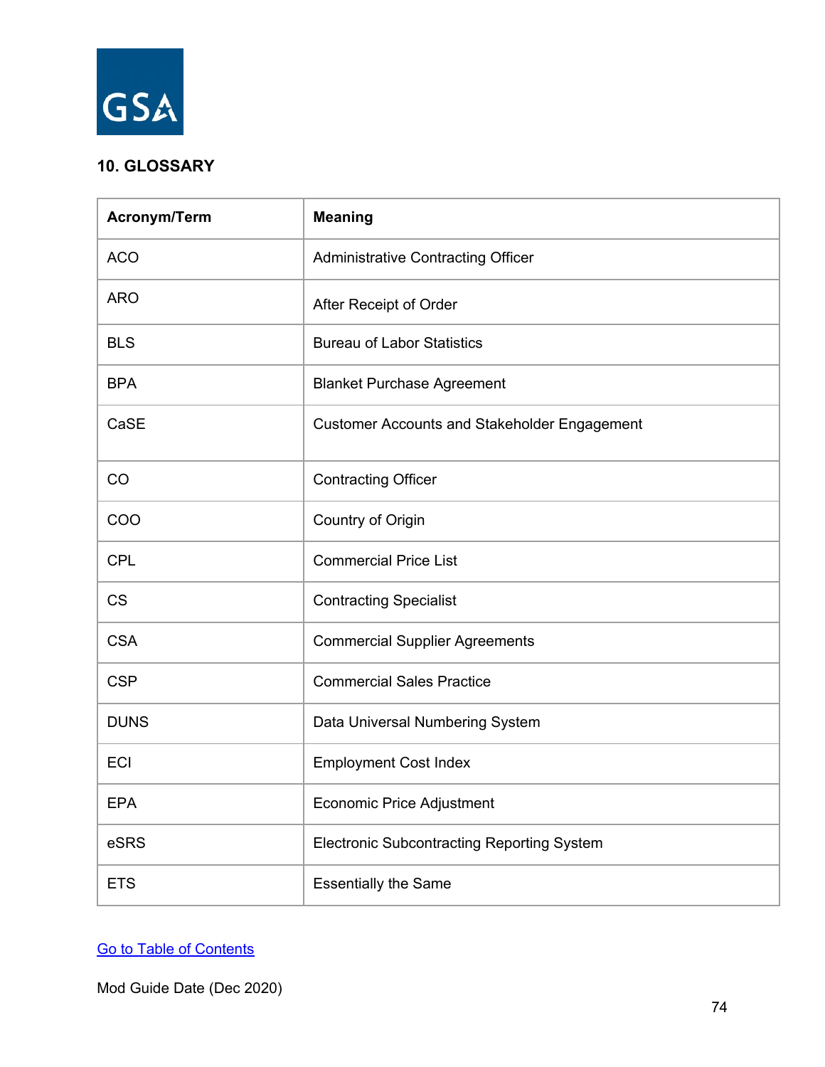## 10. GLOSSARY

| Acronym/Term | Meaning |
|---|---|
| ACO | Administrative Contracting Officer |
| ARO | After Receipt of Order |
| BLS | Bureau of Labor Statistics |
| BPA | Blanket Purchase Agreement |
| CaSE | Customer Accounts and Stakeholder Engagement |
| CO | Contracting Officer |
| COO | Country of Origin |
| CPL | Commercial Price List |
| CS | Contracting Specialist |
| CSA | Commercial Supplier Agreements |
| CSP | Commercial Sales Practice |
| DUNS | Data Universal Numbering System |
| ECI | Employment Cost Index |
| EPA | Economic Price Adjustment |
| eSRS | Electronic Subcontracting Reporting System |
| ETS | Essentially the Same |

[Go to Table of Contents]

Mod Guide Date (Dec 2020)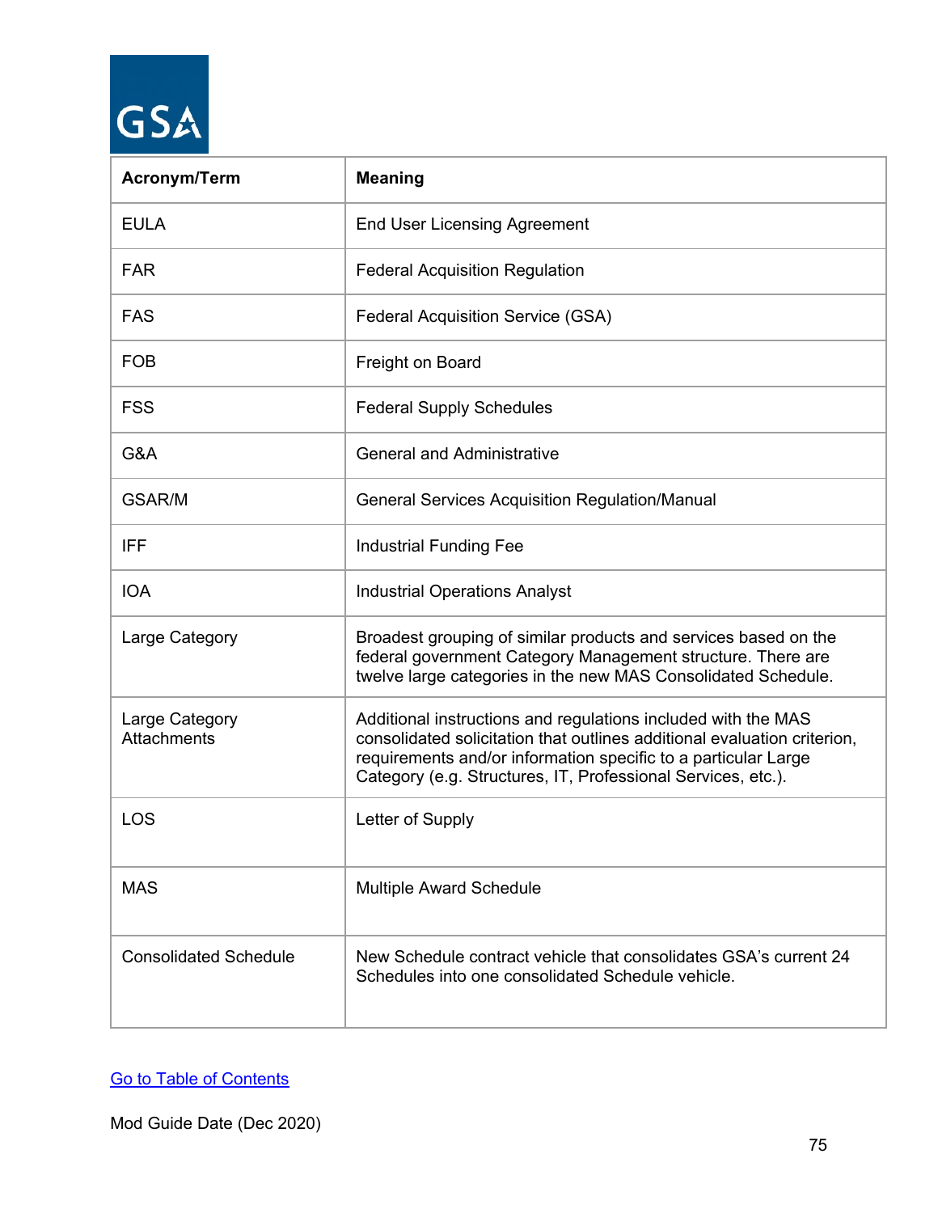| Acronym/Term | Meaning |
| --- | --- |
| EULA | End User Licensing Agreement |
| FAR | Federal Acquisition Regulation |
| FAS | Federal Acquisition Service (GSA) |
| FOB | Freight on Board |
| FSS | Federal Supply Schedules |
| G&A | General and Administrative |
| GSAR/M | General Services Acquisition Regulation/Manual |
| IFF | Industrial Funding Fee |
| IOA | Industrial Operations Analyst |
| Large Category | Broadest grouping of similar products and services based on the federal government Category Management structure. There are twelve large categories in the new MAS Consolidated Schedule. |
| Large Category Attachments | Additional instructions and regulations included with the MAS consolidated solicitation that outlines additional evaluation criterion, requirements and/or information specific to a particular Large Category (e.g. Structures, IT, Professional Services, etc.). |
| LOS | Letter of Supply |
| MAS | Multiple Award Schedule |
| Consolidated Schedule | New Schedule contract vehicle that consolidates GSA's current 24 Schedules into one consolidated Schedule vehicle. |

Go to Table of Contents

Mod Guide Date (Dec 2020)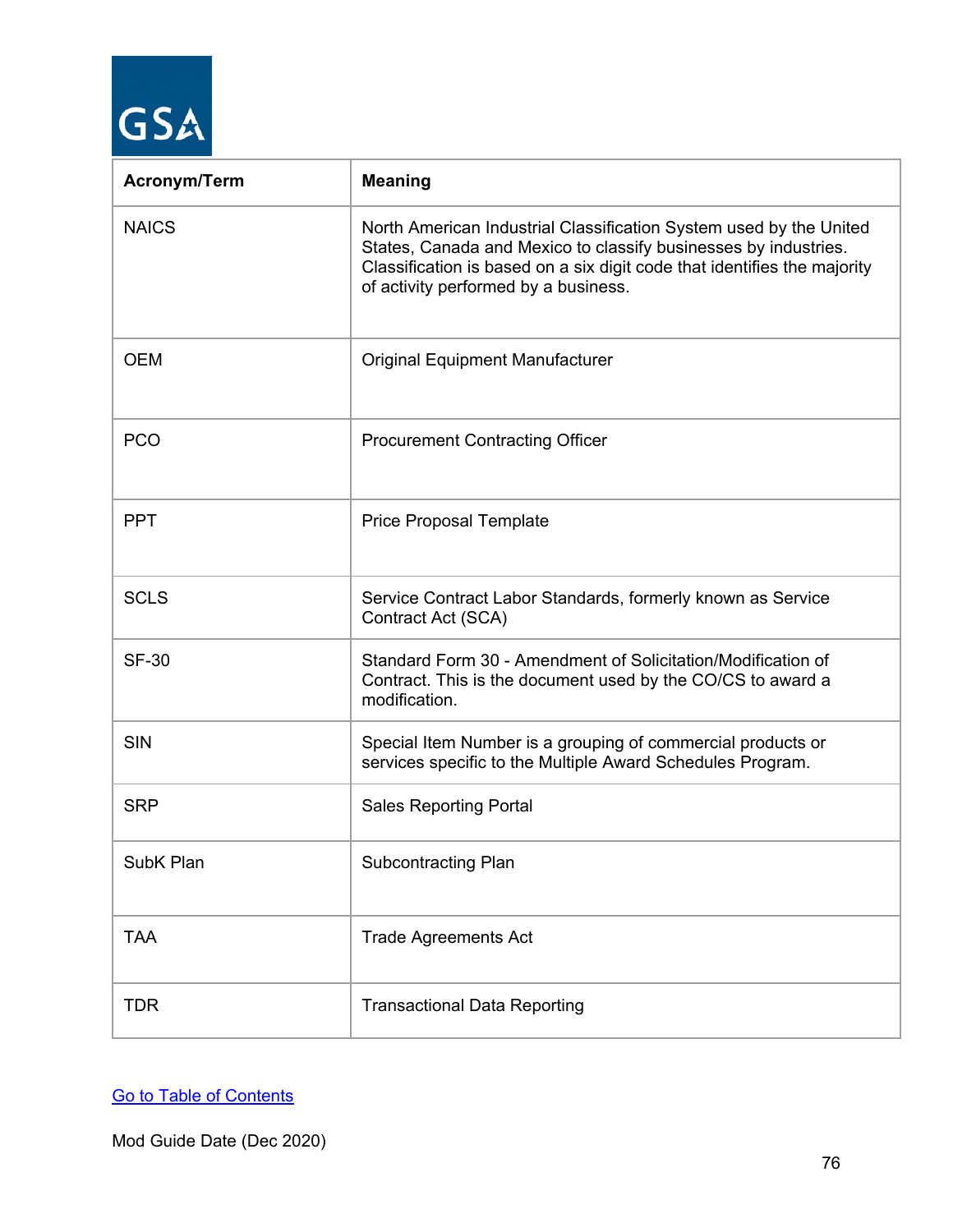| Acronym/Term | Meaning |
|---|---|
| NAICS | North American Industrial Classification System used by the United States, Canada and Mexico to classify businesses by industries. Classification is based on a six digit code that identifies the majority of activity performed by a business. |
| OEM | Original Equipment Manufacturer |
| PCO | Procurement Contracting Officer |
| PPT | Price Proposal Template |
| SCLS | Service Contract Labor Standards, formerly known as Service Contract Act (SCA) |
| SF-30 | Standard Form 30 - Amendment of Solicitation/Modification of Contract. This is the document used by the CO/CS to award a modification. |
| SIN | Special Item Number is a grouping of commercial products or services specific to the Multiple Award Schedules Program. |
| SRP | Sales Reporting Portal |
| SubK Plan | Subcontracting Plan |
| TAA | Trade Agreements Act |
| TDR | Transactional Data Reporting |

Go to Table of Contents

Mod Guide Date (Dec 2020)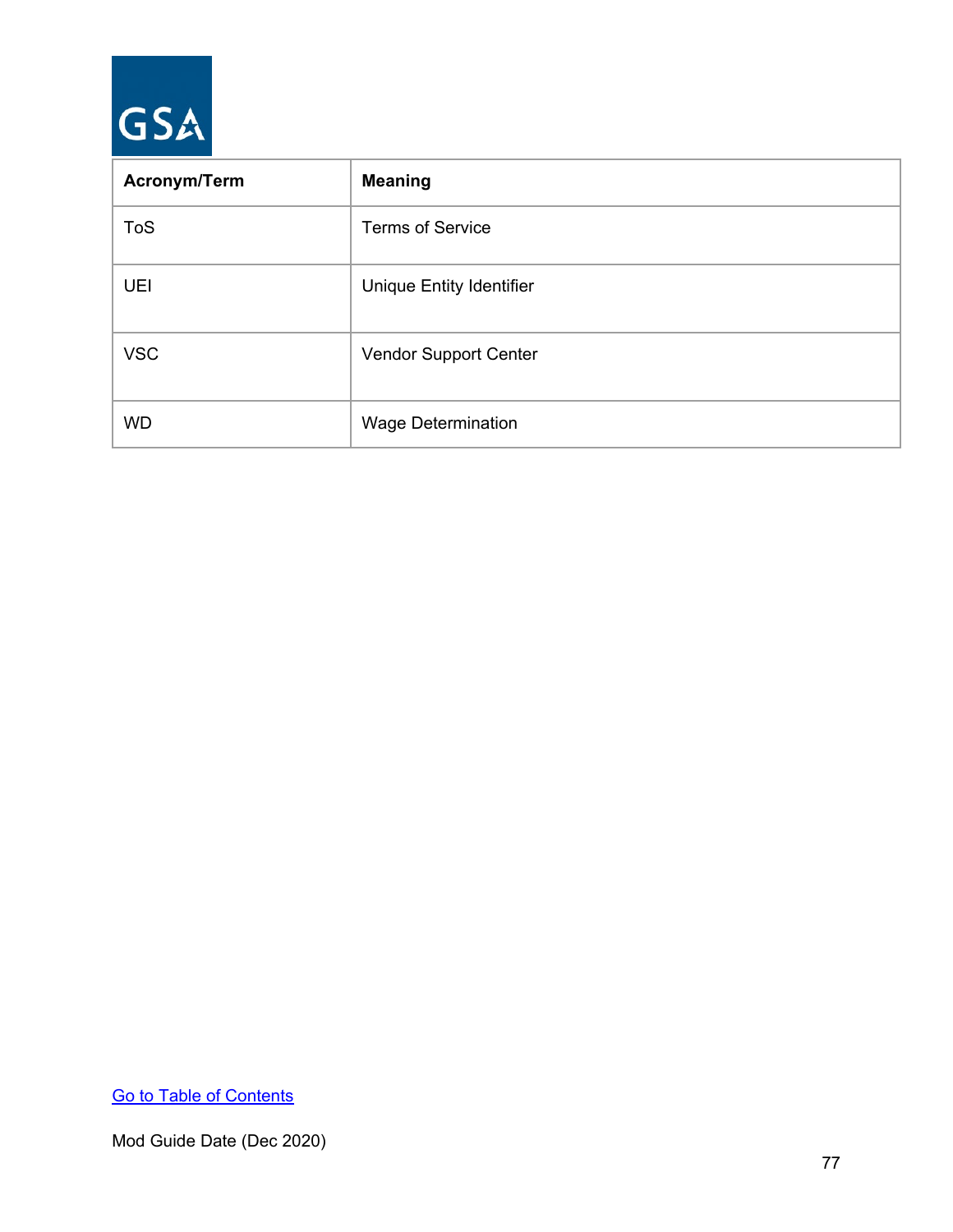| Acronym/Term | Meaning |
| --- | --- |
| ToS | Terms of Service |
| UEI | Unique Entity Identifier |
| VSC | Vendor Support Center |
| WD | Wage Determination |

[Go to Table of Contents](#)

Mod Guide Date (Dec 2020)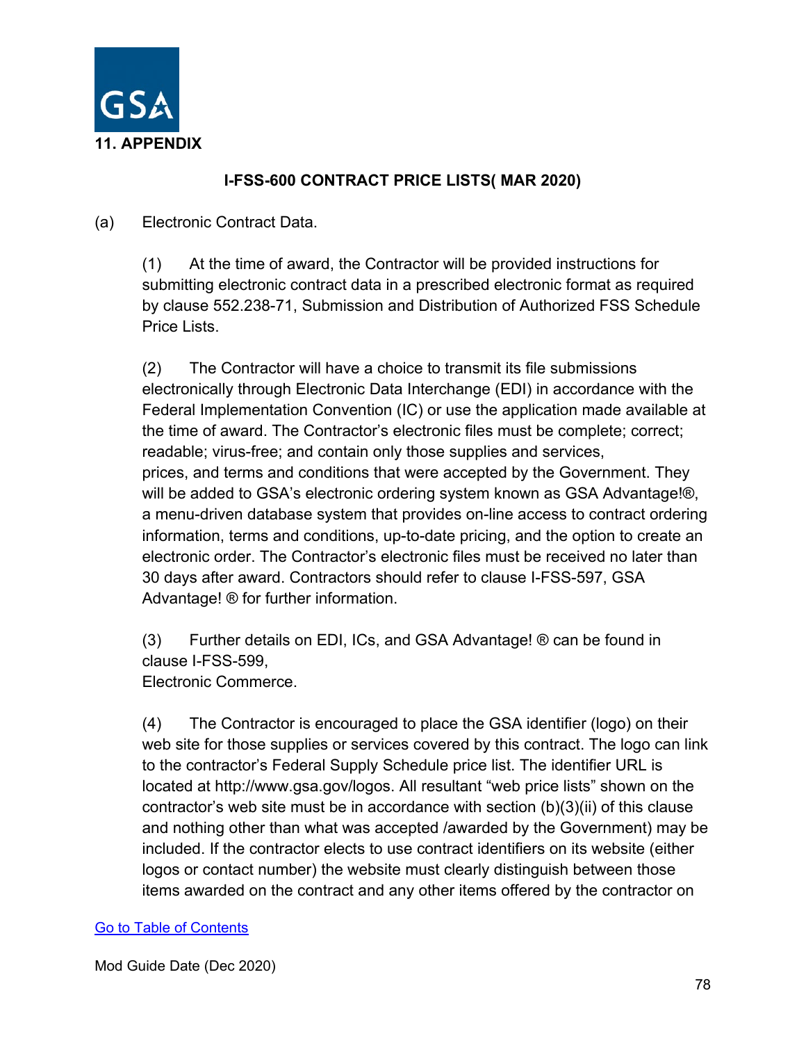## 11. APPENDIX

### I-FSS-600 CONTRACT PRICE LISTS( MAR 2020)

(a) Electronic Contract Data.

(1) At the time of award, the Contractor will be provided instructions for submitting electronic contract data in a prescribed electronic format as required by clause 552.238-71, Submission and Distribution of Authorized FSS Schedule Price Lists.

(2) The Contractor will have a choice to transmit its file submissions electronically through Electronic Data Interchange (EDI) in accordance with the Federal Implementation Convention (IC) or use the application made available at the time of award. The Contractor's electronic files must be complete; correct; readable; virus-free; and contain only those supplies and services, prices, and terms and conditions that were accepted by the Government. They will be added to GSA's electronic ordering system known as GSA Advantage!®, a menu-driven database system that provides on-line access to contract ordering information, terms and conditions, up-to-date pricing, and the option to create an electronic order. The Contractor's electronic files must be received no later than 30 days after award. Contractors should refer to clause I-FSS-597, GSA Advantage! ® for further information.

(3) Further details on EDI, ICs, and GSA Advantage! ® can be found in clause I-FSS-599, Electronic Commerce.

(4) The Contractor is encouraged to place the GSA identifier (logo) on their web site for those supplies or services covered by this contract. The logo can link to the contractor's Federal Supply Schedule price list. The identifier URL is located at http://www.gsa.gov/logos. All resultant "web price lists" shown on the contractor's web site must be in accordance with section (b)(3)(ii) of this clause and nothing other than what was accepted /awarded by the Government) may be included. If the contractor elects to use contract identifiers on its website (either logos or contact number) the website must clearly distinguish between those items awarded on the contract and any other items offered by the contractor on

[Go to Table of Contents](#)

Mod Guide Date (Dec 2020)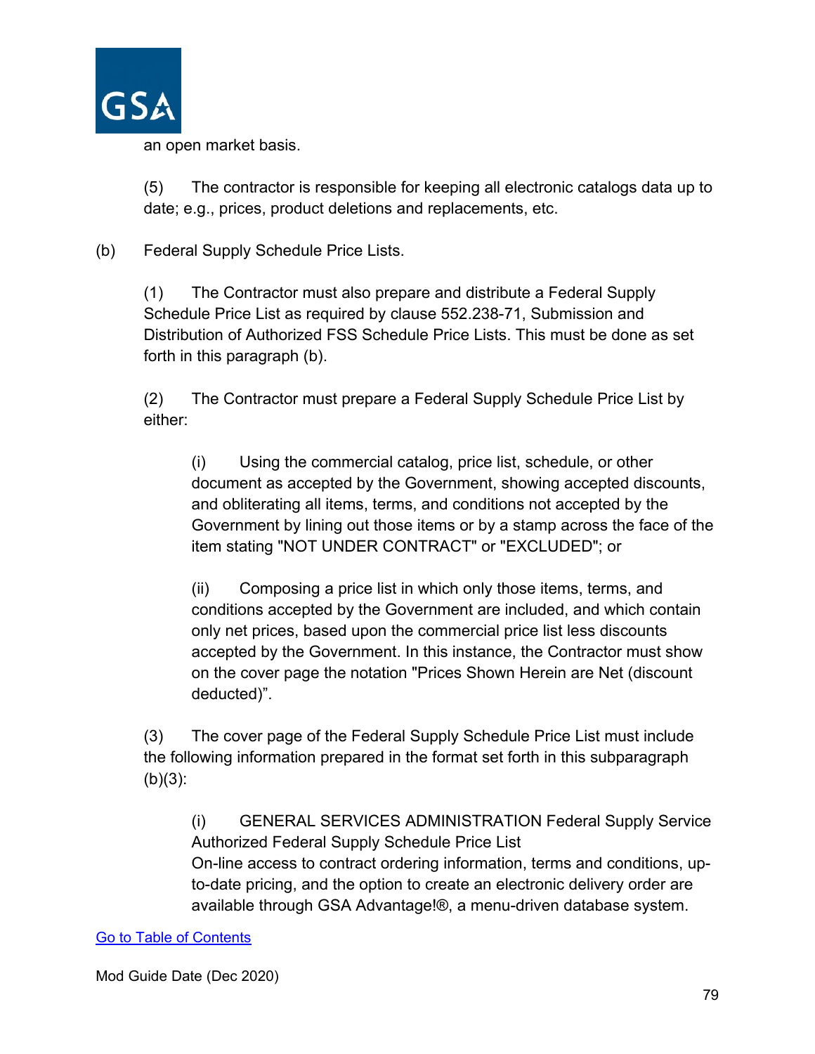an open market basis.

(5) The contractor is responsible for keeping all electronic catalogs data up to date; e.g., prices, product deletions and replacements, etc.

(b) Federal Supply Schedule Price Lists.

(1) The Contractor must also prepare and distribute a Federal Supply Schedule Price List as required by clause 552.238-71, Submission and Distribution of Authorized FSS Schedule Price Lists. This must be done as set forth in this paragraph (b).

(2) The Contractor must prepare a Federal Supply Schedule Price List by either:

(i) Using the commercial catalog, price list, schedule, or other document as accepted by the Government, showing accepted discounts, and obliterating all items, terms, and conditions not accepted by the Government by lining out those items or by a stamp across the face of the item stating "NOT UNDER CONTRACT" or "EXCLUDED"; or

(ii) Composing a price list in which only those items, terms, and conditions accepted by the Government are included, and which contain only net prices, based upon the commercial price list less discounts accepted by the Government. In this instance, the Contractor must show on the cover page the notation "Prices Shown Herein are Net (discount deducted)".

(3) The cover page of the Federal Supply Schedule Price List must include the following information prepared in the format set forth in this subparagraph (b)(3):

(i) GENERAL SERVICES ADMINISTRATION Federal Supply Service Authorized Federal Supply Schedule Price List
On-line access to contract ordering information, terms and conditions, up-to-date pricing, and the option to create an electronic delivery order are available through GSA Advantage!®, a menu-driven database system.

Go to Table of Contents

Mod Guide Date (Dec 2020)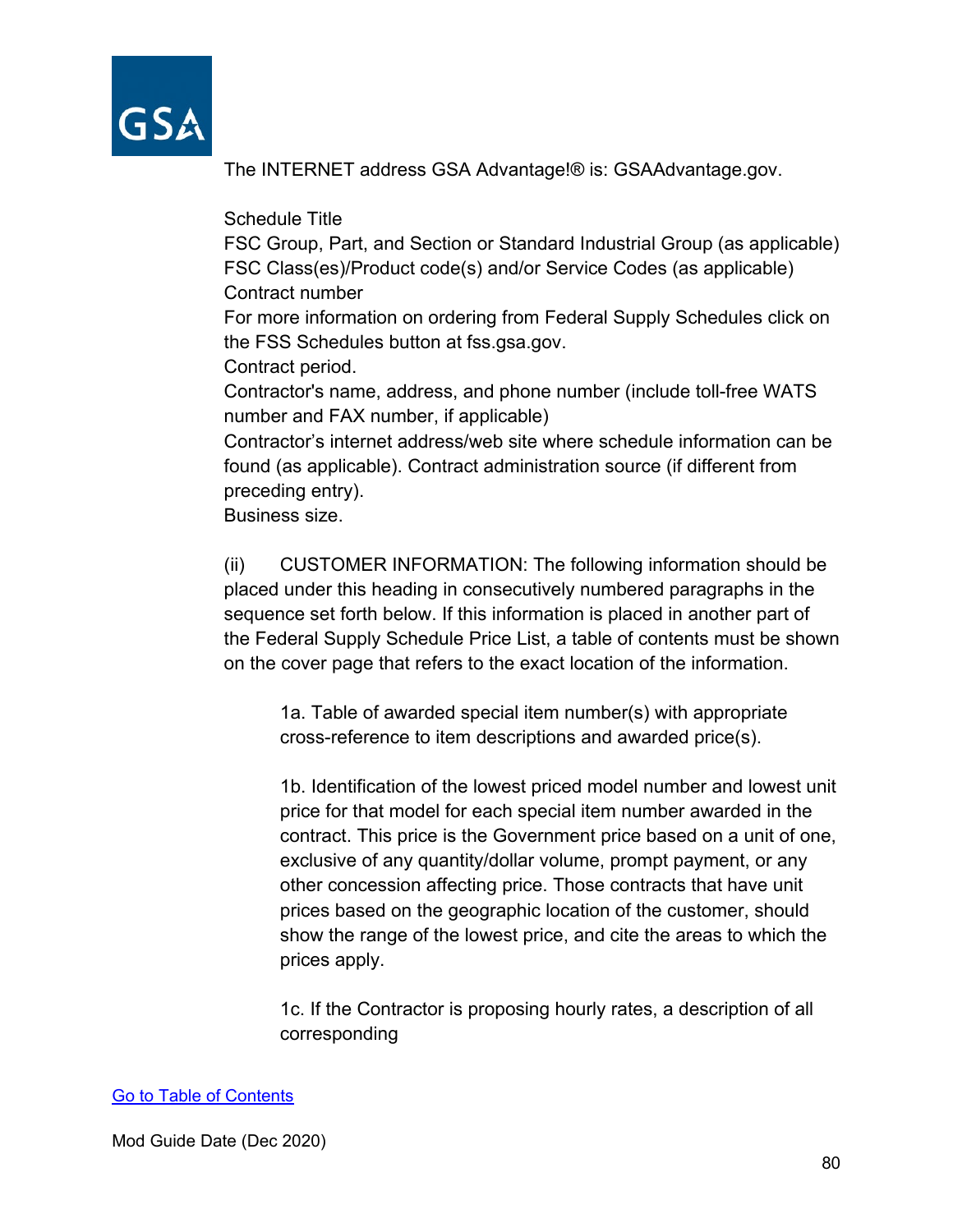The INTERNET address GSA Advantage!® is: GSAAdvantage.gov.

Schedule Title
FSC Group, Part, and Section or Standard Industrial Group (as applicable)
FSC Class(es)/Product code(s) and/or Service Codes (as applicable)
Contract number
For more information on ordering from Federal Supply Schedules click on the FSS Schedules button at fss.gsa.gov.
Contract period.
Contractor's name, address, and phone number (include toll-free WATS number and FAX number, if applicable)
Contractor's internet address/web site where schedule information can be found (as applicable). Contract administration source (if different from preceding entry).
Business size.

(ii) CUSTOMER INFORMATION: The following information should be placed under this heading in consecutively numbered paragraphs in the sequence set forth below. If this information is placed in another part of the Federal Supply Schedule Price List, a table of contents must be shown on the cover page that refers to the exact location of the information.

1a. Table of awarded special item number(s) with appropriate cross-reference to item descriptions and awarded price(s).

1b. Identification of the lowest priced model number and lowest unit price for that model for each special item number awarded in the contract. This price is the Government price based on a unit of one, exclusive of any quantity/dollar volume, prompt payment, or any other concession affecting price. Those contracts that have unit prices based on the geographic location of the customer, should show the range of the lowest price, and cite the areas to which the prices apply.

1c. If the Contractor is proposing hourly rates, a description of all corresponding

[Go to Table of Contents]

Mod Guide Date (Dec 2020)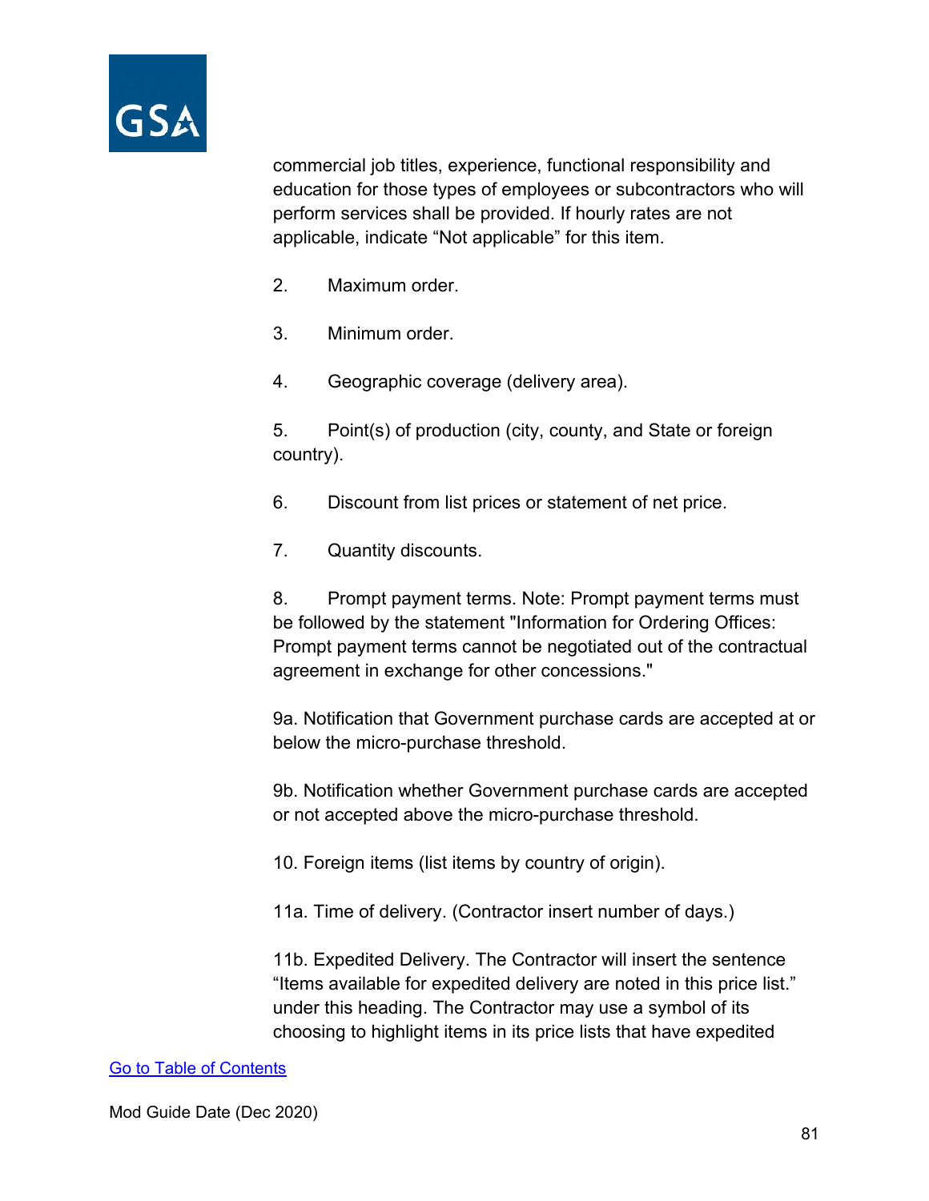commercial job titles, experience, functional responsibility and education for those types of employees or subcontractors who will perform services shall be provided. If hourly rates are not applicable, indicate “Not applicable” for this item.

2. Maximum order.

3. Minimum order.

4. Geographic coverage (delivery area).

5. Point(s) of production (city, county, and State or foreign country).

6. Discount from list prices or statement of net price.

7. Quantity discounts.

8. Prompt payment terms. Note: Prompt payment terms must be followed by the statement "Information for Ordering Offices: Prompt payment terms cannot be negotiated out of the contractual agreement in exchange for other concessions."

9a. Notification that Government purchase cards are accepted at or below the micro-purchase threshold.

9b. Notification whether Government purchase cards are accepted or not accepted above the micro-purchase threshold.

10. Foreign items (list items by country of origin).

11a. Time of delivery. (Contractor insert number of days.)

11b. Expedited Delivery. The Contractor will insert the sentence “Items available for expedited delivery are noted in this price list.” under this heading. The Contractor may use a symbol of its choosing to highlight items in its price lists that have expedited

[Go to Table of Contents]

Mod Guide Date (Dec 2020)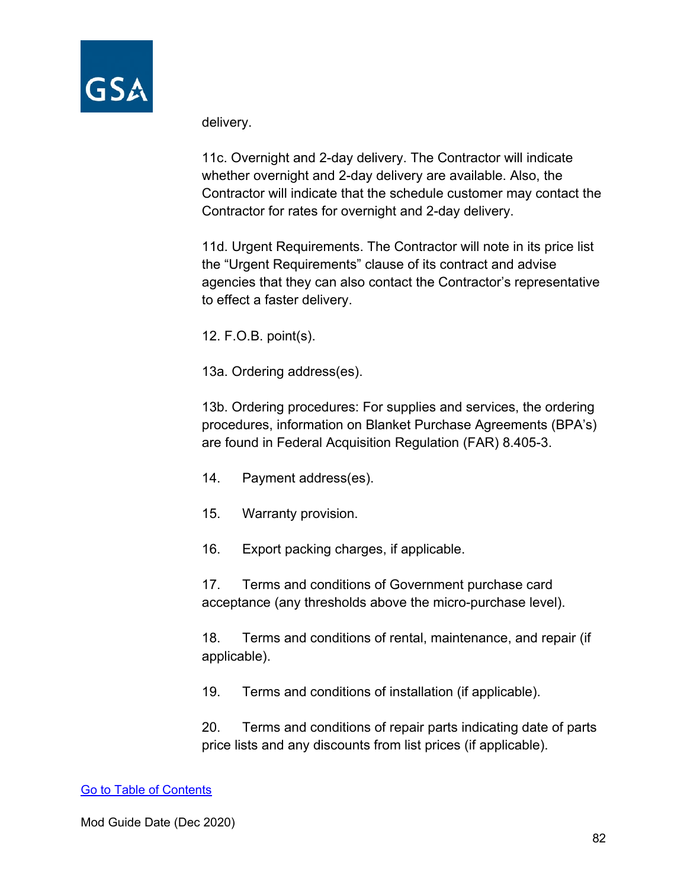delivery.

11c. Overnight and 2-day delivery. The Contractor will indicate whether overnight and 2-day delivery are available. Also, the Contractor will indicate that the schedule customer may contact the Contractor for rates for overnight and 2-day delivery.

11d. Urgent Requirements. The Contractor will note in its price list the “Urgent Requirements” clause of its contract and advise agencies that they can also contact the Contractor’s representative to effect a faster delivery.

12. F.O.B. point(s).

13a. Ordering address(es).

13b. Ordering procedures: For supplies and services, the ordering procedures, information on Blanket Purchase Agreements (BPA’s) are found in Federal Acquisition Regulation (FAR) 8.405-3.

14. Payment address(es).

15. Warranty provision.

16. Export packing charges, if applicable.

17. Terms and conditions of Government purchase card acceptance (any thresholds above the micro-purchase level).

18. Terms and conditions of rental, maintenance, and repair (if applicable).

19. Terms and conditions of installation (if applicable).

20. Terms and conditions of repair parts indicating date of parts price lists and any discounts from list prices (if applicable).

Go to Table of Contents

Mod Guide Date (Dec 2020)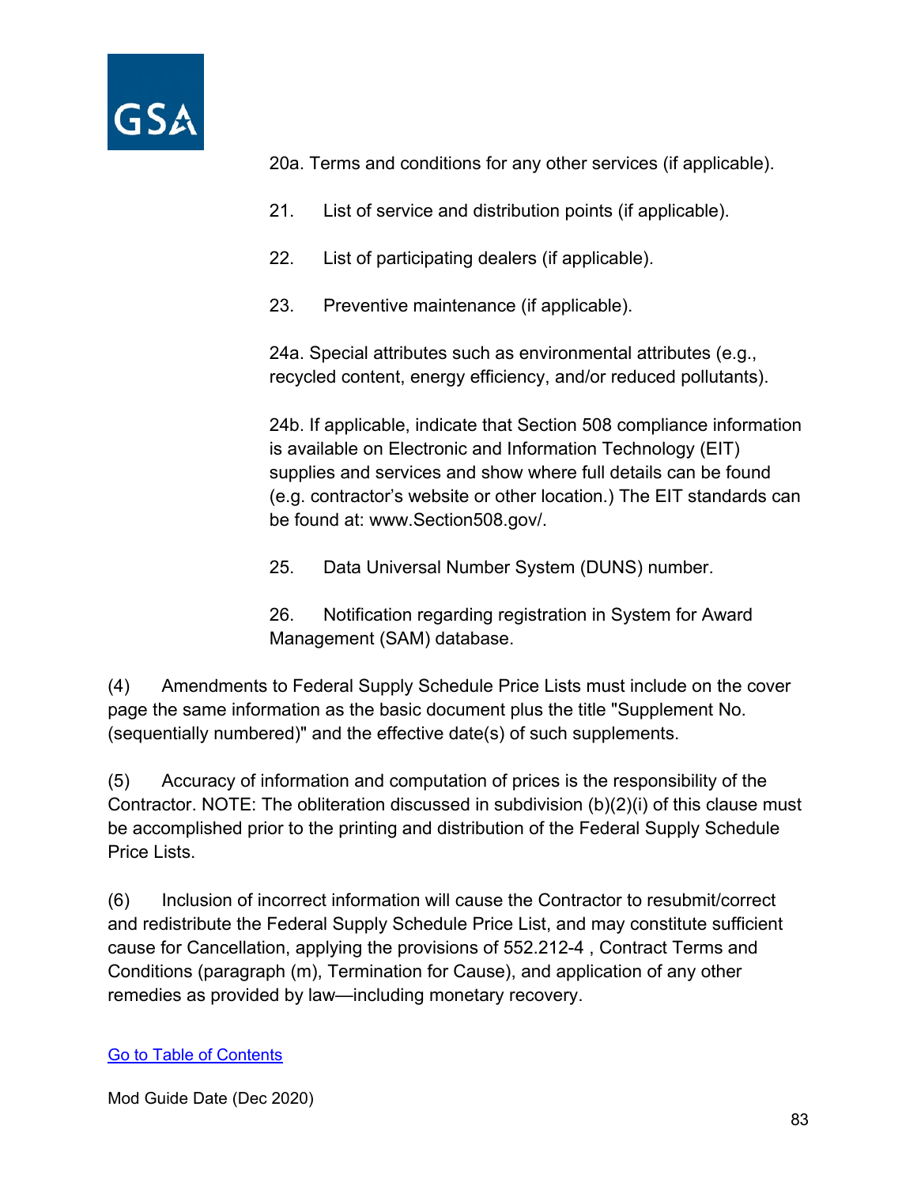20a. Terms and conditions for any other services (if applicable).

21. List of service and distribution points (if applicable).

22. List of participating dealers (if applicable).

23. Preventive maintenance (if applicable).

24a. Special attributes such as environmental attributes (e.g., recycled content, energy efficiency, and/or reduced pollutants).

24b. If applicable, indicate that Section 508 compliance information is available on Electronic and Information Technology (EIT) supplies and services and show where full details can be found (e.g. contractor's website or other location.) The EIT standards can be found at: www.Section508.gov/.

25. Data Universal Number System (DUNS) number.

26. Notification regarding registration in System for Award Management (SAM) database.

(4) Amendments to Federal Supply Schedule Price Lists must include on the cover page the same information as the basic document plus the title "Supplement No. (sequentially numbered)" and the effective date(s) of such supplements.

(5) Accuracy of information and computation of prices is the responsibility of the Contractor. NOTE: The obliteration discussed in subdivision (b)(2)(i) of this clause must be accomplished prior to the printing and distribution of the Federal Supply Schedule Price Lists.

(6) Inclusion of incorrect information will cause the Contractor to resubmit/correct and redistribute the Federal Supply Schedule Price List, and may constitute sufficient cause for Cancellation, applying the provisions of 552.212-4 , Contract Terms and Conditions (paragraph (m), Termination for Cause), and application of any other remedies as provided by law—including monetary recovery.

Go to Table of Contents

Mod Guide Date (Dec 2020)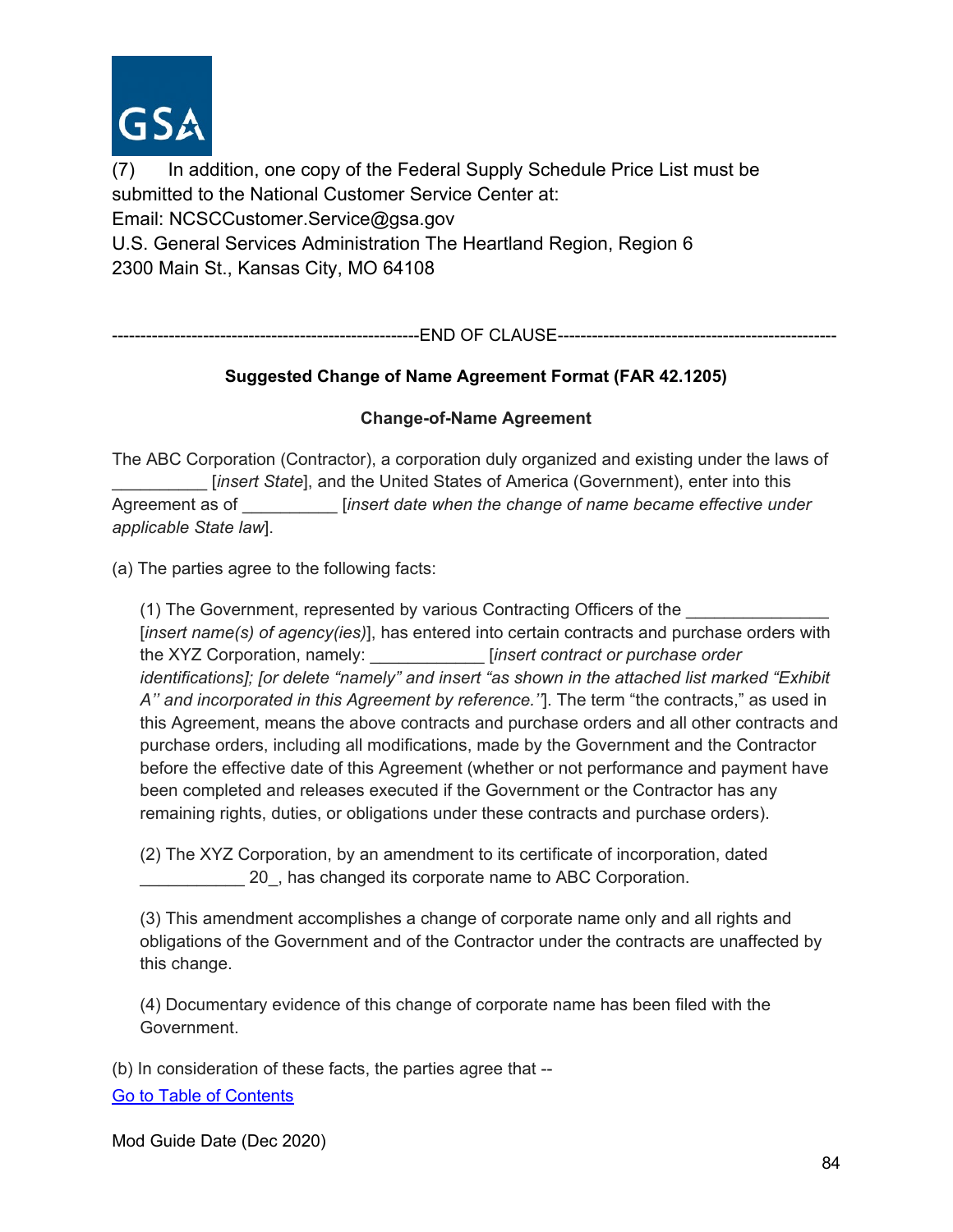(7) In addition, one copy of the Federal Supply Schedule Price List must be submitted to the National Customer Service Center at:
Email: NCSCCustomer.Service@gsa.gov
U.S. General Services Administration The Heartland Region, Region 6
2300 Main St., Kansas City, MO 64108

-----------------------------------------------------END OF CLAUSE-------------------------------------------------

**Suggested Change of Name Agreement Format (FAR 42.1205)**

**Change-of-Name Agreement**

The ABC Corporation (Contractor), a corporation duly organized and existing under the laws of __________ [*insert State*], and the United States of America (Government), enter into this Agreement as of __________ [*insert date when the change of name became effective under applicable State law*].

(a) The parties agree to the following facts:

> (1) The Government, represented by various Contracting Officers of the _______________ [*insert name(s) of agency(ies)*], has entered into certain contracts and purchase orders with the XYZ Corporation, namely: ____________ [*insert contract or purchase order identifications]; [or delete "namely" and insert "as shown in the attached list marked "Exhibit A'' and incorporated in this Agreement by reference.''*]. The term "the contracts," as used in this Agreement, means the above contracts and purchase orders and all other contracts and purchase orders, including all modifications, made by the Government and the Contractor before the effective date of this Agreement (whether or not performance and payment have been completed and releases executed if the Government or the Contractor has any remaining rights, duties, or obligations under these contracts and purchase orders).
>
> (2) The XYZ Corporation, by an amendment to its certificate of incorporation, dated ___________ 20_, has changed its corporate name to ABC Corporation.
>
> (3) This amendment accomplishes a change of corporate name only and all rights and obligations of the Government and of the Contractor under the contracts are unaffected by this change.
>
> (4) Documentary evidence of this change of corporate name has been filed with the Government.

(b) In consideration of these facts, the parties agree that --

Go to Table of Contents

Mod Guide Date (Dec 2020)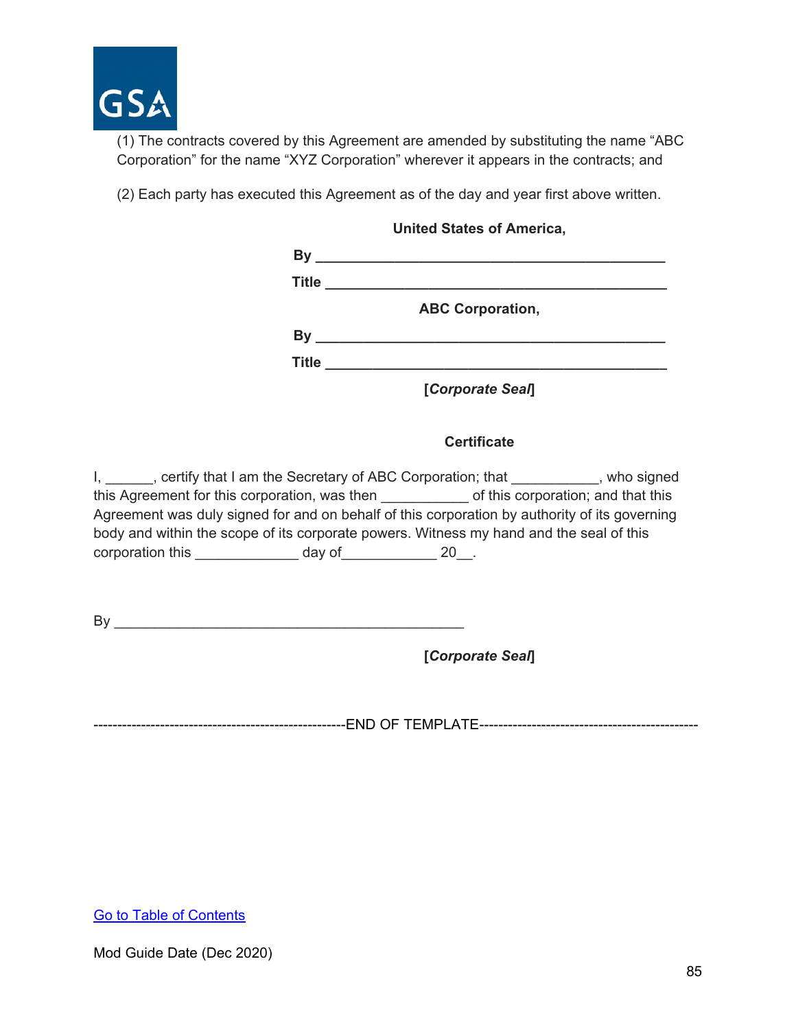(1) The contracts covered by this Agreement are amended by substituting the name “ABC Corporation” for the name “XYZ Corporation” wherever it appears in the contracts; and

(2) Each party has executed this Agreement as of the day and year first above written.

**United States of America,**

**By** ____________________________________________

**Title** ___________________________________________

**ABC Corporation,**

**By** ____________________________________________

**Title** ___________________________________________

**[*Corporate Seal*]**

**Certificate**

I, ______, certify that I am the Secretary of ABC Corporation; that ___________, who signed this Agreement for this corporation, was then ___________ of this corporation; and that this Agreement was duly signed for and on behalf of this corporation by authority of its governing body and within the scope of its corporate powers. Witness my hand and the seal of this corporation this _____________ day of____________ 20__.

By ____________________________________________

**[*Corporate Seal*]**

----------------------------------------------------END OF TEMPLATE---------------------------------------------

[Go to Table of Contents]

Mod Guide Date (Dec 2020)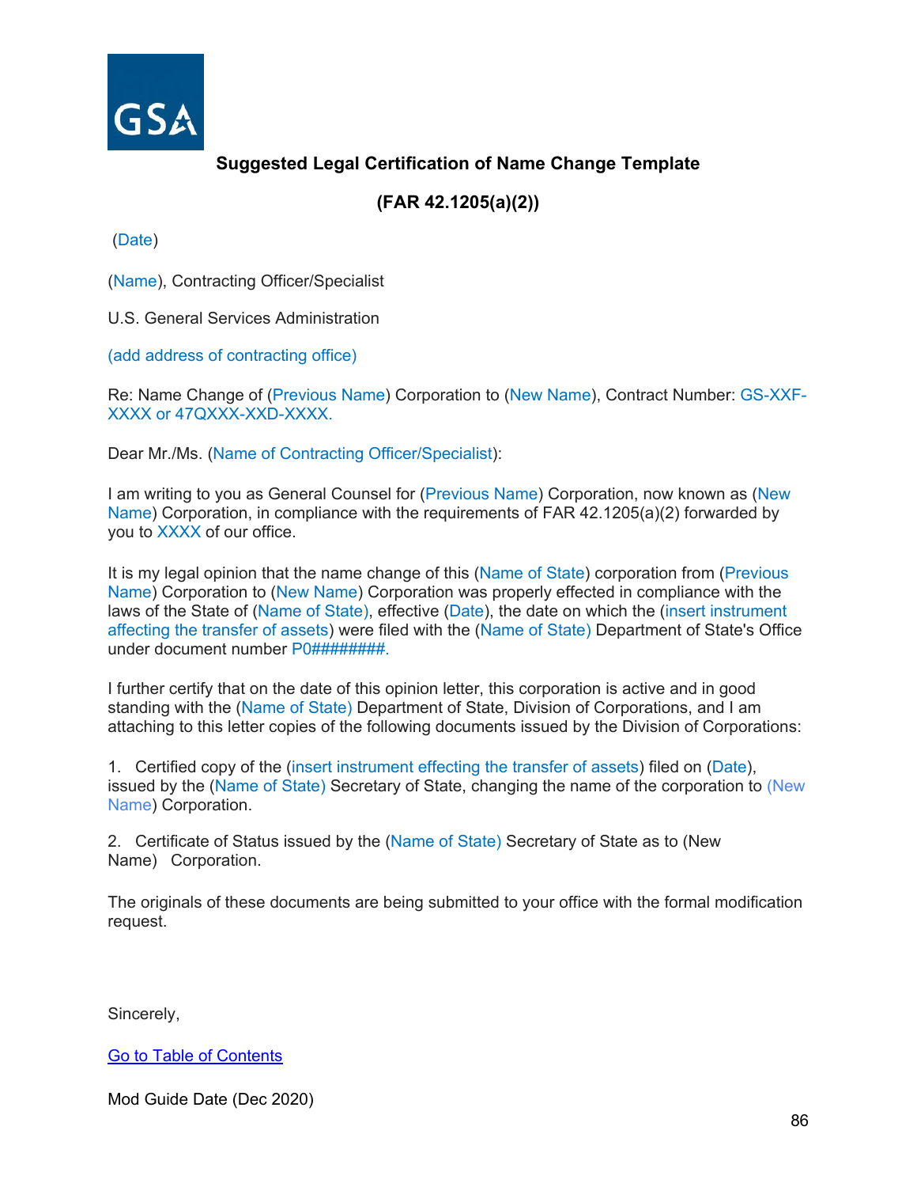**Suggested Legal Certification of Name Change Template**

**(FAR 42.1205(a)(2))**

(Date)

(Name), Contracting Officer/Specialist

U.S. General Services Administration

(add address of contracting office)

Re: Name Change of (Previous Name) Corporation to (New Name), Contract Number: GS-XXF-XXXX or 47QXXX-XXD-XXXX.

Dear Mr./Ms. (Name of Contracting Officer/Specialist):

I am writing to you as General Counsel for (Previous Name) Corporation, now known as (New Name) Corporation, in compliance with the requirements of FAR 42.1205(a)(2) forwarded by you to XXXX of our office.

It is my legal opinion that the name change of this (Name of State) corporation from (Previous Name) Corporation to (New Name) Corporation was properly effected in compliance with the laws of the State of (Name of State), effective (Date), the date on which the (insert instrument affecting the transfer of assets) were filed with the (Name of State) Department of State's Office under document number P0########.

I further certify that on the date of this opinion letter, this corporation is active and in good standing with the (Name of State) Department of State, Division of Corporations, and I am attaching to this letter copies of the following documents issued by the Division of Corporations:

1. Certified copy of the (insert instrument effecting the transfer of assets) filed on (Date), issued by the (Name of State) Secretary of State, changing the name of the corporation to (New Name) Corporation.

2. Certificate of Status issued by the (Name of State) Secretary of State as to (New Name) Corporation.

The originals of these documents are being submitted to your office with the formal modification request.

Sincerely,

Go to Table of Contents

Mod Guide Date (Dec 2020)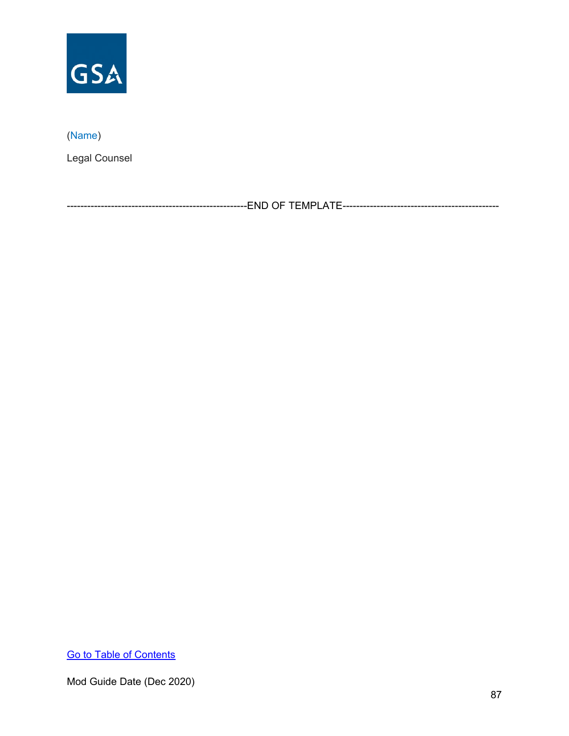(Name)

Legal Counsel

----------------------------------------------------END OF TEMPLATE---------------------------------------------

Go to Table of Contents

Mod Guide Date (Dec 2020)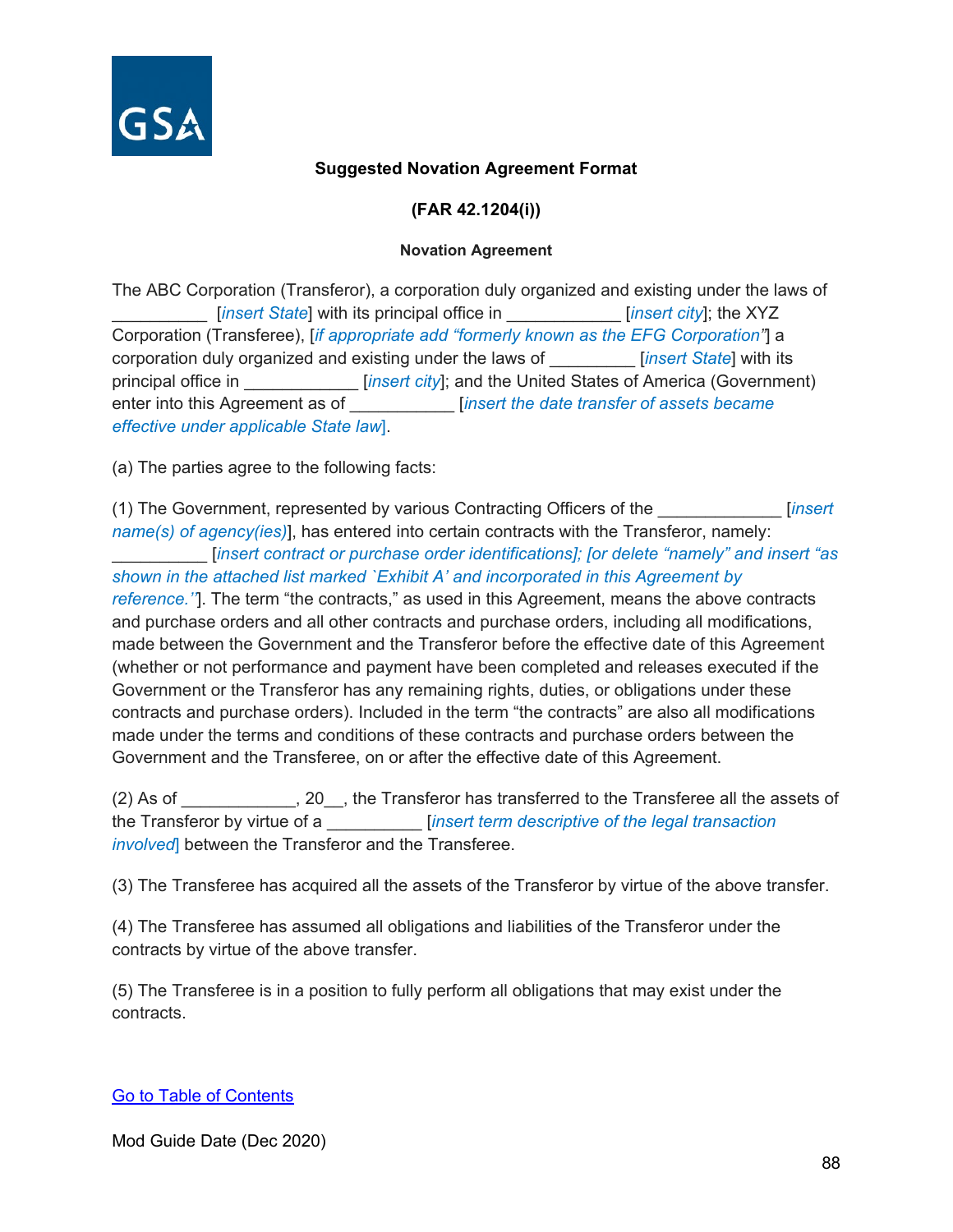**Suggested Novation Agreement Format**

**(FAR 42.1204(i))**

**Novation Agreement**

The ABC Corporation (Transferor), a corporation duly organized and existing under the laws of __________ [*insert State*] with its principal office in ____________ [*insert city*]; the XYZ Corporation (Transferee), [*if appropriate add "formerly known as the EFG Corporation"*] a corporation duly organized and existing under the laws of _________ [*insert State*] with its principal office in ____________ [*insert city*]; and the United States of America (Government) enter into this Agreement as of ___________ [*insert the date transfer of assets became effective under applicable State law*].

(a) The parties agree to the following facts:

(1) The Government, represented by various Contracting Officers of the _____________ [*insert name(s) of agency(ies)*], has entered into certain contracts with the Transferor, namely: __________ [*insert contract or purchase order identifications]; [or delete "namely" and insert "as shown in the attached list marked `Exhibit A' and incorporated in this Agreement by reference.''*]. The term "the contracts," as used in this Agreement, means the above contracts and purchase orders and all other contracts and purchase orders, including all modifications, made between the Government and the Transferor before the effective date of this Agreement (whether or not performance and payment have been completed and releases executed if the Government or the Transferor has any remaining rights, duties, or obligations under these contracts and purchase orders). Included in the term "the contracts" are also all modifications made under the terms and conditions of these contracts and purchase orders between the Government and the Transferee, on or after the effective date of this Agreement.

(2) As of ____________, 20__, the Transferor has transferred to the Transferee all the assets of the Transferor by virtue of a __________ [*insert term descriptive of the legal transaction involved*] between the Transferor and the Transferee.

(3) The Transferee has acquired all the assets of the Transferor by virtue of the above transfer.

(4) The Transferee has assumed all obligations and liabilities of the Transferor under the contracts by virtue of the above transfer.

(5) The Transferee is in a position to fully perform all obligations that may exist under the contracts.

Go to Table of Contents

Mod Guide Date (Dec 2020)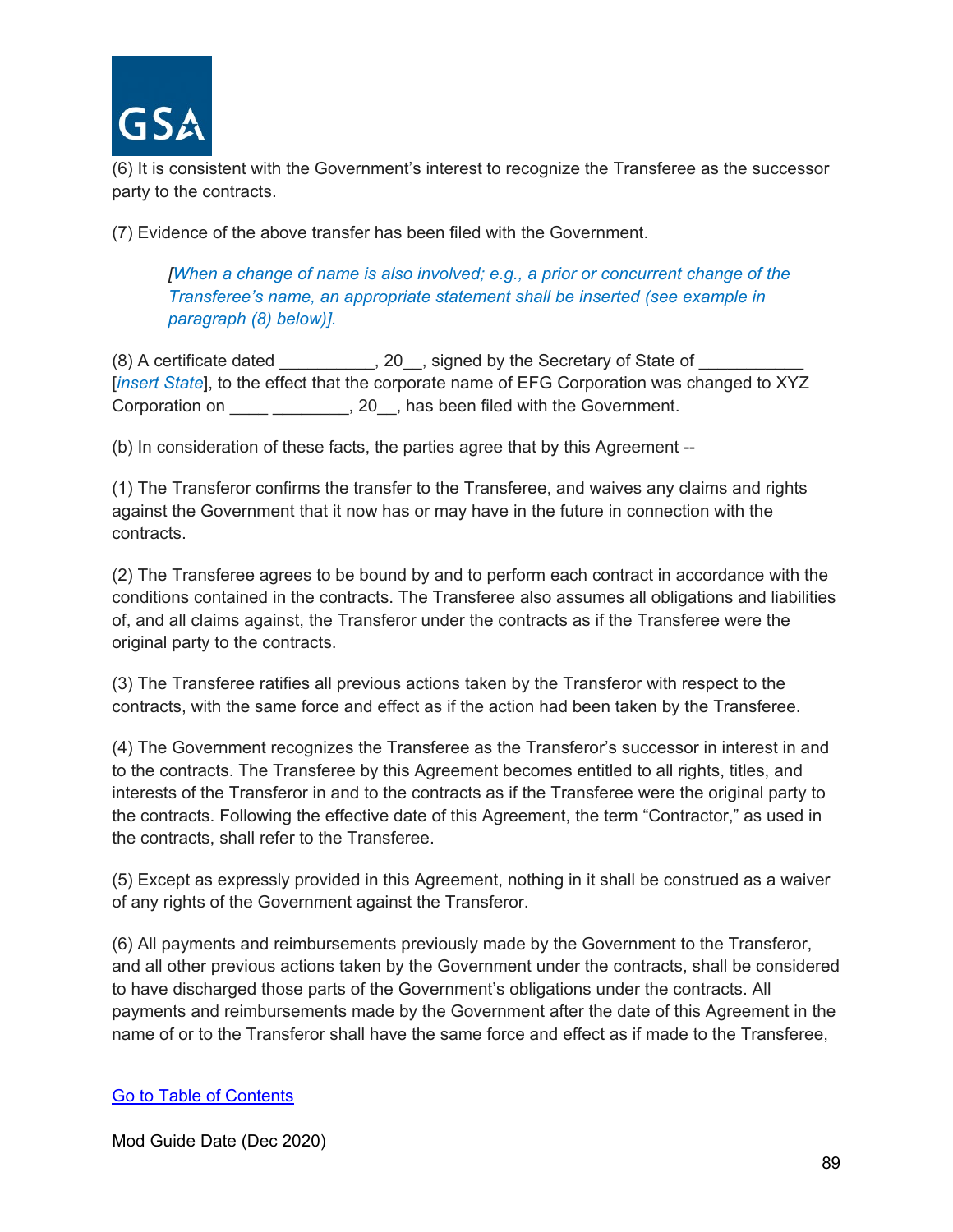(6) It is consistent with the Government's interest to recognize the Transferee as the successor party to the contracts.

(7) Evidence of the above transfer has been filed with the Government.

> *[When a change of name is also involved; e.g., a prior or concurrent change of the Transferee's name, an appropriate statement shall be inserted (see example in paragraph (8) below)].*

(8) A certificate dated __________, 20__, signed by the Secretary of State of ___________ [*insert State*], to the effect that the corporate name of EFG Corporation was changed to XYZ Corporation on ____ ________, 20__, has been filed with the Government.

(b) In consideration of these facts, the parties agree that by this Agreement --

(1) The Transferor confirms the transfer to the Transferee, and waives any claims and rights against the Government that it now has or may have in the future in connection with the contracts.

(2) The Transferee agrees to be bound by and to perform each contract in accordance with the conditions contained in the contracts. The Transferee also assumes all obligations and liabilities of, and all claims against, the Transferor under the contracts as if the Transferee were the original party to the contracts.

(3) The Transferee ratifies all previous actions taken by the Transferor with respect to the contracts, with the same force and effect as if the action had been taken by the Transferee.

(4) The Government recognizes the Transferee as the Transferor's successor in interest in and to the contracts. The Transferee by this Agreement becomes entitled to all rights, titles, and interests of the Transferor in and to the contracts as if the Transferee were the original party to the contracts. Following the effective date of this Agreement, the term "Contractor," as used in the contracts, shall refer to the Transferee.

(5) Except as expressly provided in this Agreement, nothing in it shall be construed as a waiver of any rights of the Government against the Transferor.

(6) All payments and reimbursements previously made by the Government to the Transferor, and all other previous actions taken by the Government under the contracts, shall be considered to have discharged those parts of the Government's obligations under the contracts. All payments and reimbursements made by the Government after the date of this Agreement in the name of or to the Transferor shall have the same force and effect as if made to the Transferee,

[Go to Table of Contents]

Mod Guide Date (Dec 2020)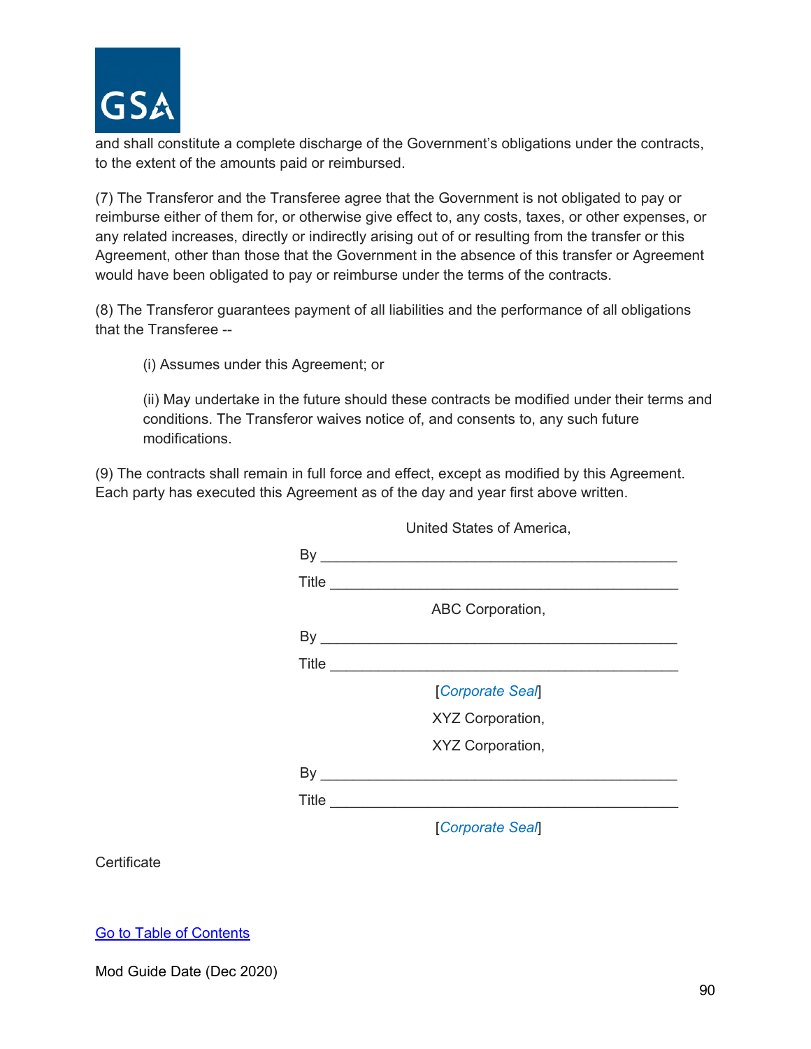and shall constitute a complete discharge of the Government's obligations under the contracts, to the extent of the amounts paid or reimbursed.

(7) The Transferor and the Transferee agree that the Government is not obligated to pay or reimburse either of them for, or otherwise give effect to, any costs, taxes, or other expenses, or any related increases, directly or indirectly arising out of or resulting from the transfer or this Agreement, other than those that the Government in the absence of this transfer or Agreement would have been obligated to pay or reimburse under the terms of the contracts.

(8) The Transferor guarantees payment of all liabilities and the performance of all obligations that the Transferee --

(i) Assumes under this Agreement; or

(ii) May undertake in the future should these contracts be modified under their terms and conditions. The Transferor waives notice of, and consents to, any such future modifications.

(9) The contracts shall remain in full force and effect, except as modified by this Agreement. Each party has executed this Agreement as of the day and year first above written.

United States of America,

By _____________________________________________

Title ____________________________________________

ABC Corporation,

By _____________________________________________

Title ____________________________________________

[*Corporate Seal*]

XYZ Corporation,

XYZ Corporation,

By _____________________________________________

Title ____________________________________________

[*Corporate Seal*]

Certificate

[Go to Table of Contents]

Mod Guide Date (Dec 2020)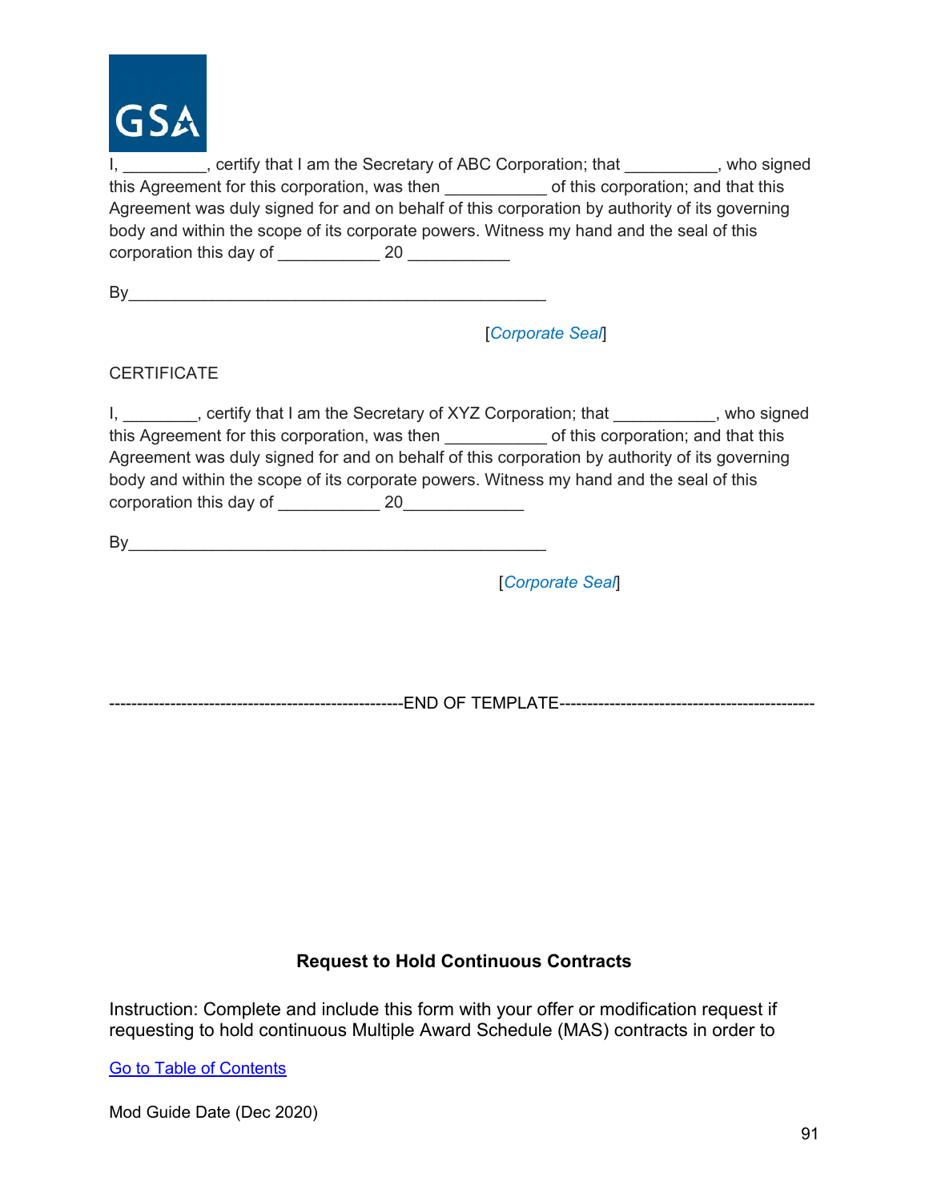I, _________, certify that I am the Secretary of ABC Corporation; that __________, who signed this Agreement for this corporation, was then ___________ of this corporation; and that this Agreement was duly signed for and on behalf of this corporation by authority of its governing body and within the scope of its corporate powers. Witness my hand and the seal of this corporation this day of ___________ 20 ___________

By_____________________________________________

[*Corporate Seal*]

CERTIFICATE

I, ________, certify that I am the Secretary of XYZ Corporation; that ___________, who signed this Agreement for this corporation, was then ___________ of this corporation; and that this Agreement was duly signed for and on behalf of this corporation by authority of its governing body and within the scope of its corporate powers. Witness my hand and the seal of this corporation this day of ___________ 20_____________

By_____________________________________________

[*Corporate Seal*]

---------------------------------------------------END OF TEMPLATE--------------------------------------------

**Request to Hold Continuous Contracts**

Instruction: Complete and include this form with your offer or modification request if requesting to hold continuous Multiple Award Schedule (MAS) contracts in order to

Go to Table of Contents

Mod Guide Date (Dec 2020)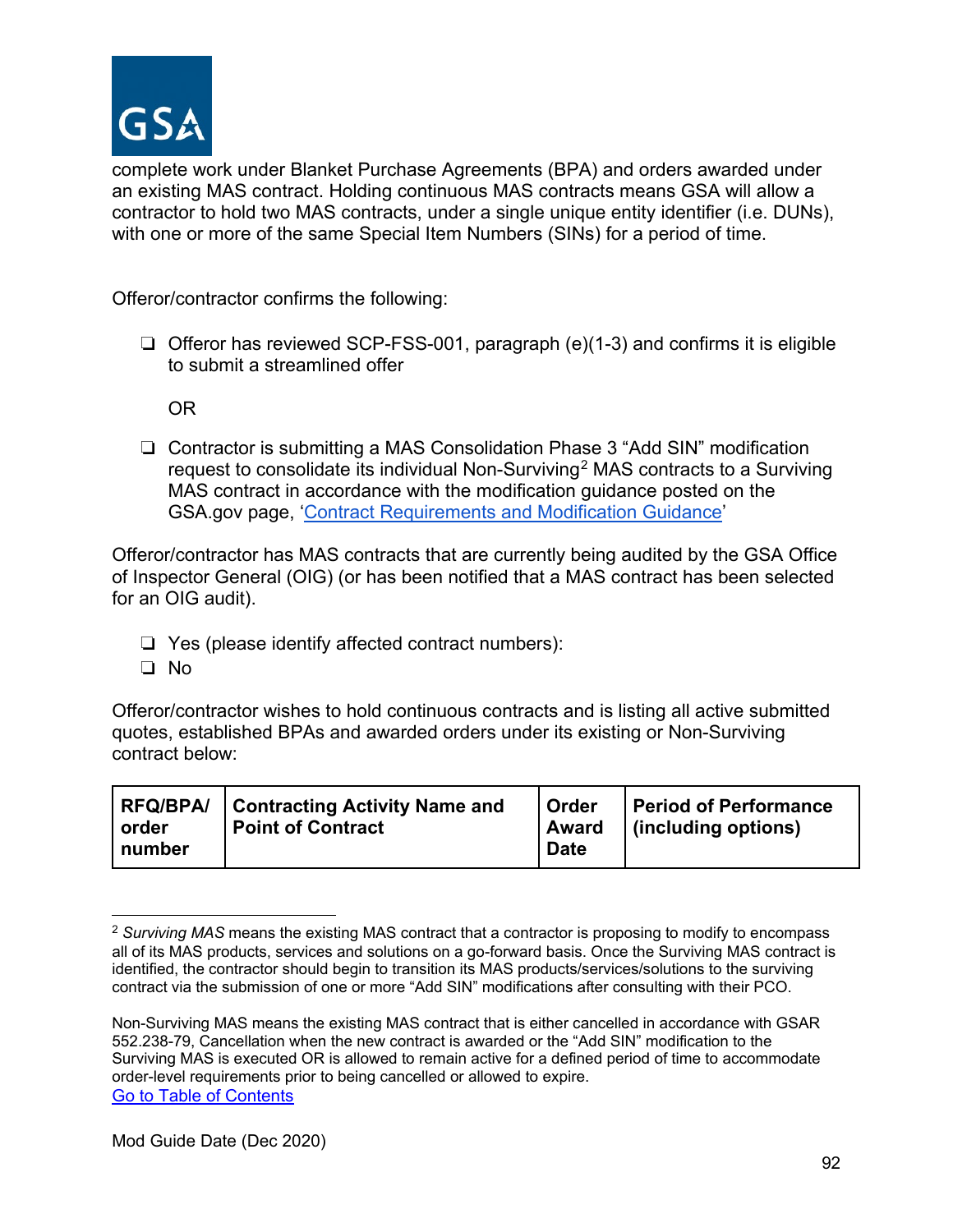complete work under Blanket Purchase Agreements (BPA) and orders awarded under an existing MAS contract. Holding continuous MAS contracts means GSA will allow a contractor to hold two MAS contracts, under a single unique entity identifier (i.e. DUNs), with one or more of the same Special Item Numbers (SINs) for a period of time.

Offeror/contractor confirms the following:

- ❏ Offeror has reviewed SCP-FSS-001, paragraph (e)(1-3) and confirms it is eligible to submit a streamlined offer

  OR

- ❏ Contractor is submitting a MAS Consolidation Phase 3 "Add SIN" modification request to consolidate its individual Non-Surviving[2] MAS contracts to a Surviving MAS contract in accordance with the modification guidance posted on the GSA.gov page, 'Contract Requirements and Modification Guidance'

Offeror/contractor has MAS contracts that are currently being audited by the GSA Office of Inspector General (OIG) (or has been notified that a MAS contract has been selected for an OIG audit).

- ❏ Yes (please identify affected contract numbers):
- ❏ No

Offeror/contractor wishes to hold continuous contracts and is listing all active submitted quotes, established BPAs and awarded orders under its existing or Non-Surviving contract below:

| RFQ/BPA/ order number | Contracting Activity Name and Point of Contract | Order Award Date | Period of Performance (including options) |
| --- | --- | --- | --- |

[2] *Surviving MAS* means the existing MAS contract that a contractor is proposing to modify to encompass all of its MAS products, services and solutions on a go-forward basis. Once the Surviving MAS contract is identified, the contractor should begin to transition its MAS products/services/solutions to the surviving contract via the submission of one or more "Add SIN" modifications after consulting with their PCO.

Non-Surviving MAS means the existing MAS contract that is either cancelled in accordance with GSAR 552.238-79, Cancellation when the new contract is awarded or the "Add SIN" modification to the Surviving MAS is executed OR is allowed to remain active for a defined period of time to accommodate order-level requirements prior to being cancelled or allowed to expire.

Go to Table of Contents

Mod Guide Date (Dec 2020)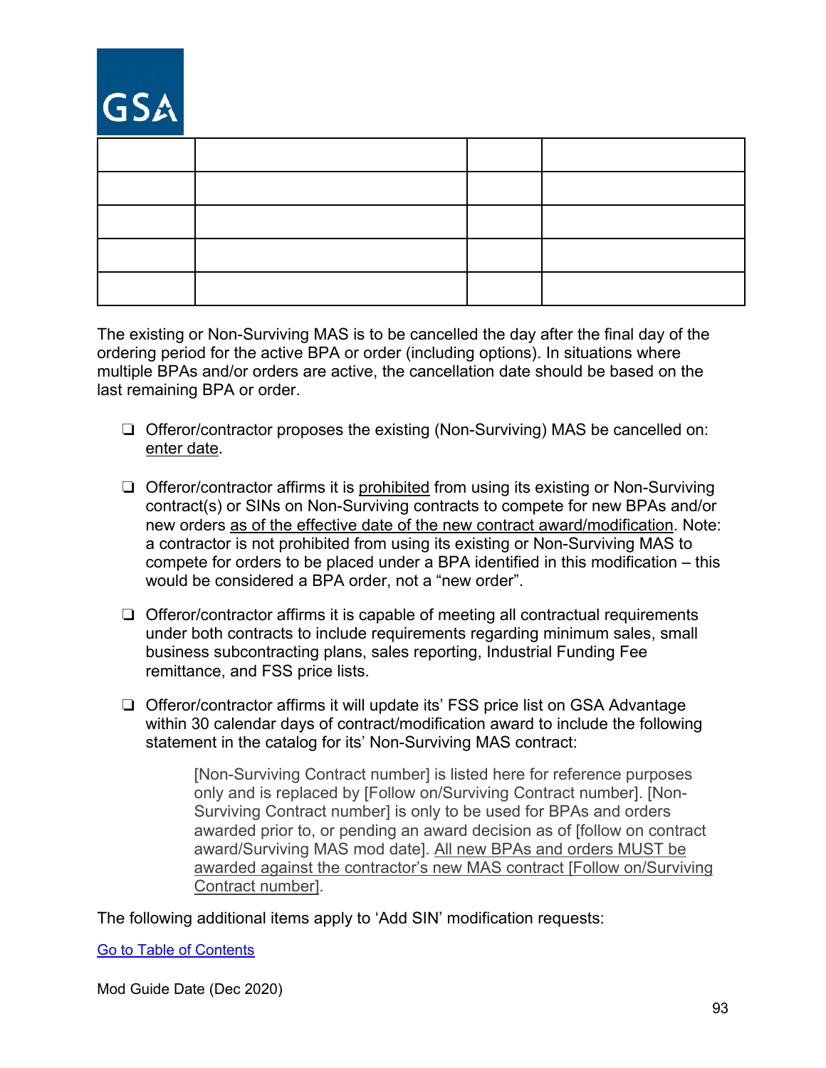|  |  |  |  |
|---|---|---|---|
|  |  |  |  |
|  |  |  |  |
|  |  |  |  |
|  |  |  |  |

The existing or Non-Surviving MAS is to be cancelled the day after the final day of the ordering period for the active BPA or order (including options). In situations where multiple BPAs and/or orders are active, the cancellation date should be based on the last remaining BPA or order.

- ❑ Offeror/contractor proposes the existing (Non-Surviving) MAS be cancelled on: enter date.
- ❑ Offeror/contractor affirms it is prohibited from using its existing or Non-Surviving contract(s) or SINs on Non-Surviving contracts to compete for new BPAs and/or new orders as of the effective date of the new contract award/modification. Note: a contractor is not prohibited from using its existing or Non-Surviving MAS to compete for orders to be placed under a BPA identified in this modification – this would be considered a BPA order, not a "new order".
- ❑ Offeror/contractor affirms it is capable of meeting all contractual requirements under both contracts to include requirements regarding minimum sales, small business subcontracting plans, sales reporting, Industrial Funding Fee remittance, and FSS price lists.
- ❑ Offeror/contractor affirms it will update its' FSS price list on GSA Advantage within 30 calendar days of contract/modification award to include the following statement in the catalog for its' Non-Surviving MAS contract:

  > [Non-Surviving Contract number] is listed here for reference purposes only and is replaced by [Follow on/Surviving Contract number]. [Non-Surviving Contract number] is only to be used for BPAs and orders awarded prior to, or pending an award decision as of [follow on contract award/Surviving MAS mod date]. All new BPAs and orders MUST be awarded against the contractor's new MAS contract [Follow on/Surviving Contract number].

The following additional items apply to 'Add SIN' modification requests:

Go to Table of Contents

Mod Guide Date (Dec 2020)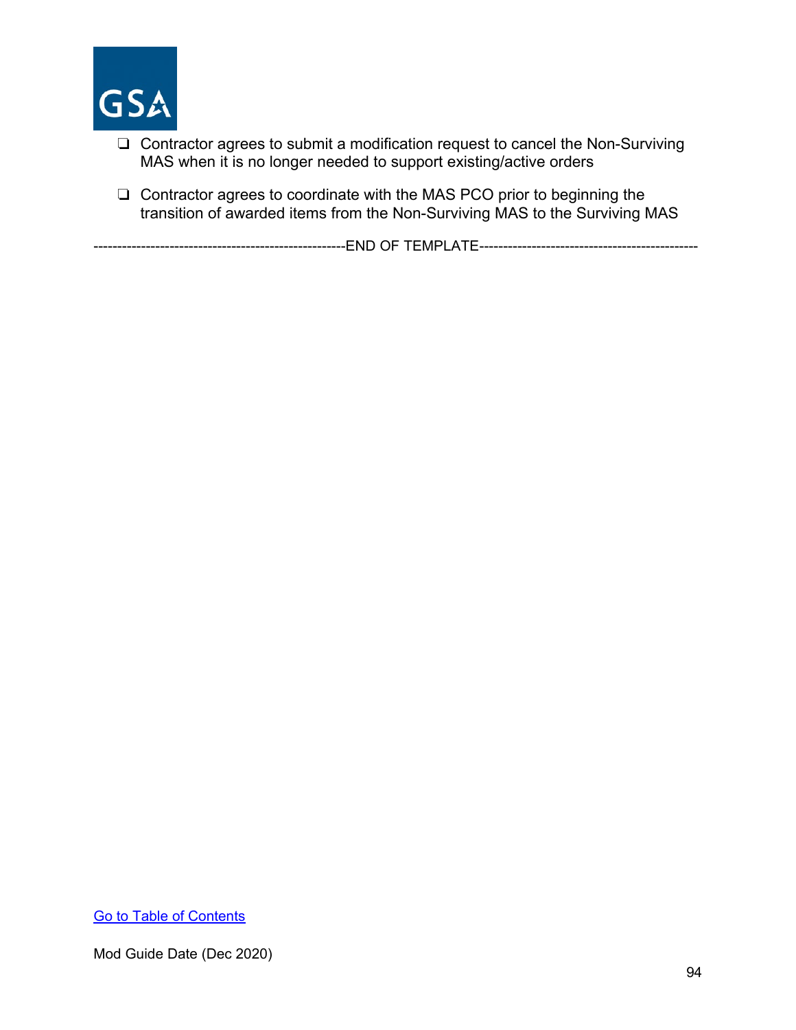❏ Contractor agrees to submit a modification request to cancel the Non-Surviving MAS when it is no longer needed to support existing/active orders

❏ Contractor agrees to coordinate with the MAS PCO prior to beginning the transition of awarded items from the Non-Surviving MAS to the Surviving MAS

----------------------------------------------------END OF TEMPLATE---------------------------------------------

Go to Table of Contents

Mod Guide Date (Dec 2020)